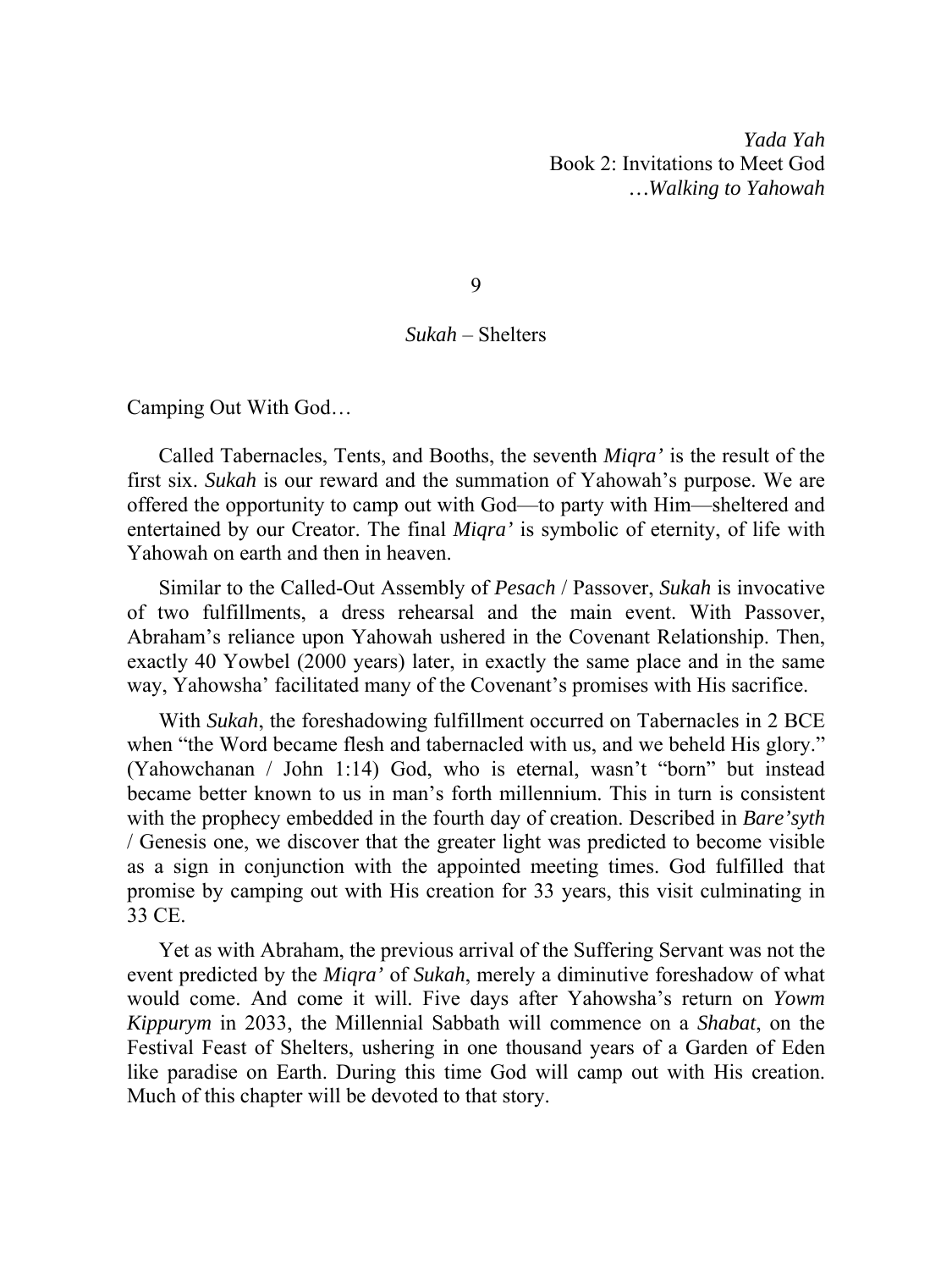*Yada Yah*
Book 2: Invitations to Meet God
*…Walking to Yahowah*

# 9

## *Sukah* – Shelters

Camping Out With God…

Called Tabernacles, Tents, and Booths, the seventh *Miqra'* is the result of the first six. *Sukah* is our reward and the summation of Yahowah's purpose. We are offered the opportunity to camp out with God—to party with Him—sheltered and entertained by our Creator. The final *Miqra'* is symbolic of eternity, of life with Yahowah on earth and then in heaven.

Similar to the Called-Out Assembly of *Pesach* / Passover, *Sukah* is invocative of two fulfillments, a dress rehearsal and the main event. With Passover, Abraham's reliance upon Yahowah ushered in the Covenant Relationship. Then, exactly 40 Yowbel (2000 years) later, in exactly the same place and in the same way, Yahowsha' facilitated many of the Covenant's promises with His sacrifice.

With *Sukah*, the foreshadowing fulfillment occurred on Tabernacles in 2 BCE when "the Word became flesh and tabernacled with us, and we beheld His glory." (Yahowchanan / John 1:14) God, who is eternal, wasn't "born" but instead became better known to us in man's forth millennium. This in turn is consistent with the prophecy embedded in the fourth day of creation. Described in *Bare'syth* / Genesis one, we discover that the greater light was predicted to become visible as a sign in conjunction with the appointed meeting times. God fulfilled that promise by camping out with His creation for 33 years, this visit culminating in 33 CE.

Yet as with Abraham, the previous arrival of the Suffering Servant was not the event predicted by the *Miqra'* of *Sukah*, merely a diminutive foreshadow of what would come. And come it will. Five days after Yahowsha's return on *Yowm Kippurym* in 2033, the Millennial Sabbath will commence on a *Shabat*, on the Festival Feast of Shelters, ushering in one thousand years of a Garden of Eden like paradise on Earth. During this time God will camp out with His creation. Much of this chapter will be devoted to that story.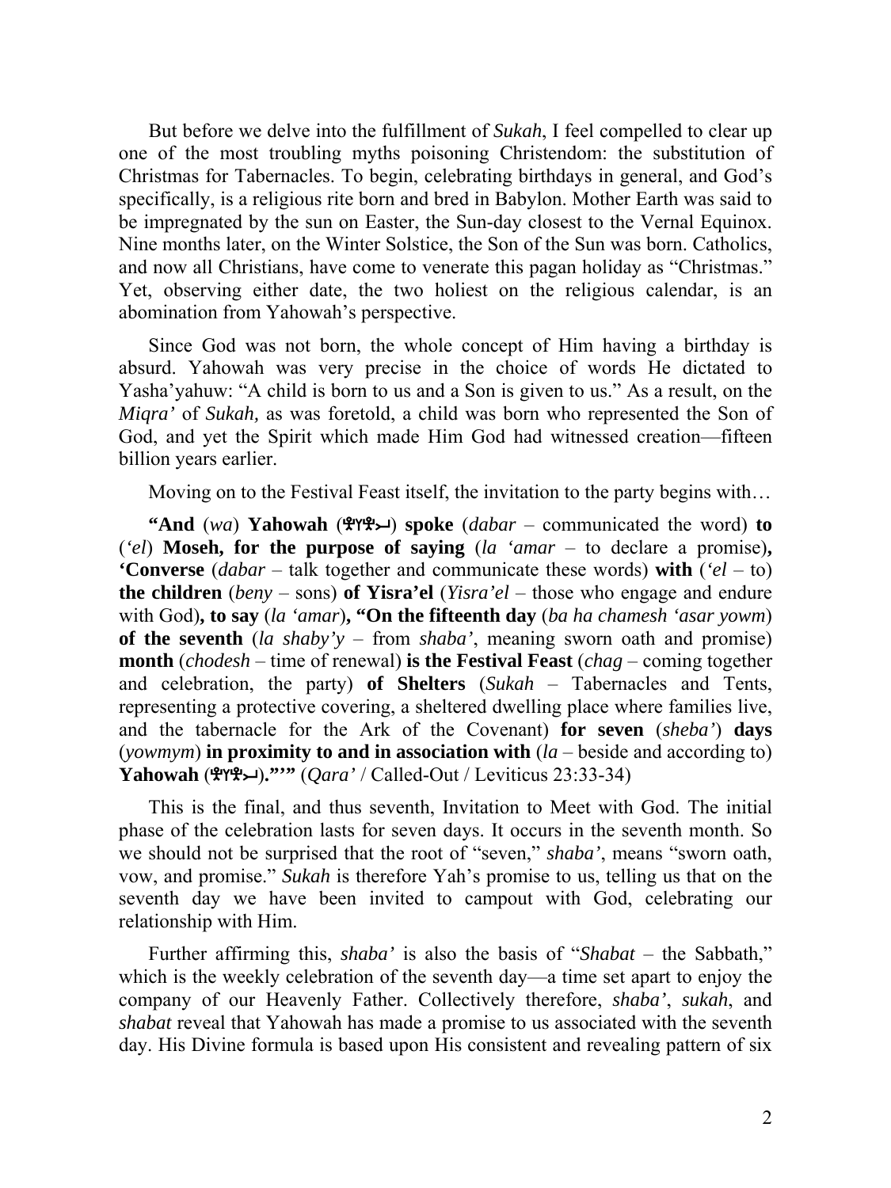But before we delve into the fulfillment of *Sukah*, I feel compelled to clear up one of the most troubling myths poisoning Christendom: the substitution of Christmas for Tabernacles. To begin, celebrating birthdays in general, and God's specifically, is a religious rite born and bred in Babylon. Mother Earth was said to be impregnated by the sun on Easter, the Sun-day closest to the Vernal Equinox. Nine months later, on the Winter Solstice, the Son of the Sun was born. Catholics, and now all Christians, have come to venerate this pagan holiday as "Christmas." Yet, observing either date, the two holiest on the religious calendar, is an abomination from Yahowah's perspective.

Since God was not born, the whole concept of Him having a birthday is absurd. Yahowah was very precise in the choice of words He dictated to Yasha'yahuw: "A child is born to us and a Son is given to us." As a result, on the *Miqra'* of *Sukah,* as was foretold, a child was born who represented the Son of God, and yet the Spirit which made Him God had witnessed creation—fifteen billion years earlier.

Moving on to the Festival Feast itself, the invitation to the party begins with…

**"And** (*wa*) **Yahowah** (𐤉𐤄𐤅𐤄) **spoke** (*dabar* – communicated the word) **to** (*'el*) **Moseh, for the purpose of saying** (*la 'amar* – to declare a promise)**, 'Converse** (*dabar* – talk together and communicate these words) **with** (*'el* – to) **the children** (*beny* – sons) **of Yisra'el** (*Yisra'el* – those who engage and endure with God)**, to say** (*la 'amar*)**, "On the fifteenth day** (*ba ha chamesh 'asar yowm*) **of the seventh** (*la shaby'y* – from *shaba'*, meaning sworn oath and promise) **month** (*chodesh* – time of renewal) **is the Festival Feast** (*chag* – coming together and celebration, the party) **of Shelters** (*Sukah* – Tabernacles and Tents, representing a protective covering, a sheltered dwelling place where families live, and the tabernacle for the Ark of the Covenant) **for seven** (*sheba'*) **days** (*yowmym*) **in proximity to and in association with** (*la* – beside and according to) **Yahowah** (𐤉𐤄𐤅𐤄)**."'"** (*Qara'* / Called-Out / Leviticus 23:33-34)

This is the final, and thus seventh, Invitation to Meet with God. The initial phase of the celebration lasts for seven days. It occurs in the seventh month. So we should not be surprised that the root of "seven," *shaba'*, means "sworn oath, vow, and promise." *Sukah* is therefore Yah's promise to us, telling us that on the seventh day we have been invited to campout with God, celebrating our relationship with Him.

Further affirming this, *shaba'* is also the basis of "*Shabat* – the Sabbath," which is the weekly celebration of the seventh day—a time set apart to enjoy the company of our Heavenly Father. Collectively therefore, *shaba'*, *sukah*, and *shabat* reveal that Yahowah has made a promise to us associated with the seventh day. His Divine formula is based upon His consistent and revealing pattern of six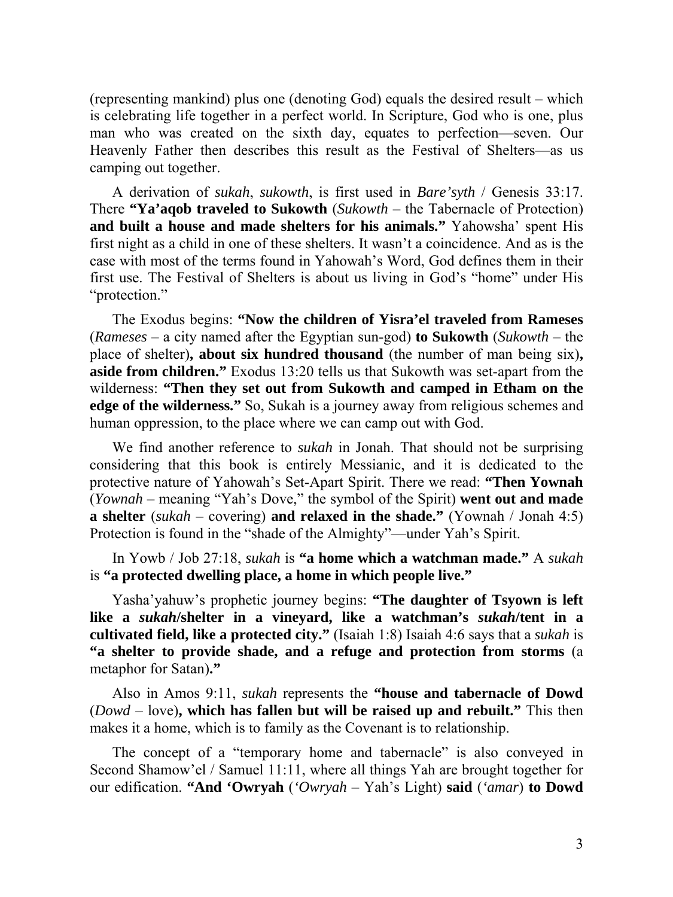(representing mankind) plus one (denoting God) equals the desired result – which is celebrating life together in a perfect world. In Scripture, God who is one, plus man who was created on the sixth day, equates to perfection—seven. Our Heavenly Father then describes this result as the Festival of Shelters—as us camping out together.

A derivation of *sukah*, *sukowth*, is first used in *Bare'syth* / Genesis 33:17. There **"Ya'aqob traveled to Sukowth** (*Sukowth* – the Tabernacle of Protection) **and built a house and made shelters for his animals."** Yahowsha' spent His first night as a child in one of these shelters. It wasn't a coincidence. And as is the case with most of the terms found in Yahowah's Word, God defines them in their first use. The Festival of Shelters is about us living in God's "home" under His "protection."

The Exodus begins: **"Now the children of Yisra'el traveled from Rameses** (*Rameses* – a city named after the Egyptian sun-god) **to Sukowth** (*Sukowth* – the place of shelter)**, about six hundred thousand** (the number of man being six)**, aside from children."** Exodus 13:20 tells us that Sukowth was set-apart from the wilderness: **"Then they set out from Sukowth and camped in Etham on the edge of the wilderness."** So, Sukah is a journey away from religious schemes and human oppression, to the place where we can camp out with God.

We find another reference to *sukah* in Jonah. That should not be surprising considering that this book is entirely Messianic, and it is dedicated to the protective nature of Yahowah's Set-Apart Spirit. There we read: **"Then Yownah** (*Yownah* – meaning "Yah's Dove," the symbol of the Spirit) **went out and made a shelter** (*sukah* – covering) **and relaxed in the shade."** (Yownah / Jonah 4:5) Protection is found in the "shade of the Almighty"—under Yah's Spirit.

In Yowb / Job 27:18, *sukah* is **"a home which a watchman made."** A *sukah* is **"a protected dwelling place, a home in which people live."**

Yasha'yahuw's prophetic journey begins: **"The daughter of Tsyown is left like a *sukah*/shelter in a vineyard, like a watchman's *sukah*/tent in a cultivated field, like a protected city."** (Isaiah 1:8) Isaiah 4:6 says that a *sukah* is **"a shelter to provide shade, and a refuge and protection from storms** (a metaphor for Satan)**."**

Also in Amos 9:11, *sukah* represents the **"house and tabernacle of Dowd** (*Dowd* – love)**, which has fallen but will be raised up and rebuilt."** This then makes it a home, which is to family as the Covenant is to relationship.

The concept of a "temporary home and tabernacle" is also conveyed in Second Shamow'el / Samuel 11:11, where all things Yah are brought together for our edification. **"And 'Owryah** (*'Owryah* – Yah's Light) **said** (*'amar*) **to Dowd**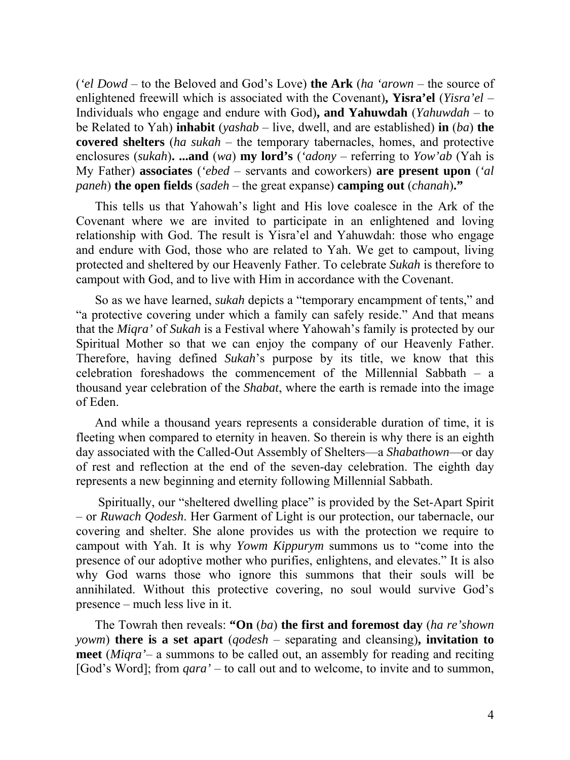(*'el Dowd* – to the Beloved and God's Love) **the Ark** (*ha 'arown* – the source of enlightened freewill which is associated with the Covenant)**, Yisra'el** (*Yisra'el* – Individuals who engage and endure with God)**, and Yahuwdah** (*Yahuwdah* – to be Related to Yah) **inhabit** (*yashab* – live, dwell, and are established) **in** (*ba*) **the covered shelters** (*ha sukah* – the temporary tabernacles, homes, and protective enclosures (*sukah*)**. ...and** (*wa*) **my lord's** (*'adony* – referring to *Yow'ab* (Yah is My Father) **associates** (*'ebed* – servants and coworkers) **are present upon** (*'al paneh*) **the open fields** (*sadeh* – the great expanse) **camping out** (*chanah*)**."**

This tells us that Yahowah's light and His love coalesce in the Ark of the Covenant where we are invited to participate in an enlightened and loving relationship with God. The result is Yisra'el and Yahuwdah: those who engage and endure with God, those who are related to Yah. We get to campout, living protected and sheltered by our Heavenly Father. To celebrate *Sukah* is therefore to campout with God, and to live with Him in accordance with the Covenant.

So as we have learned, *sukah* depicts a "temporary encampment of tents," and "a protective covering under which a family can safely reside." And that means that the *Miqra'* of *Sukah* is a Festival where Yahowah's family is protected by our Spiritual Mother so that we can enjoy the company of our Heavenly Father. Therefore, having defined *Sukah*'s purpose by its title, we know that this celebration foreshadows the commencement of the Millennial Sabbath – a thousand year celebration of the *Shabat*, where the earth is remade into the image of Eden.

And while a thousand years represents a considerable duration of time, it is fleeting when compared to eternity in heaven. So therein is why there is an eighth day associated with the Called-Out Assembly of Shelters—a *Shabathown*—or day of rest and reflection at the end of the seven-day celebration. The eighth day represents a new beginning and eternity following Millennial Sabbath.

Spiritually, our "sheltered dwelling place" is provided by the Set-Apart Spirit – or *Ruwach Qodesh*. Her Garment of Light is our protection, our tabernacle, our covering and shelter. She alone provides us with the protection we require to campout with Yah. It is why *Yowm Kippurym* summons us to "come into the presence of our adoptive mother who purifies, enlightens, and elevates." It is also why God warns those who ignore this summons that their souls will be annihilated. Without this protective covering, no soul would survive God's presence – much less live in it.

The Towrah then reveals: **"On** (*ba*) **the first and foremost day** (*ha re'shown yowm*) **there is a set apart** (*qodesh* – separating and cleansing)**, invitation to meet** (*Miqra'*– a summons to be called out, an assembly for reading and reciting [God's Word]; from *qara'* – to call out and to welcome, to invite and to summon,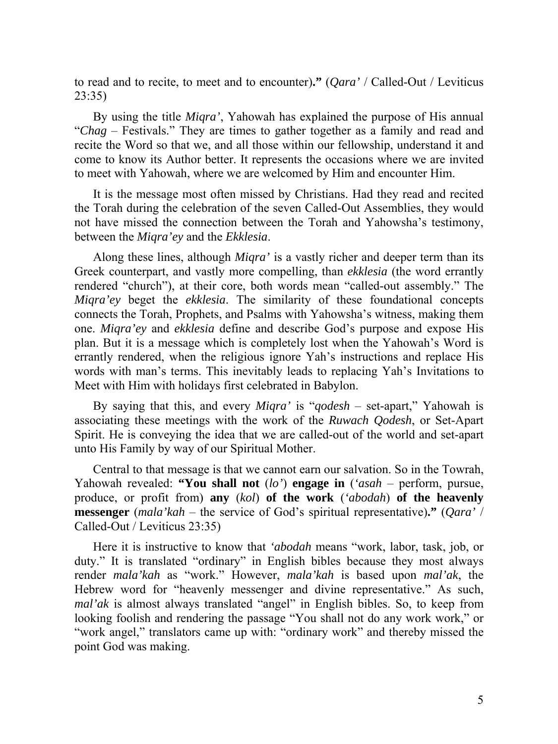to read and to recite, to meet and to encounter)**.”** (*Qara’* / Called-Out / Leviticus 23:35)

By using the title *Miqra’*, Yahowah has explained the purpose of His annual “*Chag* – Festivals.” They are times to gather together as a family and read and recite the Word so that we, and all those within our fellowship, understand it and come to know its Author better. It represents the occasions where we are invited to meet with Yahowah, where we are welcomed by Him and encounter Him.

It is the message most often missed by Christians. Had they read and recited the Torah during the celebration of the seven Called-Out Assemblies, they would not have missed the connection between the Torah and Yahowsha’s testimony, between the *Miqra’ey* and the *Ekklesia*.

Along these lines, although *Miqra’* is a vastly richer and deeper term than its Greek counterpart, and vastly more compelling, than *ekklesia* (the word errantly rendered “church”), at their core, both words mean “called-out assembly.” The *Miqra’ey* beget the *ekklesia*. The similarity of these foundational concepts connects the Torah, Prophets, and Psalms with Yahowsha’s witness, making them one. *Miqra’ey* and *ekklesia* define and describe God’s purpose and expose His plan. But it is a message which is completely lost when the Yahowah’s Word is errantly rendered, when the religious ignore Yah’s instructions and replace His words with man’s terms. This inevitably leads to replacing Yah’s Invitations to Meet with Him with holidays first celebrated in Babylon.

By saying that this, and every *Miqra’* is “*qodesh* – set-apart,” Yahowah is associating these meetings with the work of the *Ruwach Qodesh*, or Set-Apart Spirit. He is conveying the idea that we are called-out of the world and set-apart unto His Family by way of our Spiritual Mother.

Central to that message is that we cannot earn our salvation. So in the Towrah, Yahowah revealed: **“You shall not** (*lo’*) **engage in** (*‘asah* – perform, pursue, produce, or profit from) **any** (*kol*) **of the work** (*‘abodah*) **of the heavenly messenger** (*mala’kah* – the service of God’s spiritual representative)**.”** (*Qara’* / Called-Out / Leviticus 23:35)

Here it is instructive to know that *‘abodah* means “work, labor, task, job, or duty.” It is translated “ordinary” in English bibles because they most always render *mala’kah* as “work.” However, *mala’kah* is based upon *mal’ak*, the Hebrew word for “heavenly messenger and divine representative.” As such, *mal’ak* is almost always translated “angel” in English bibles. So, to keep from looking foolish and rendering the passage “You shall not do any work work,” or “work angel,” translators came up with: “ordinary work” and thereby missed the point God was making.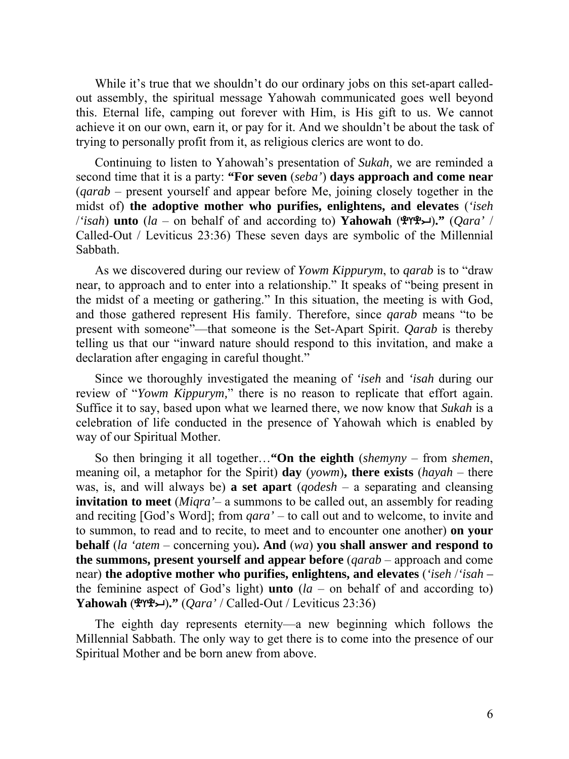While it's true that we shouldn't do our ordinary jobs on this set-apart called-out assembly, the spiritual message Yahowah communicated goes well beyond this. Eternal life, camping out forever with Him, is His gift to us. We cannot achieve it on our own, earn it, or pay for it. And we shouldn't be about the task of trying to personally profit from it, as religious clerics are wont to do.

Continuing to listen to Yahowah's presentation of *Sukah,* we are reminded a second time that it is a party: **"For seven** (*seba'*) **days approach and come near** (*qarab* – present yourself and appear before Me, joining closely together in the midst of) **the adoptive mother who purifies, enlightens, and elevates** (*'iseh* /*'isah*) **unto** (*la* – on behalf of and according to) **Yahowah** (𐤄𐤅𐤄𐤉)**."** (*Qara'* / Called-Out / Leviticus 23:36) These seven days are symbolic of the Millennial Sabbath.

As we discovered during our review of *Yowm Kippurym*, to *qarab* is to "draw near, to approach and to enter into a relationship." It speaks of "being present in the midst of a meeting or gathering." In this situation, the meeting is with God, and those gathered represent His family. Therefore, since *qarab* means "to be present with someone"—that someone is the Set-Apart Spirit. *Qarab* is thereby telling us that our "inward nature should respond to this invitation, and make a declaration after engaging in careful thought."

Since we thoroughly investigated the meaning of *'iseh* and *'isah* during our review of "*Yowm Kippurym,*" there is no reason to replicate that effort again. Suffice it to say, based upon what we learned there, we now know that *Sukah* is a celebration of life conducted in the presence of Yahowah which is enabled by way of our Spiritual Mother.

So then bringing it all together…**"On the eighth** (*shemyny* – from *shemen*, meaning oil, a metaphor for the Spirit) **day** (*yowm*)**, there exists** (*hayah* – there was, is, and will always be) **a set apart** (*qodesh* – a separating and cleansing **invitation to meet** (*Miqra'*– a summons to be called out, an assembly for reading and reciting [God's Word]; from *qara'* – to call out and to welcome, to invite and to summon, to read and to recite, to meet and to encounter one another) **on your behalf** (*la 'atem* – concerning you)**. And** (*wa*) **you shall answer and respond to the summons, present yourself and appear before** (*qarab* – approach and come near) **the adoptive mother who purifies, enlightens, and elevates** (*'iseh* /*'isah* – the feminine aspect of God's light) **unto** (*la* – on behalf of and according to) **Yahowah** (𐤄𐤅𐤄𐤉)**."** (*Qara'* / Called-Out / Leviticus 23:36)

The eighth day represents eternity—a new beginning which follows the Millennial Sabbath. The only way to get there is to come into the presence of our Spiritual Mother and be born anew from above.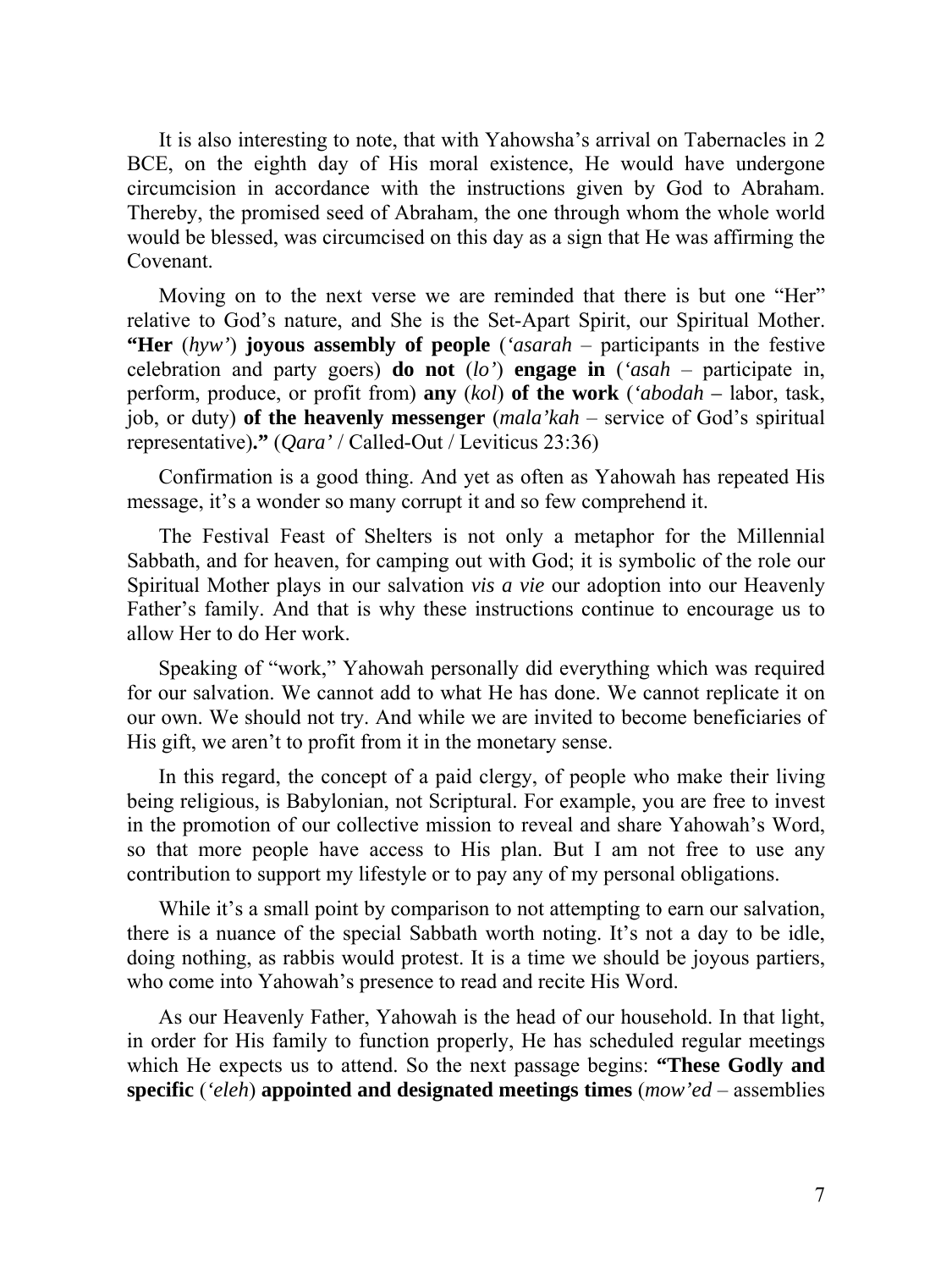It is also interesting to note, that with Yahowsha's arrival on Tabernacles in 2 BCE, on the eighth day of His moral existence, He would have undergone circumcision in accordance with the instructions given by God to Abraham. Thereby, the promised seed of Abraham, the one through whom the whole world would be blessed, was circumcised on this day as a sign that He was affirming the Covenant.

Moving on to the next verse we are reminded that there is but one "Her" relative to God's nature, and She is the Set-Apart Spirit, our Spiritual Mother. **"Her** (*hyw'*) **joyous assembly of people** (*'asarah* – participants in the festive celebration and party goers) **do not** (*lo'*) **engage in** (*'asah* – participate in, perform, produce, or profit from) **any** (*kol*) **of the work** (*'abodah* **–** labor, task, job, or duty) **of the heavenly messenger** (*mala'kah* – service of God's spiritual representative)**."** (*Qara'* / Called-Out / Leviticus 23:36)

Confirmation is a good thing. And yet as often as Yahowah has repeated His message, it's a wonder so many corrupt it and so few comprehend it.

The Festival Feast of Shelters is not only a metaphor for the Millennial Sabbath, and for heaven, for camping out with God; it is symbolic of the role our Spiritual Mother plays in our salvation *vis a vie* our adoption into our Heavenly Father's family. And that is why these instructions continue to encourage us to allow Her to do Her work.

Speaking of "work," Yahowah personally did everything which was required for our salvation. We cannot add to what He has done. We cannot replicate it on our own. We should not try. And while we are invited to become beneficiaries of His gift, we aren't to profit from it in the monetary sense.

In this regard, the concept of a paid clergy, of people who make their living being religious, is Babylonian, not Scriptural. For example, you are free to invest in the promotion of our collective mission to reveal and share Yahowah's Word, so that more people have access to His plan. But I am not free to use any contribution to support my lifestyle or to pay any of my personal obligations.

While it's a small point by comparison to not attempting to earn our salvation, there is a nuance of the special Sabbath worth noting. It's not a day to be idle, doing nothing, as rabbis would protest. It is a time we should be joyous partiers, who come into Yahowah's presence to read and recite His Word.

As our Heavenly Father, Yahowah is the head of our household. In that light, in order for His family to function properly, He has scheduled regular meetings which He expects us to attend. So the next passage begins: **"These Godly and specific** (*'eleh*) **appointed and designated meetings times** (*mow'ed* – assemblies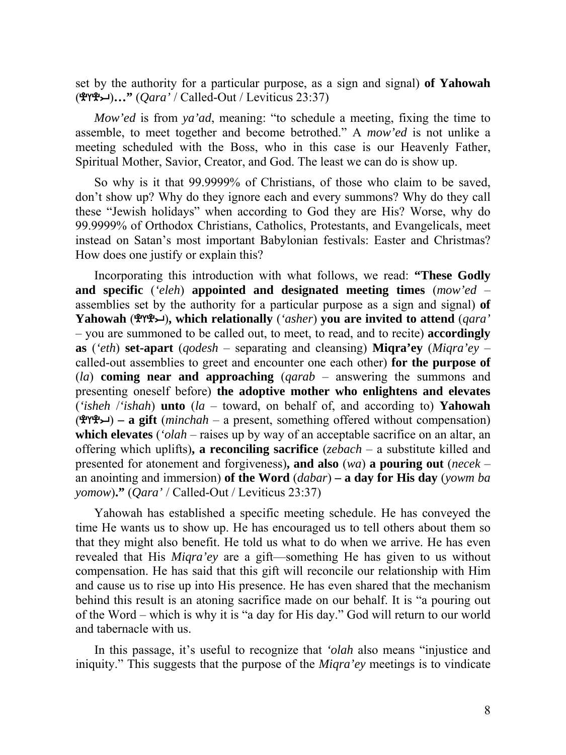set by the authority for a particular purpose, as a sign and signal) **of Yahowah (𐤉𐤄𐤅𐤄)…"** (*Qara'* / Called-Out / Leviticus 23:37)

*Mow'ed* is from *ya'ad*, meaning: "to schedule a meeting, fixing the time to assemble, to meet together and become betrothed." A *mow'ed* is not unlike a meeting scheduled with the Boss, who in this case is our Heavenly Father, Spiritual Mother, Savior, Creator, and God. The least we can do is show up.

So why is it that 99.9999% of Christians, of those who claim to be saved, don't show up? Why do they ignore each and every summons? Why do they call these "Jewish holidays" when according to God they are His? Worse, why do 99.9999% of Orthodox Christians, Catholics, Protestants, and Evangelicals, meet instead on Satan's most important Babylonian festivals: Easter and Christmas? How does one justify or explain this?

Incorporating this introduction with what follows, we read: **"These Godly and specific** (*'eleh*) **appointed and designated meeting times** (*mow'ed* – assemblies set by the authority for a particular purpose as a sign and signal) **of Yahowah (𐤉𐤄𐤅𐤄), which relationally** (*'asher*) **you are invited to attend** (*qara'* – you are summoned to be called out, to meet, to read, and to recite) **accordingly as** (*'eth*) **set-apart** (*qodesh* – separating and cleansing) **Miqra'ey** (*Miqra'ey* – called-out assemblies to greet and encounter one each other) **for the purpose of** (*la*) **coming near and approaching** (*qarab* – answering the summons and presenting oneself before) **the adoptive mother who enlightens and elevates** (*'isheh* /*'ishah*) **unto** (*la* – toward, on behalf of, and according to) **Yahowah (𐤉𐤄𐤅𐤄) – a gift** (*minchah* – a present, something offered without compensation) **which elevates** (*'olah* – raises up by way of an acceptable sacrifice on an altar, an offering which uplifts)**, a reconciling sacrifice** (*zebach* – a substitute killed and presented for atonement and forgiveness)**, and also** (*wa*) **a pouring out** (*necek* – an anointing and immersion) **of the Word** (*dabar*) **– a day for His day** (*yowm ba yomow*)**."** (*Qara'* / Called-Out / Leviticus 23:37)

Yahowah has established a specific meeting schedule. He has conveyed the time He wants us to show up. He has encouraged us to tell others about them so that they might also benefit. He told us what to do when we arrive. He has even revealed that His *Miqra'ey* are a gift—something He has given to us without compensation. He has said that this gift will reconcile our relationship with Him and cause us to rise up into His presence. He has even shared that the mechanism behind this result is an atoning sacrifice made on our behalf. It is "a pouring out of the Word – which is why it is "a day for His day." God will return to our world and tabernacle with us.

In this passage, it's useful to recognize that *'olah* also means "injustice and iniquity." This suggests that the purpose of the *Miqra'ey* meetings is to vindicate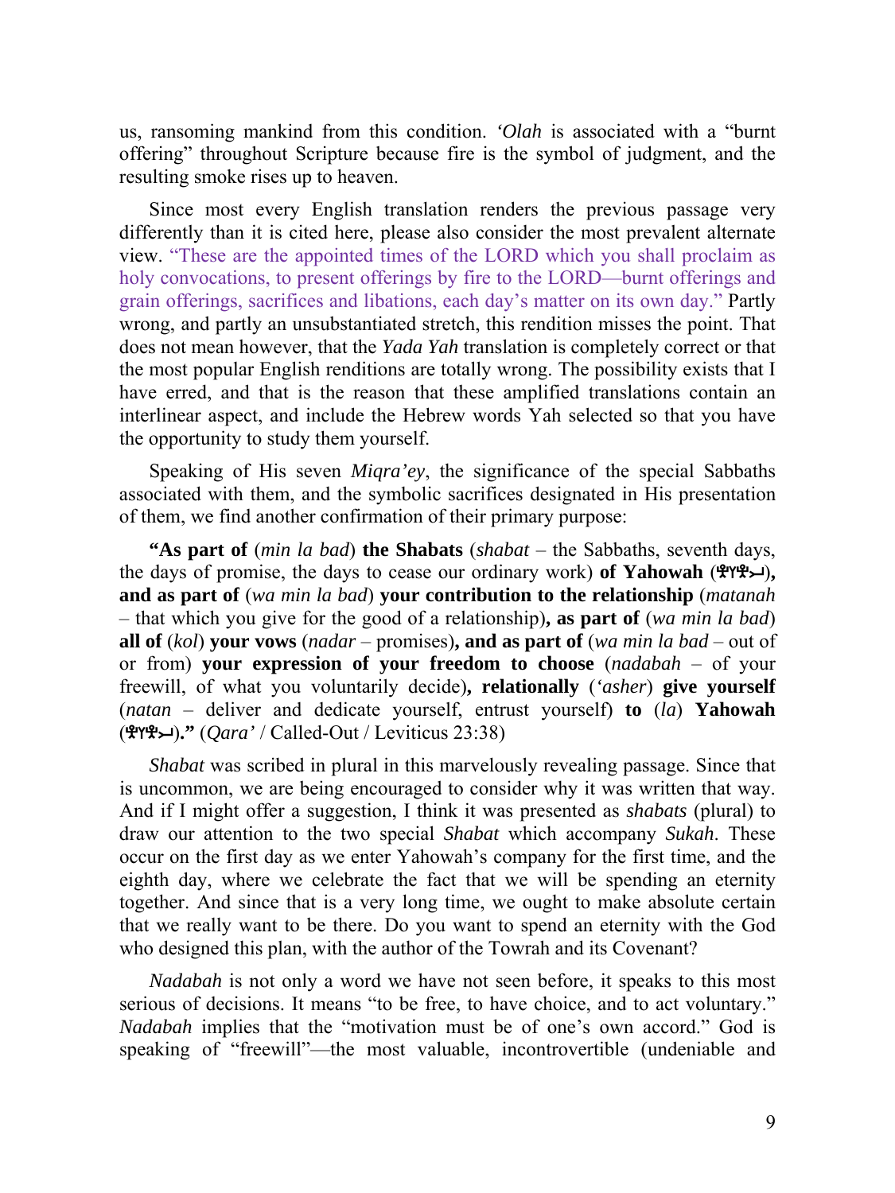us, ransoming mankind from this condition. *'Olah* is associated with a "burnt offering" throughout Scripture because fire is the symbol of judgment, and the resulting smoke rises up to heaven.

Since most every English translation renders the previous passage very differently than it is cited here, please also consider the most prevalent alternate view. "These are the appointed times of the LORD which you shall proclaim as holy convocations, to present offerings by fire to the LORD—burnt offerings and grain offerings, sacrifices and libations, each day's matter on its own day." Partly wrong, and partly an unsubstantiated stretch, this rendition misses the point. That does not mean however, that the *Yada Yah* translation is completely correct or that the most popular English renditions are totally wrong. The possibility exists that I have erred, and that is the reason that these amplified translations contain an interlinear aspect, and include the Hebrew words Yah selected so that you have the opportunity to study them yourself.

Speaking of His seven *Miqra'ey*, the significance of the special Sabbaths associated with them, and the symbolic sacrifices designated in His presentation of them, we find another confirmation of their primary purpose:

**"As part of** (*min la bad*) **the Shabats** (*shabat* – the Sabbaths, seventh days, the days of promise, the days to cease our ordinary work) **of Yahowah** (𐤄𐤅𐤄𐤉)**, and as part of** (*wa min la bad*) **your contribution to the relationship** (*matanah* – that which you give for the good of a relationship)**, as part of** (*wa min la bad*) **all of** (*kol*) **your vows** (*nadar* – promises)**, and as part of** (*wa min la bad* – out of or from) **your expression of your freedom to choose** (*nadabah* – of your freewill, of what you voluntarily decide)**, relationally** (*'asher*) **give yourself** (*natan* – deliver and dedicate yourself, entrust yourself) **to** (*la*) **Yahowah** (𐤄𐤅𐤄𐤉)**."** (*Qara'* / Called-Out / Leviticus 23:38)

*Shabat* was scribed in plural in this marvelously revealing passage. Since that is uncommon, we are being encouraged to consider why it was written that way. And if I might offer a suggestion, I think it was presented as *shabats* (plural) to draw our attention to the two special *Shabat* which accompany *Sukah*. These occur on the first day as we enter Yahowah's company for the first time, and the eighth day, where we celebrate the fact that we will be spending an eternity together. And since that is a very long time, we ought to make absolute certain that we really want to be there. Do you want to spend an eternity with the God who designed this plan, with the author of the Towrah and its Covenant?

*Nadabah* is not only a word we have not seen before, it speaks to this most serious of decisions. It means "to be free, to have choice, and to act voluntary." *Nadabah* implies that the "motivation must be of one's own accord." God is speaking of "freewill"—the most valuable, incontrovertible (undeniable and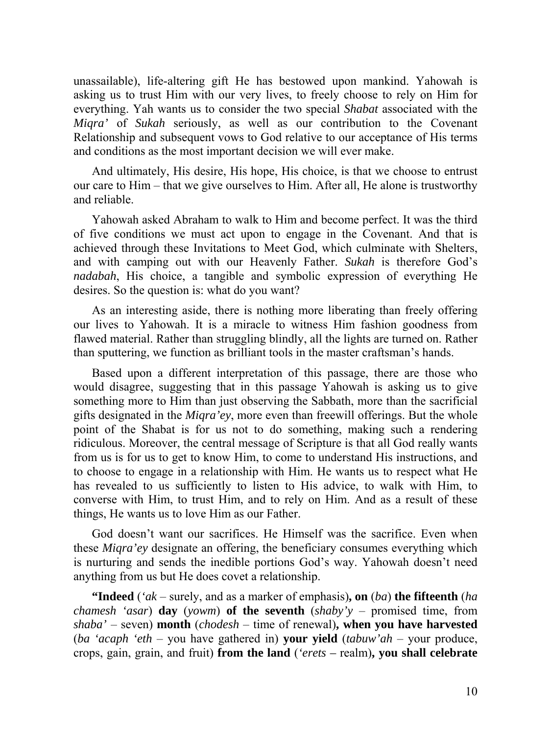unassailable), life-altering gift He has bestowed upon mankind. Yahowah is asking us to trust Him with our very lives, to freely choose to rely on Him for everything. Yah wants us to consider the two special *Shabat* associated with the *Miqra'* of *Sukah* seriously, as well as our contribution to the Covenant Relationship and subsequent vows to God relative to our acceptance of His terms and conditions as the most important decision we will ever make.

And ultimately, His desire, His hope, His choice, is that we choose to entrust our care to Him – that we give ourselves to Him. After all, He alone is trustworthy and reliable.

Yahowah asked Abraham to walk to Him and become perfect. It was the third of five conditions we must act upon to engage in the Covenant. And that is achieved through these Invitations to Meet God, which culminate with Shelters, and with camping out with our Heavenly Father. *Sukah* is therefore God's *nadabah*, His choice, a tangible and symbolic expression of everything He desires. So the question is: what do you want?

As an interesting aside, there is nothing more liberating than freely offering our lives to Yahowah. It is a miracle to witness Him fashion goodness from flawed material. Rather than struggling blindly, all the lights are turned on. Rather than sputtering, we function as brilliant tools in the master craftsman's hands.

Based upon a different interpretation of this passage, there are those who would disagree, suggesting that in this passage Yahowah is asking us to give something more to Him than just observing the Sabbath, more than the sacrificial gifts designated in the *Miqra'ey*, more even than freewill offerings. But the whole point of the Shabat is for us not to do something, making such a rendering ridiculous. Moreover, the central message of Scripture is that all God really wants from us is for us to get to know Him, to come to understand His instructions, and to choose to engage in a relationship with Him. He wants us to respect what He has revealed to us sufficiently to listen to His advice, to walk with Him, to converse with Him, to trust Him, and to rely on Him. And as a result of these things, He wants us to love Him as our Father.

God doesn't want our sacrifices. He Himself was the sacrifice. Even when these *Miqra'ey* designate an offering, the beneficiary consumes everything which is nurturing and sends the inedible portions God's way. Yahowah doesn't need anything from us but He does covet a relationship.

**"Indeed** (*'ak* – surely, and as a marker of emphasis)**, on** (*ba*) **the fifteenth** (*ha chamesh 'asar*) **day** (*yowm*) **of the seventh** (*shaby'y* – promised time, from *shaba'* – seven) **month** (*chodesh* – time of renewal)**, when you have harvested** (*ba 'acaph 'eth* – you have gathered in) **your yield** (*tabuw'ah* – your produce, crops, gain, grain, and fruit) **from the land** (*'erets* – realm)**, you shall celebrate**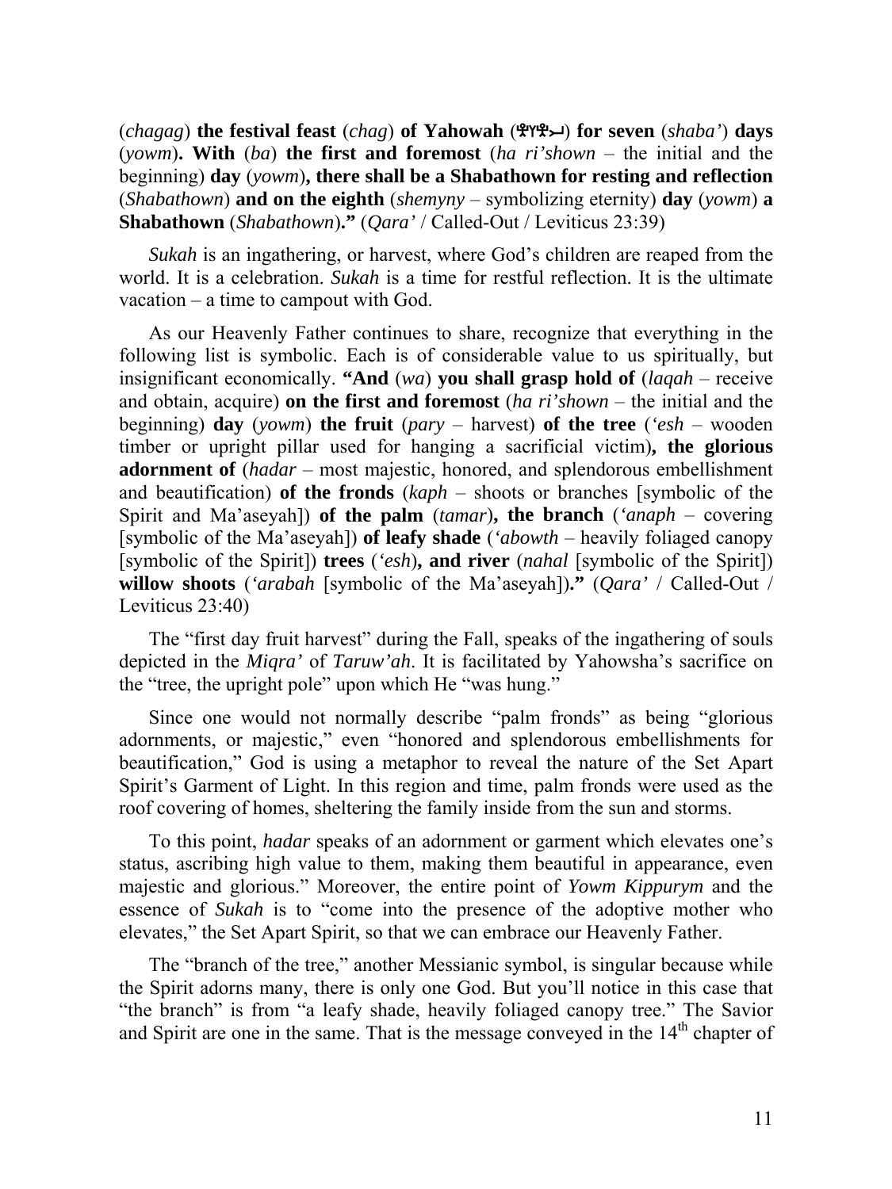(*chagag*) **the festival feast** (*chag*) **of Yahowah** (𐤄𐤅𐤄𐤉) **for seven** (*shaba'*) **days** (*yowm*)**. With** (*ba*) **the first and foremost** (*ha ri'shown* – the initial and the beginning) **day** (*yowm*)**, there shall be a Shabathown for resting and reflection** (*Shabathown*) **and on the eighth** (*shemyny* – symbolizing eternity) **day** (*yowm*) **a Shabathown** (*Shabathown*)**."** (*Qara'* / Called-Out / Leviticus 23:39)

*Sukah* is an ingathering, or harvest, where God's children are reaped from the world. It is a celebration. *Sukah* is a time for restful reflection. It is the ultimate vacation – a time to campout with God.

As our Heavenly Father continues to share, recognize that everything in the following list is symbolic. Each is of considerable value to us spiritually, but insignificant economically. **"And** (*wa*) **you shall grasp hold of** (*laqah* – receive and obtain, acquire) **on the first and foremost** (*ha ri'shown* – the initial and the beginning) **day** (*yowm*) **the fruit** (*pary* – harvest) **of the tree** (*'esh* – wooden timber or upright pillar used for hanging a sacrificial victim)**, the glorious adornment of** (*hadar* – most majestic, honored, and splendorous embellishment and beautification) **of the fronds** (*kaph* – shoots or branches [symbolic of the Spirit and Ma'aseyah]) **of the palm** (*tamar*)**, the branch** (*'anaph* – covering [symbolic of the Ma'aseyah]) **of leafy shade** (*'abowth* – heavily foliaged canopy [symbolic of the Spirit]) **trees** (*'esh*)**, and river** (*nahal* [symbolic of the Spirit]) **willow shoots** (*'arabah* [symbolic of the Ma'aseyah])**."** (*Qara'* / Called-Out / Leviticus 23:40)

The "first day fruit harvest" during the Fall, speaks of the ingathering of souls depicted in the *Miqra'* of *Taruw'ah*. It is facilitated by Yahowsha's sacrifice on the "tree, the upright pole" upon which He "was hung."

Since one would not normally describe "palm fronds" as being "glorious adornments, or majestic," even "honored and splendorous embellishments for beautification," God is using a metaphor to reveal the nature of the Set Apart Spirit's Garment of Light. In this region and time, palm fronds were used as the roof covering of homes, sheltering the family inside from the sun and storms.

To this point, *hadar* speaks of an adornment or garment which elevates one's status, ascribing high value to them, making them beautiful in appearance, even majestic and glorious." Moreover, the entire point of *Yowm Kippurym* and the essence of *Sukah* is to "come into the presence of the adoptive mother who elevates," the Set Apart Spirit, so that we can embrace our Heavenly Father.

The "branch of the tree," another Messianic symbol, is singular because while the Spirit adorns many, there is only one God. But you'll notice in this case that "the branch" is from "a leafy shade, heavily foliaged canopy tree." The Savior and Spirit are one in the same. That is the message conveyed in the 14th chapter of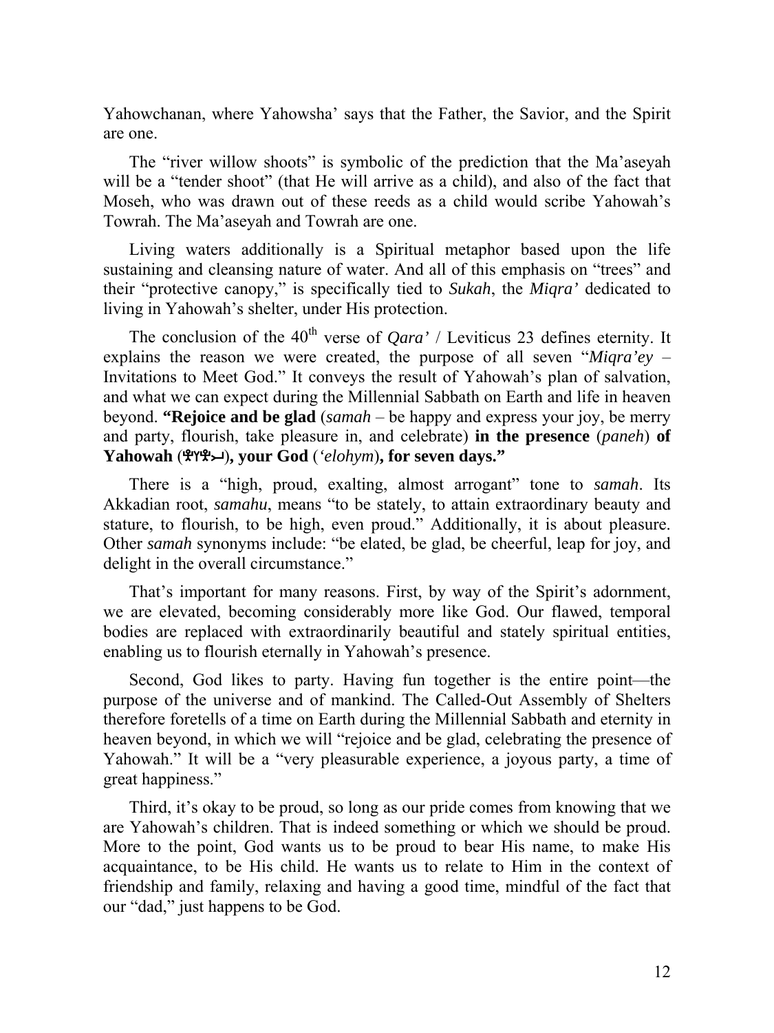Yahowchanan, where Yahowsha' says that the Father, the Savior, and the Spirit are one.

The "river willow shoots" is symbolic of the prediction that the Ma'aseyah will be a "tender shoot" (that He will arrive as a child), and also of the fact that Moseh, who was drawn out of these reeds as a child would scribe Yahowah's Towrah. The Ma'aseyah and Towrah are one.

Living waters additionally is a Spiritual metaphor based upon the life sustaining and cleansing nature of water. And all of this emphasis on "trees" and their "protective canopy," is specifically tied to *Sukah*, the *Miqra'* dedicated to living in Yahowah's shelter, under His protection.

The conclusion of the 40th verse of *Qara'* / Leviticus 23 defines eternity. It explains the reason we were created, the purpose of all seven "*Miqra'ey* – Invitations to Meet God." It conveys the result of Yahowah's plan of salvation, and what we can expect during the Millennial Sabbath on Earth and life in heaven beyond. **"Rejoice and be glad** (*samah* – be happy and express your joy, be merry and party, flourish, take pleasure in, and celebrate) **in the presence** (*paneh*) **of Yahowah** (𐤉𐤄𐤅𐤄)**, your God** (*'elohym*)**, for seven days."**

There is a "high, proud, exalting, almost arrogant" tone to *samah*. Its Akkadian root, *samahu*, means "to be stately, to attain extraordinary beauty and stature, to flourish, to be high, even proud." Additionally, it is about pleasure. Other *samah* synonyms include: "be elated, be glad, be cheerful, leap for joy, and delight in the overall circumstance."

That's important for many reasons. First, by way of the Spirit's adornment, we are elevated, becoming considerably more like God. Our flawed, temporal bodies are replaced with extraordinarily beautiful and stately spiritual entities, enabling us to flourish eternally in Yahowah's presence.

Second, God likes to party. Having fun together is the entire point—the purpose of the universe and of mankind. The Called-Out Assembly of Shelters therefore foretells of a time on Earth during the Millennial Sabbath and eternity in heaven beyond, in which we will "rejoice and be glad, celebrating the presence of Yahowah." It will be a "very pleasurable experience, a joyous party, a time of great happiness."

Third, it's okay to be proud, so long as our pride comes from knowing that we are Yahowah's children. That is indeed something or which we should be proud. More to the point, God wants us to be proud to bear His name, to make His acquaintance, to be His child. He wants us to relate to Him in the context of friendship and family, relaxing and having a good time, mindful of the fact that our "dad," just happens to be God.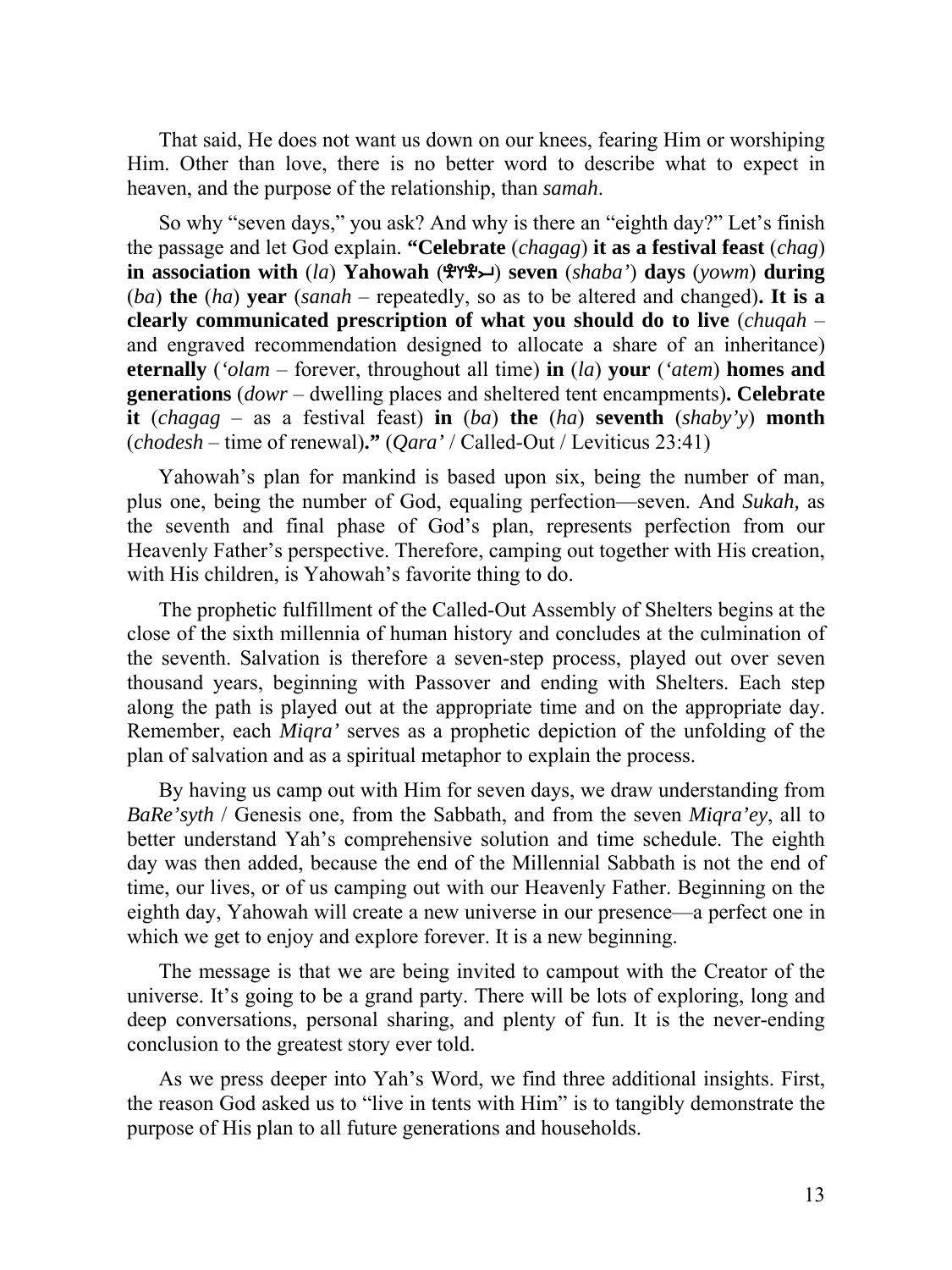That said, He does not want us down on our knees, fearing Him or worshiping Him. Other than love, there is no better word to describe what to expect in heaven, and the purpose of the relationship, than *samah*.

So why "seven days," you ask? And why is there an "eighth day?" Let's finish the passage and let God explain. **"Celebrate** (*chagag*) **it as a festival feast** (*chag*) **in association with** (*la*) **Yahowah** (𐤄𐤅𐤄𐤉) **seven** (*shaba'*) **days** (*yowm*) **during** (*ba*) **the** (*ha*) **year** (*sanah* – repeatedly, so as to be altered and changed)**. It is a clearly communicated prescription of what you should do to live** (*chuqah* – and engraved recommendation designed to allocate a share of an inheritance) **eternally** (*'olam* – forever, throughout all time) **in** (*la*) **your** (*'atem*) **homes and generations** (*dowr* – dwelling places and sheltered tent encampments)**. Celebrate it** (*chagag* – as a festival feast) **in** (*ba*) **the** (*ha*) **seventh** (*shaby'y*) **month** (*chodesh* – time of renewal)**."** (*Qara'* / Called-Out / Leviticus 23:41)

Yahowah's plan for mankind is based upon six, being the number of man, plus one, being the number of God, equaling perfection—seven. And *Sukah,* as the seventh and final phase of God's plan, represents perfection from our Heavenly Father's perspective. Therefore, camping out together with His creation, with His children, is Yahowah's favorite thing to do.

The prophetic fulfillment of the Called-Out Assembly of Shelters begins at the close of the sixth millennia of human history and concludes at the culmination of the seventh. Salvation is therefore a seven-step process, played out over seven thousand years, beginning with Passover and ending with Shelters. Each step along the path is played out at the appropriate time and on the appropriate day. Remember, each *Miqra'* serves as a prophetic depiction of the unfolding of the plan of salvation and as a spiritual metaphor to explain the process.

By having us camp out with Him for seven days, we draw understanding from *BaRe'syth* / Genesis one, from the Sabbath, and from the seven *Miqra'ey*, all to better understand Yah's comprehensive solution and time schedule. The eighth day was then added, because the end of the Millennial Sabbath is not the end of time, our lives, or of us camping out with our Heavenly Father. Beginning on the eighth day, Yahowah will create a new universe in our presence—a perfect one in which we get to enjoy and explore forever. It is a new beginning.

The message is that we are being invited to campout with the Creator of the universe. It's going to be a grand party. There will be lots of exploring, long and deep conversations, personal sharing, and plenty of fun. It is the never-ending conclusion to the greatest story ever told.

As we press deeper into Yah's Word, we find three additional insights. First, the reason God asked us to "live in tents with Him" is to tangibly demonstrate the purpose of His plan to all future generations and households.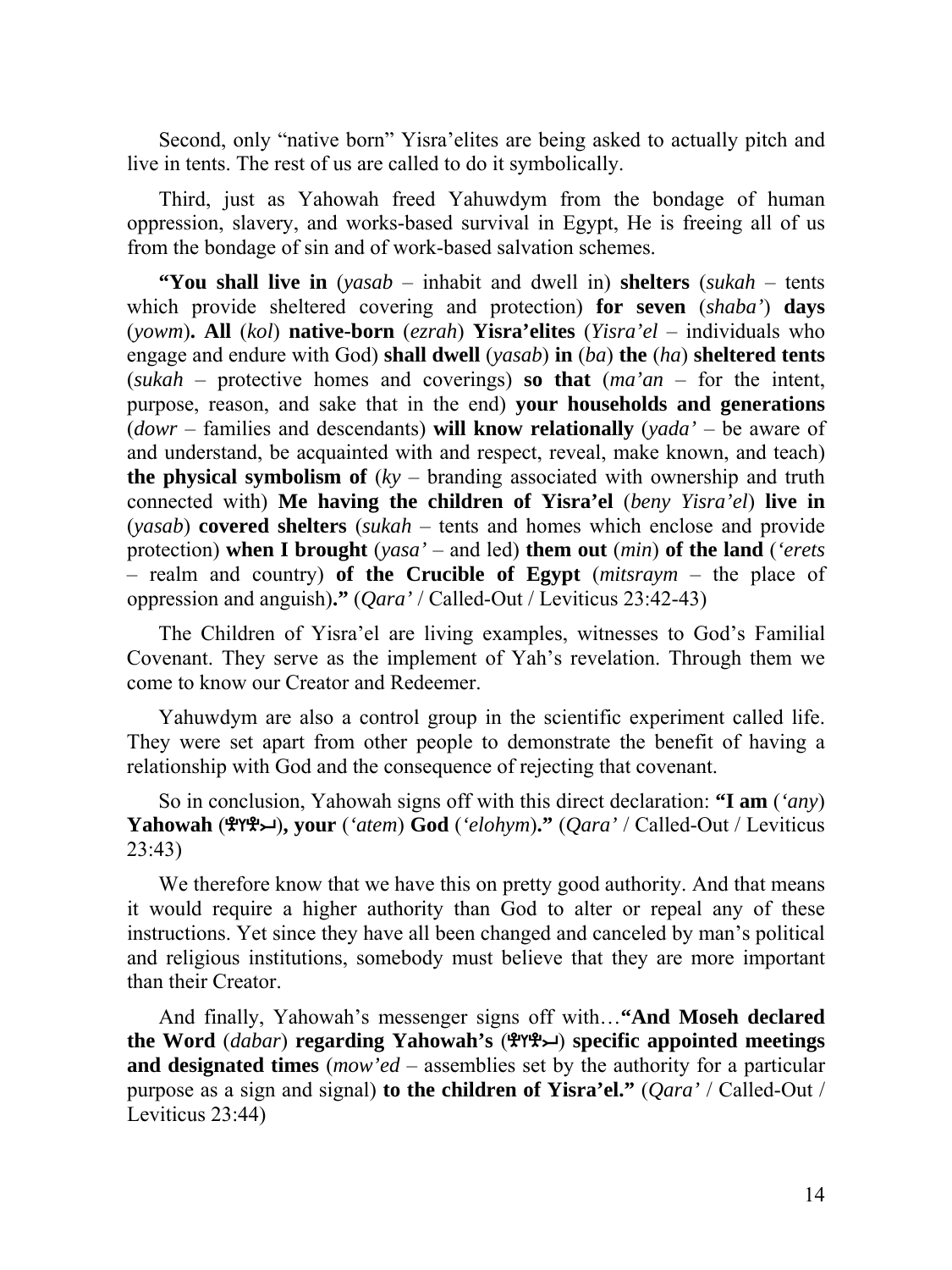Second, only "native born" Yisra'elites are being asked to actually pitch and live in tents. The rest of us are called to do it symbolically.

Third, just as Yahowah freed Yahuwdym from the bondage of human oppression, slavery, and works-based survival in Egypt, He is freeing all of us from the bondage of sin and of work-based salvation schemes.

**"You shall live in** (*yasab* – inhabit and dwell in) **shelters** (*sukah* – tents which provide sheltered covering and protection) **for seven** (*shaba'*) **days** (*yowm*)**. All** (*kol*) **native-born** (*ezrah*) **Yisra'elites** (*Yisra'el* – individuals who engage and endure with God) **shall dwell** (*yasab*) **in** (*ba*) **the** (*ha*) **sheltered tents** (*sukah* – protective homes and coverings) **so that** (*ma'an* – for the intent, purpose, reason, and sake that in the end) **your households and generations** (*dowr* – families and descendants) **will know relationally** (*yada'* – be aware of and understand, be acquainted with and respect, reveal, make known, and teach) **the physical symbolism of** (*ky* – branding associated with ownership and truth connected with) **Me having the children of Yisra'el** (*beny Yisra'el*) **live in** (*yasab*) **covered shelters** (*sukah* – tents and homes which enclose and provide protection) **when I brought** (*yasa'* – and led) **them out** (*min*) **of the land** (*'erets* – realm and country) **of the Crucible of Egypt** (*mitsraym* – the place of oppression and anguish)**."** (*Qara'* / Called-Out / Leviticus 23:42-43)

The Children of Yisra'el are living examples, witnesses to God's Familial Covenant. They serve as the implement of Yah's revelation. Through them we come to know our Creator and Redeemer.

Yahuwdym are also a control group in the scientific experiment called life. They were set apart from other people to demonstrate the benefit of having a relationship with God and the consequence of rejecting that covenant.

So in conclusion, Yahowah signs off with this direct declaration: **"I am** (*'any*) **Yahowah** (𐤉𐤄𐤅𐤄)**, your** (*'atem*) **God** (*'elohym*)**."** (*Qara'* / Called-Out / Leviticus 23:43)

We therefore know that we have this on pretty good authority. And that means it would require a higher authority than God to alter or repeal any of these instructions. Yet since they have all been changed and canceled by man's political and religious institutions, somebody must believe that they are more important than their Creator.

And finally, Yahowah's messenger signs off with…**"And Moseh declared the Word** (*dabar*) **regarding Yahowah's** (𐤉𐤄𐤅𐤄) **specific appointed meetings and designated times** (*mow'ed* – assemblies set by the authority for a particular purpose as a sign and signal) **to the children of Yisra'el."** (*Qara'* / Called-Out / Leviticus 23:44)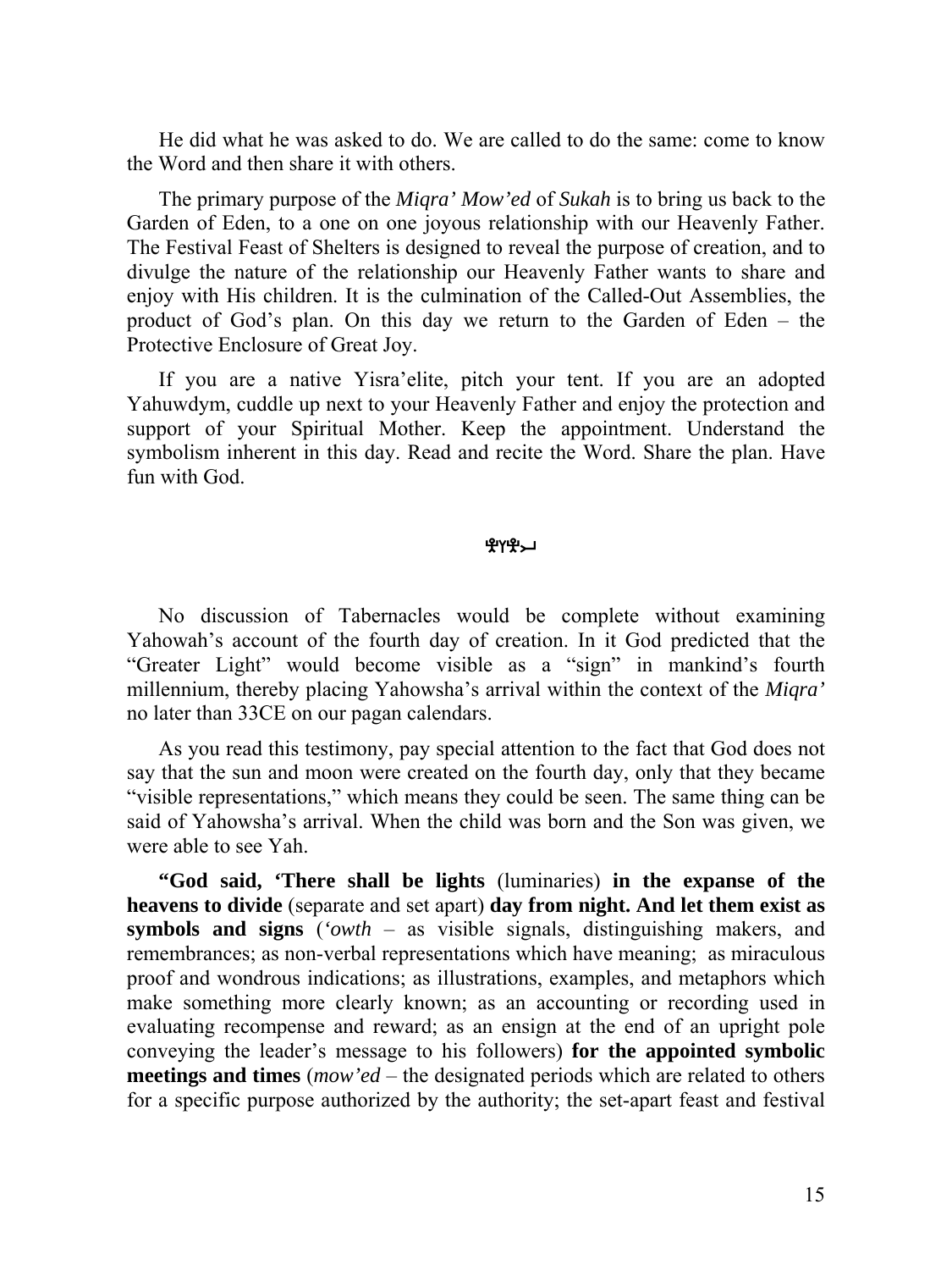He did what he was asked to do. We are called to do the same: come to know the Word and then share it with others.

The primary purpose of the *Miqra' Mow'ed* of *Sukah* is to bring us back to the Garden of Eden, to a one on one joyous relationship with our Heavenly Father. The Festival Feast of Shelters is designed to reveal the purpose of creation, and to divulge the nature of the relationship our Heavenly Father wants to share and enjoy with His children. It is the culmination of the Called-Out Assemblies, the product of God's plan. On this day we return to the Garden of Eden – the Protective Enclosure of Great Joy.

If you are a native Yisra'elite, pitch your tent. If you are an adopted Yahuwdym, cuddle up next to your Heavenly Father and enjoy the protection and support of your Spiritual Mother. Keep the appointment. Understand the symbolism inherent in this day. Read and recite the Word. Share the plan. Have fun with God.

𐤄𐤅𐤄𐤉

No discussion of Tabernacles would be complete without examining Yahowah's account of the fourth day of creation. In it God predicted that the "Greater Light" would become visible as a "sign" in mankind's fourth millennium, thereby placing Yahowsha's arrival within the context of the *Miqra'* no later than 33CE on our pagan calendars.

As you read this testimony, pay special attention to the fact that God does not say that the sun and moon were created on the fourth day, only that they became "visible representations," which means they could be seen. The same thing can be said of Yahowsha's arrival. When the child was born and the Son was given, we were able to see Yah.

**"God said, 'There shall be lights** (luminaries) **in the expanse of the heavens to divide** (separate and set apart) **day from night. And let them exist as symbols and signs** (*'owth* – as visible signals, distinguishing makers, and remembrances; as non-verbal representations which have meaning; as miraculous proof and wondrous indications; as illustrations, examples, and metaphors which make something more clearly known; as an accounting or recording used in evaluating recompense and reward; as an ensign at the end of an upright pole conveying the leader's message to his followers) **for the appointed symbolic meetings and times** (*mow'ed* – the designated periods which are related to others for a specific purpose authorized by the authority; the set-apart feast and festival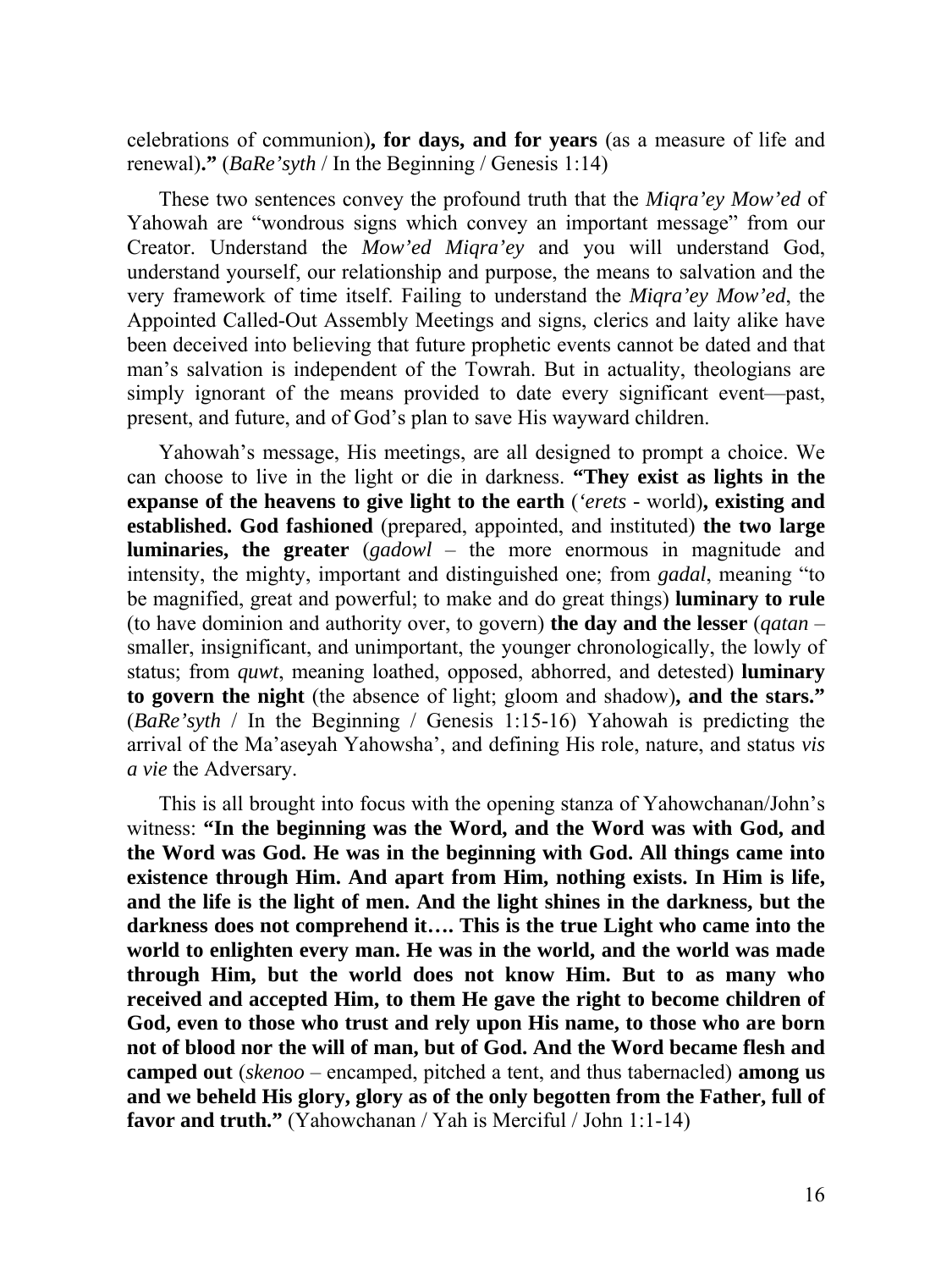celebrations of communion)**, for days, and for years** (as a measure of life and renewal)**."** (*BaRe'syth* / In the Beginning / Genesis 1:14)

These two sentences convey the profound truth that the *Miqra'ey Mow'ed* of Yahowah are "wondrous signs which convey an important message" from our Creator. Understand the *Mow'ed Miqra'ey* and you will understand God, understand yourself, our relationship and purpose, the means to salvation and the very framework of time itself. Failing to understand the *Miqra'ey Mow'ed*, the Appointed Called-Out Assembly Meetings and signs, clerics and laity alike have been deceived into believing that future prophetic events cannot be dated and that man's salvation is independent of the Towrah. But in actuality, theologians are simply ignorant of the means provided to date every significant event—past, present, and future, and of God's plan to save His wayward children.

Yahowah's message, His meetings, are all designed to prompt a choice. We can choose to live in the light or die in darkness. **"They exist as lights in the expanse of the heavens to give light to the earth** (*'erets* - world)**, existing and established. God fashioned** (prepared, appointed, and instituted) **the two large luminaries, the greater** (*gadowl* – the more enormous in magnitude and intensity, the mighty, important and distinguished one; from *gadal*, meaning "to be magnified, great and powerful; to make and do great things) **luminary to rule** (to have dominion and authority over, to govern) **the day and the lesser** (*qatan* – smaller, insignificant, and unimportant, the younger chronologically, the lowly of status; from *quwt*, meaning loathed, opposed, abhorred, and detested) **luminary to govern the night** (the absence of light; gloom and shadow)**, and the stars."** (*BaRe'syth* / In the Beginning / Genesis 1:15-16) Yahowah is predicting the arrival of the Ma'aseyah Yahowsha', and defining His role, nature, and status *vis a vie* the Adversary.

This is all brought into focus with the opening stanza of Yahowchanan/John's witness: **"In the beginning was the Word, and the Word was with God, and the Word was God. He was in the beginning with God. All things came into existence through Him. And apart from Him, nothing exists. In Him is life, and the life is the light of men. And the light shines in the darkness, but the darkness does not comprehend it…. This is the true Light who came into the world to enlighten every man. He was in the world, and the world was made through Him, but the world does not know Him. But to as many who received and accepted Him, to them He gave the right to become children of God, even to those who trust and rely upon His name, to those who are born not of blood nor the will of man, but of God. And the Word became flesh and camped out** (*skenoo* – encamped, pitched a tent, and thus tabernacled) **among us and we beheld His glory, glory as of the only begotten from the Father, full of favor and truth."** (Yahowchanan / Yah is Merciful / John 1:1-14)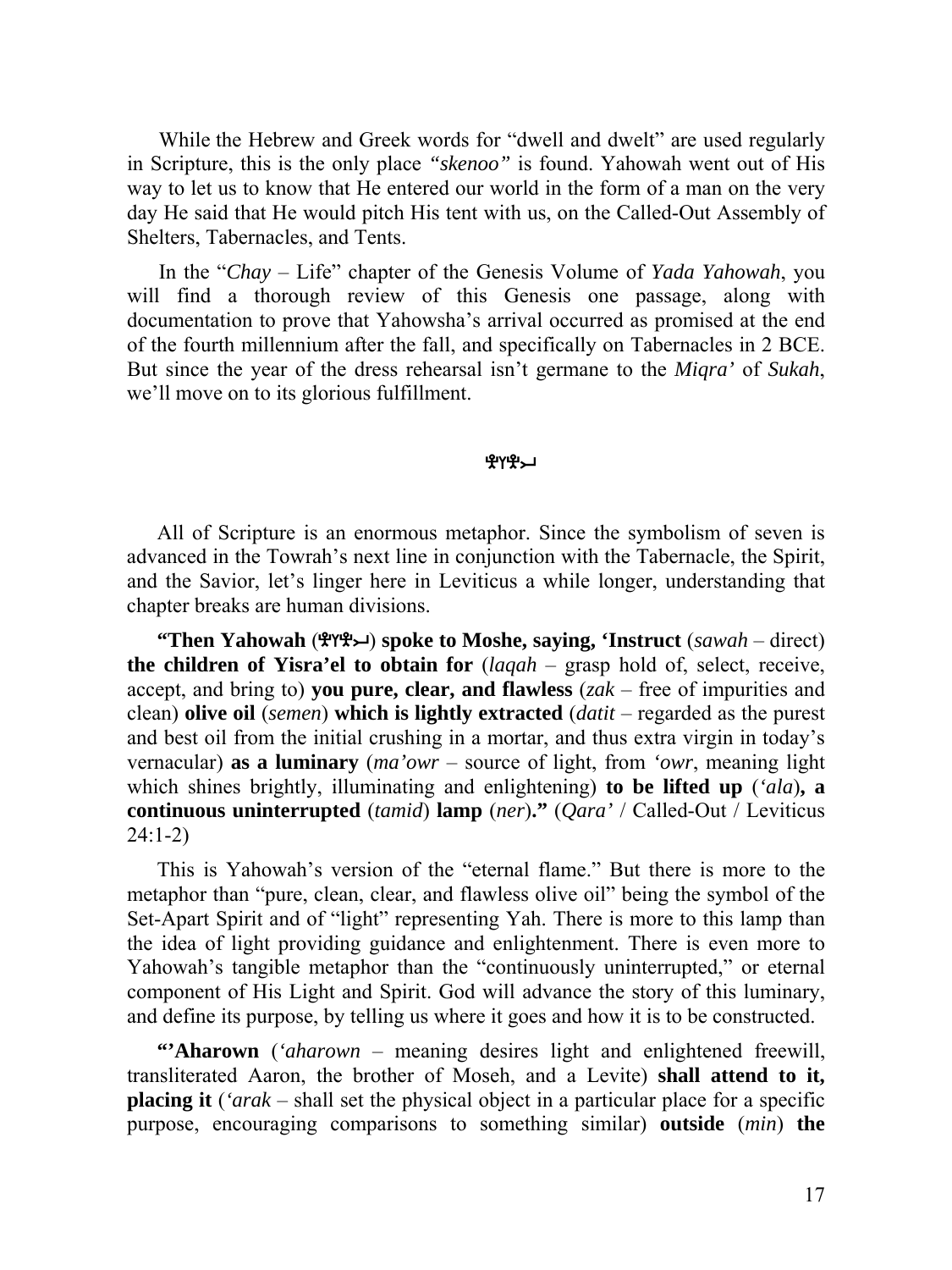While the Hebrew and Greek words for "dwell and dwelt" are used regularly in Scripture, this is the only place *"skenoo"* is found. Yahowah went out of His way to let us to know that He entered our world in the form of a man on the very day He said that He would pitch His tent with us, on the Called-Out Assembly of Shelters, Tabernacles, and Tents.

In the "*Chay* – Life" chapter of the Genesis Volume of *Yada Yahowah*, you will find a thorough review of this Genesis one passage, along with documentation to prove that Yahowsha's arrival occurred as promised at the end of the fourth millennium after the fall, and specifically on Tabernacles in 2 BCE. But since the year of the dress rehearsal isn't germane to the *Miqra'* of *Sukah*, we'll move on to its glorious fulfillment.

𐤄𐤅𐤄𐤉

All of Scripture is an enormous metaphor. Since the symbolism of seven is advanced in the Towrah's next line in conjunction with the Tabernacle, the Spirit, and the Savior, let's linger here in Leviticus a while longer, understanding that chapter breaks are human divisions.

**"Then Yahowah** (𐤄𐤅𐤄𐤉) **spoke to Moshe, saying, 'Instruct** (*sawah* – direct) **the children of Yisra'el to obtain for** (*laqah* – grasp hold of, select, receive, accept, and bring to) **you pure, clear, and flawless** (*zak* – free of impurities and clean) **olive oil** (*semen*) **which is lightly extracted** (*datit* – regarded as the purest and best oil from the initial crushing in a mortar, and thus extra virgin in today's vernacular) **as a luminary** (*ma'owr* – source of light, from *'owr*, meaning light which shines brightly, illuminating and enlightening) **to be lifted up** (*'ala*)**, a continuous uninterrupted** (*tamid*) **lamp** (*ner*)**."** (*Qara'* / Called-Out / Leviticus 24:1-2)

This is Yahowah's version of the "eternal flame." But there is more to the metaphor than "pure, clean, clear, and flawless olive oil" being the symbol of the Set-Apart Spirit and of "light" representing Yah. There is more to this lamp than the idea of light providing guidance and enlightenment. There is even more to Yahowah's tangible metaphor than the "continuously uninterrupted," or eternal component of His Light and Spirit. God will advance the story of this luminary, and define its purpose, by telling us where it goes and how it is to be constructed.

**"'Aharown** (*'aharown* – meaning desires light and enlightened freewill, transliterated Aaron, the brother of Moseh, and a Levite) **shall attend to it, placing it** (*'arak* – shall set the physical object in a particular place for a specific purpose, encouraging comparisons to something similar) **outside** (*min*) **the**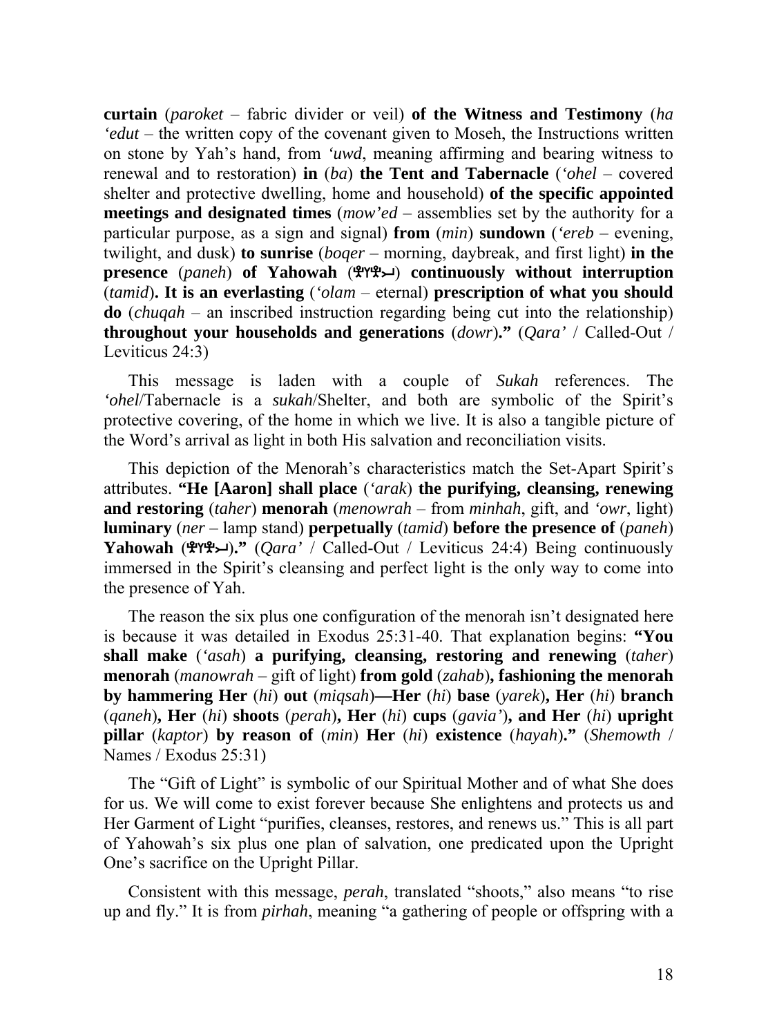**curtain** (*paroket* – fabric divider or veil) **of the Witness and Testimony** (*ha 'edut* – the written copy of the covenant given to Moseh, the Instructions written on stone by Yah's hand, from *'uwd*, meaning affirming and bearing witness to renewal and to restoration) **in** (*ba*) **the Tent and Tabernacle** (*'ohel* – covered shelter and protective dwelling, home and household) **of the specific appointed meetings and designated times** (*mow'ed* – assemblies set by the authority for a particular purpose, as a sign and signal) **from** (*min*) **sundown** (*'ereb* – evening, twilight, and dusk) **to sunrise** (*boqer* – morning, daybreak, and first light) **in the presence** (*paneh*) **of Yahowah** (𐤄𐤅𐤄𐤉) **continuously without interruption** (*tamid*)**. It is an everlasting** (*'olam* – eternal) **prescription of what you should do** (*chuqah* – an inscribed instruction regarding being cut into the relationship) **throughout your households and generations** (*dowr*)**."** (*Qara'* / Called-Out / Leviticus 24:3)

This message is laden with a couple of *Sukah* references. The *'ohel*/Tabernacle is a *sukah*/Shelter, and both are symbolic of the Spirit's protective covering, of the home in which we live. It is also a tangible picture of the Word's arrival as light in both His salvation and reconciliation visits.

This depiction of the Menorah's characteristics match the Set-Apart Spirit's attributes. **"He [Aaron] shall place** (*'arak*) **the purifying, cleansing, renewing and restoring** (*taher*) **menorah** (*menowrah* – from *minhah*, gift, and *'owr*, light) **luminary** (*ner* – lamp stand) **perpetually** (*tamid*) **before the presence of** (*paneh*) **Yahowah** (𐤄𐤅𐤄𐤉)**."** (*Qara'* / Called-Out / Leviticus 24:4) Being continuously immersed in the Spirit's cleansing and perfect light is the only way to come into the presence of Yah.

The reason the six plus one configuration of the menorah isn't designated here is because it was detailed in Exodus 25:31-40. That explanation begins: **"You shall make** (*'asah*) **a purifying, cleansing, restoring and renewing** (*taher*) **menorah** (*manowrah* – gift of light) **from gold** (*zahab*)**, fashioning the menorah by hammering Her** (*hi*) **out** (*miqsah*)**—Her** (*hi*) **base** (*yarek*)**, Her** (*hi*) **branch** (*qaneh*)**, Her** (*hi*) **shoots** (*perah*)**, Her** (*hi*) **cups** (*gavia'*)**, and Her** (*hi*) **upright pillar** (*kaptor*) **by reason of** (*min*) **Her** (*hi*) **existence** (*hayah*)**."** (*Shemowth* / Names / Exodus 25:31)

The "Gift of Light" is symbolic of our Spiritual Mother and of what She does for us. We will come to exist forever because She enlightens and protects us and Her Garment of Light "purifies, cleanses, restores, and renews us." This is all part of Yahowah's six plus one plan of salvation, one predicated upon the Upright One's sacrifice on the Upright Pillar.

Consistent with this message, *perah*, translated "shoots," also means "to rise up and fly." It is from *pirhah*, meaning "a gathering of people or offspring with a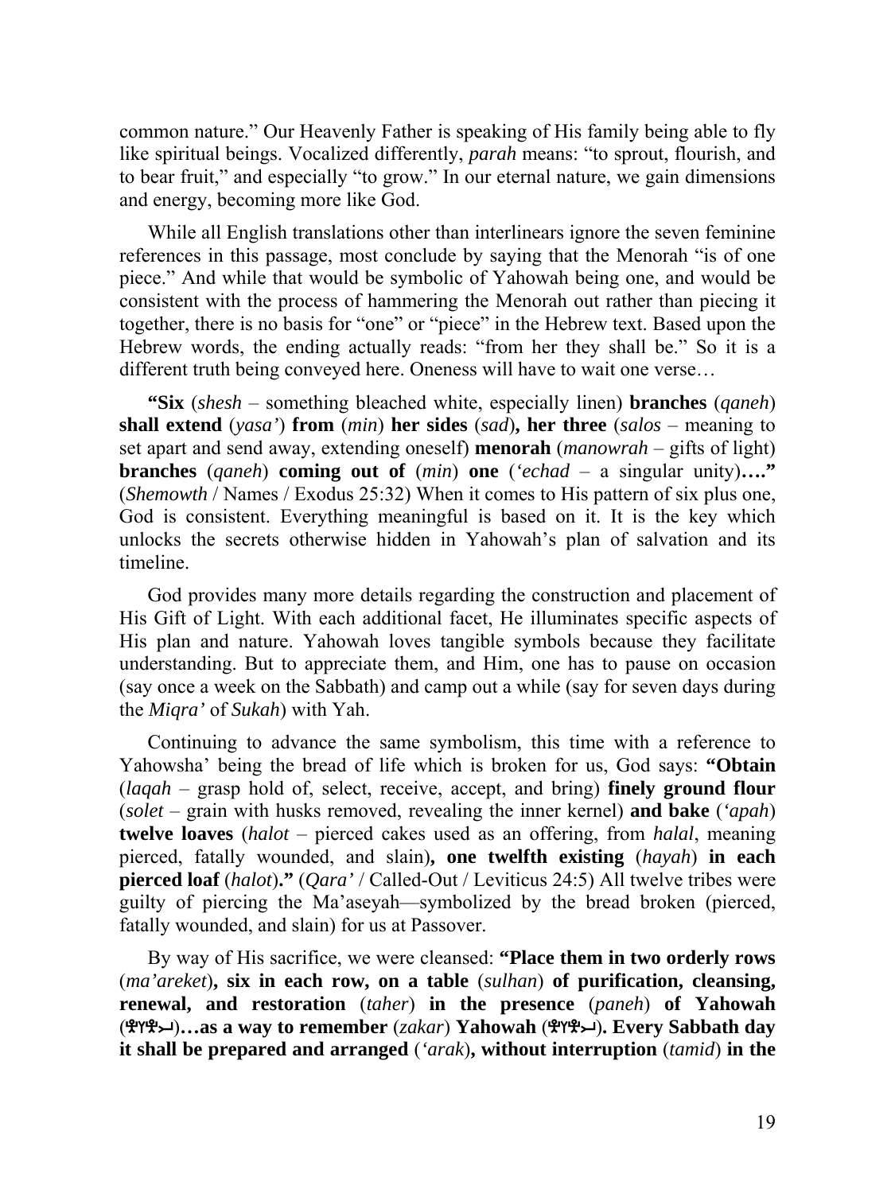common nature." Our Heavenly Father is speaking of His family being able to fly like spiritual beings. Vocalized differently, *parah* means: "to sprout, flourish, and to bear fruit," and especially "to grow." In our eternal nature, we gain dimensions and energy, becoming more like God.

While all English translations other than interlinears ignore the seven feminine references in this passage, most conclude by saying that the Menorah "is of one piece." And while that would be symbolic of Yahowah being one, and would be consistent with the process of hammering the Menorah out rather than piecing it together, there is no basis for "one" or "piece" in the Hebrew text. Based upon the Hebrew words, the ending actually reads: "from her they shall be." So it is a different truth being conveyed here. Oneness will have to wait one verse…

**"Six** (*shesh* – something bleached white, especially linen) **branches** (*qaneh*) **shall extend** (*yasa'*) **from** (*min*) **her sides** (*sad*)**, her three** (*salos* – meaning to set apart and send away, extending oneself) **menorah** (*manowrah* – gifts of light) **branches** (*qaneh*) **coming out of** (*min*) **one** (*'echad* – a singular unity)**…."** (*Shemowth* / Names / Exodus 25:32) When it comes to His pattern of six plus one, God is consistent. Everything meaningful is based on it. It is the key which unlocks the secrets otherwise hidden in Yahowah's plan of salvation and its timeline.

God provides many more details regarding the construction and placement of His Gift of Light. With each additional facet, He illuminates specific aspects of His plan and nature. Yahowah loves tangible symbols because they facilitate understanding. But to appreciate them, and Him, one has to pause on occasion (say once a week on the Sabbath) and camp out a while (say for seven days during the *Miqra'* of *Sukah*) with Yah.

Continuing to advance the same symbolism, this time with a reference to Yahowsha' being the bread of life which is broken for us, God says: **"Obtain** (*laqah* – grasp hold of, select, receive, accept, and bring) **finely ground flour** (*solet* – grain with husks removed, revealing the inner kernel) **and bake** (*'apah*) **twelve loaves** (*halot* – pierced cakes used as an offering, from *halal*, meaning pierced, fatally wounded, and slain)**, one twelfth existing** (*hayah*) **in each pierced loaf** (*halot*)**."** (*Qara'* / Called-Out / Leviticus 24:5) All twelve tribes were guilty of piercing the Ma'aseyah—symbolized by the bread broken (pierced, fatally wounded, and slain) for us at Passover.

By way of His sacrifice, we were cleansed: **"Place them in two orderly rows** (*ma'areket*)**, six in each row, on a table** (*sulhan*) **of purification, cleansing, renewal, and restoration** (*taher*) **in the presence** (*paneh*) **of Yahowah** (𐤄𐤅𐤄𐤉)**…as a way to remember** (*zakar*) **Yahowah** (𐤄𐤅𐤄𐤉)**. Every Sabbath day it shall be prepared and arranged** (*'arak*)**, without interruption** (*tamid*) **in the**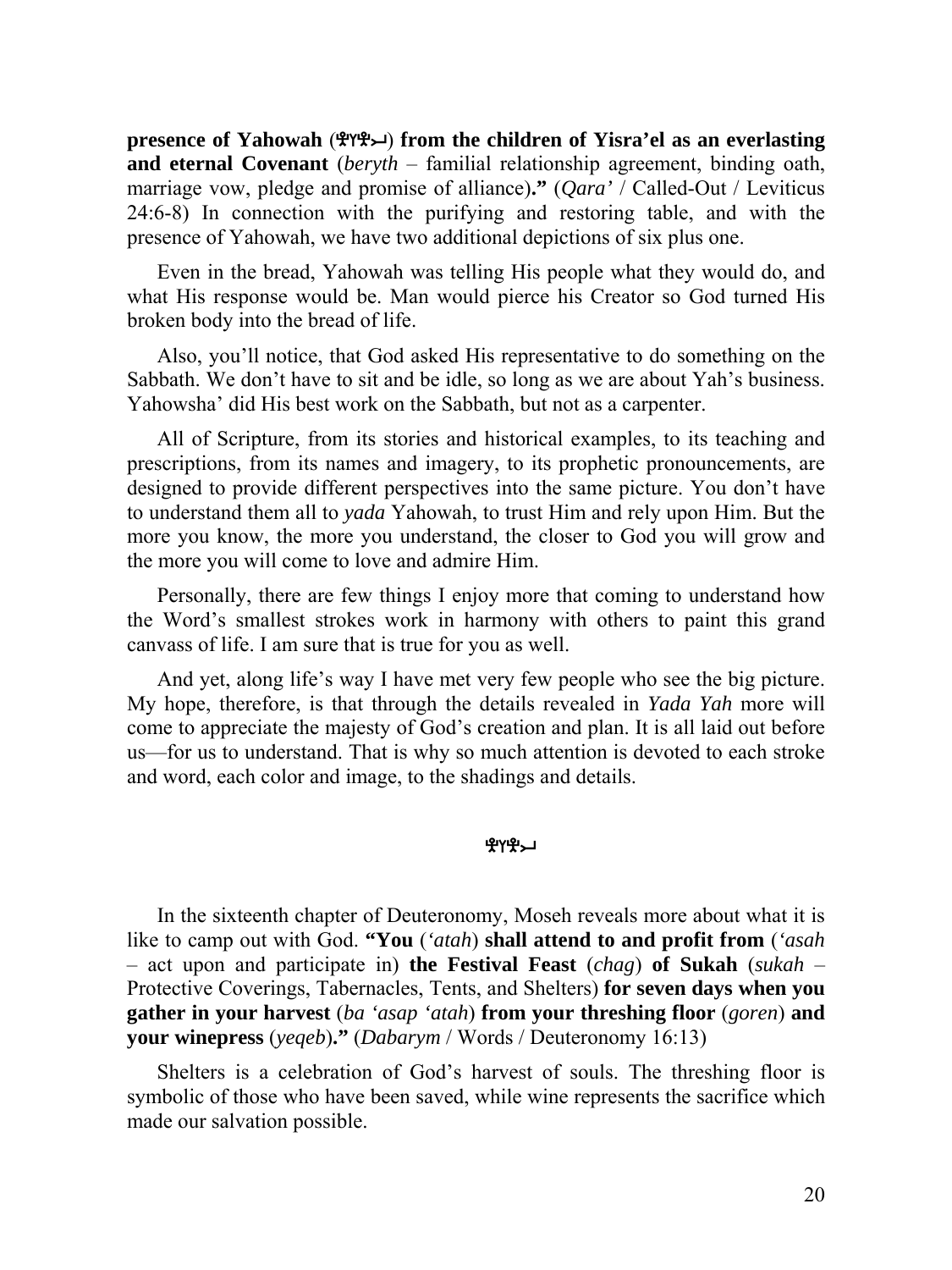**presence of Yahowah (𐤄𐤅𐤄𐤉) from the children of Yisra'el as an everlasting and eternal Covenant** (*beryth* – familial relationship agreement, binding oath, marriage vow, pledge and promise of alliance)**."** (*Qara'* / Called-Out / Leviticus 24:6-8) In connection with the purifying and restoring table, and with the presence of Yahowah, we have two additional depictions of six plus one.

Even in the bread, Yahowah was telling His people what they would do, and what His response would be. Man would pierce his Creator so God turned His broken body into the bread of life.

Also, you'll notice, that God asked His representative to do something on the Sabbath. We don't have to sit and be idle, so long as we are about Yah's business. Yahowsha' did His best work on the Sabbath, but not as a carpenter.

All of Scripture, from its stories and historical examples, to its teaching and prescriptions, from its names and imagery, to its prophetic pronouncements, are designed to provide different perspectives into the same picture. You don't have to understand them all to *yada* Yahowah, to trust Him and rely upon Him. But the more you know, the more you understand, the closer to God you will grow and the more you will come to love and admire Him.

Personally, there are few things I enjoy more that coming to understand how the Word's smallest strokes work in harmony with others to paint this grand canvass of life. I am sure that is true for you as well.

And yet, along life's way I have met very few people who see the big picture. My hope, therefore, is that through the details revealed in *Yada Yah* more will come to appreciate the majesty of God's creation and plan. It is all laid out before us—for us to understand. That is why so much attention is devoted to each stroke and word, each color and image, to the shadings and details.

𐤄𐤅𐤄𐤉

In the sixteenth chapter of Deuteronomy, Moseh reveals more about what it is like to camp out with God. **"You** (*'atah*) **shall attend to and profit from** (*'asah* – act upon and participate in) **the Festival Feast** (*chag*) **of Sukah** (*sukah* – Protective Coverings, Tabernacles, Tents, and Shelters) **for seven days when you gather in your harvest** (*ba 'asap 'atah*) **from your threshing floor** (*goren*) **and your winepress** (*yeqeb*)**."** (*Dabarym* / Words / Deuteronomy 16:13)

Shelters is a celebration of God's harvest of souls. The threshing floor is symbolic of those who have been saved, while wine represents the sacrifice which made our salvation possible.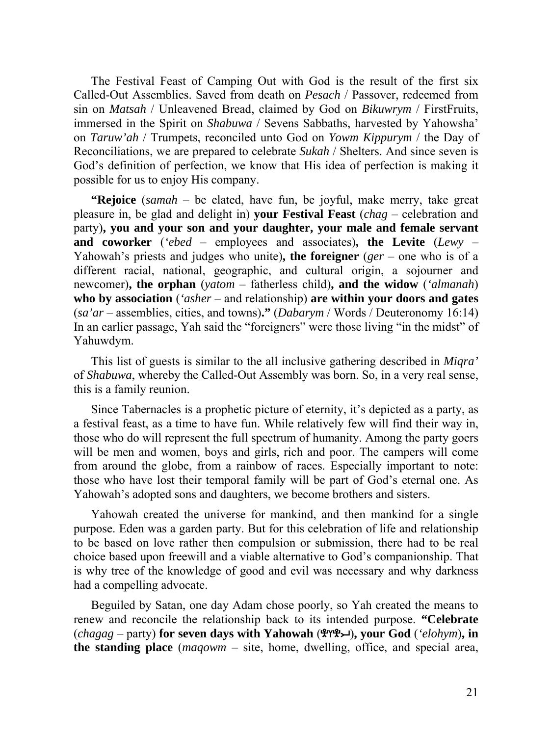The Festival Feast of Camping Out with God is the result of the first six Called-Out Assemblies. Saved from death on *Pesach* / Passover, redeemed from sin on *Matsah* / Unleavened Bread, claimed by God on *Bikuwrym* / FirstFruits, immersed in the Spirit on *Shabuwa* / Sevens Sabbaths, harvested by Yahowsha' on *Taruw'ah* / Trumpets, reconciled unto God on *Yowm Kippurym* / the Day of Reconciliations, we are prepared to celebrate *Sukah* / Shelters. And since seven is God's definition of perfection, we know that His idea of perfection is making it possible for us to enjoy His company.

**"Rejoice** (*samah* – be elated, have fun, be joyful, make merry, take great pleasure in, be glad and delight in) **your Festival Feast** (*chag* – celebration and party)**, you and your son and your daughter, your male and female servant and coworker** (*'ebed* – employees and associates)**, the Levite** (*Lewy* – Yahowah's priests and judges who unite)**, the foreigner** (*ger* – one who is of a different racial, national, geographic, and cultural origin, a sojourner and newcomer)**, the orphan** (*yatom* – fatherless child)**, and the widow** (*'almanah*) **who by association** (*'asher* – and relationship) **are within your doors and gates** (*sa'ar* – assemblies, cities, and towns)**."** (*Dabarym* / Words / Deuteronomy 16:14) In an earlier passage, Yah said the "foreigners" were those living "in the midst" of Yahuwdym.

This list of guests is similar to the all inclusive gathering described in *Miqra'* of *Shabuwa*, whereby the Called-Out Assembly was born. So, in a very real sense, this is a family reunion.

Since Tabernacles is a prophetic picture of eternity, it's depicted as a party, as a festival feast, as a time to have fun. While relatively few will find their way in, those who do will represent the full spectrum of humanity. Among the party goers will be men and women, boys and girls, rich and poor. The campers will come from around the globe, from a rainbow of races. Especially important to note: those who have lost their temporal family will be part of God's eternal one. As Yahowah's adopted sons and daughters, we become brothers and sisters.

Yahowah created the universe for mankind, and then mankind for a single purpose. Eden was a garden party. But for this celebration of life and relationship to be based on love rather then compulsion or submission, there had to be real choice based upon freewill and a viable alternative to God's companionship. That is why tree of the knowledge of good and evil was necessary and why darkness had a compelling advocate.

Beguiled by Satan, one day Adam chose poorly, so Yah created the means to renew and reconcile the relationship back to its intended purpose. **"Celebrate** (*chagag* – party) **for seven days with Yahowah** (𐤄𐤅𐤄𐤉)**, your God** (*'elohym*)**, in the standing place** (*maqowm* – site, home, dwelling, office, and special area,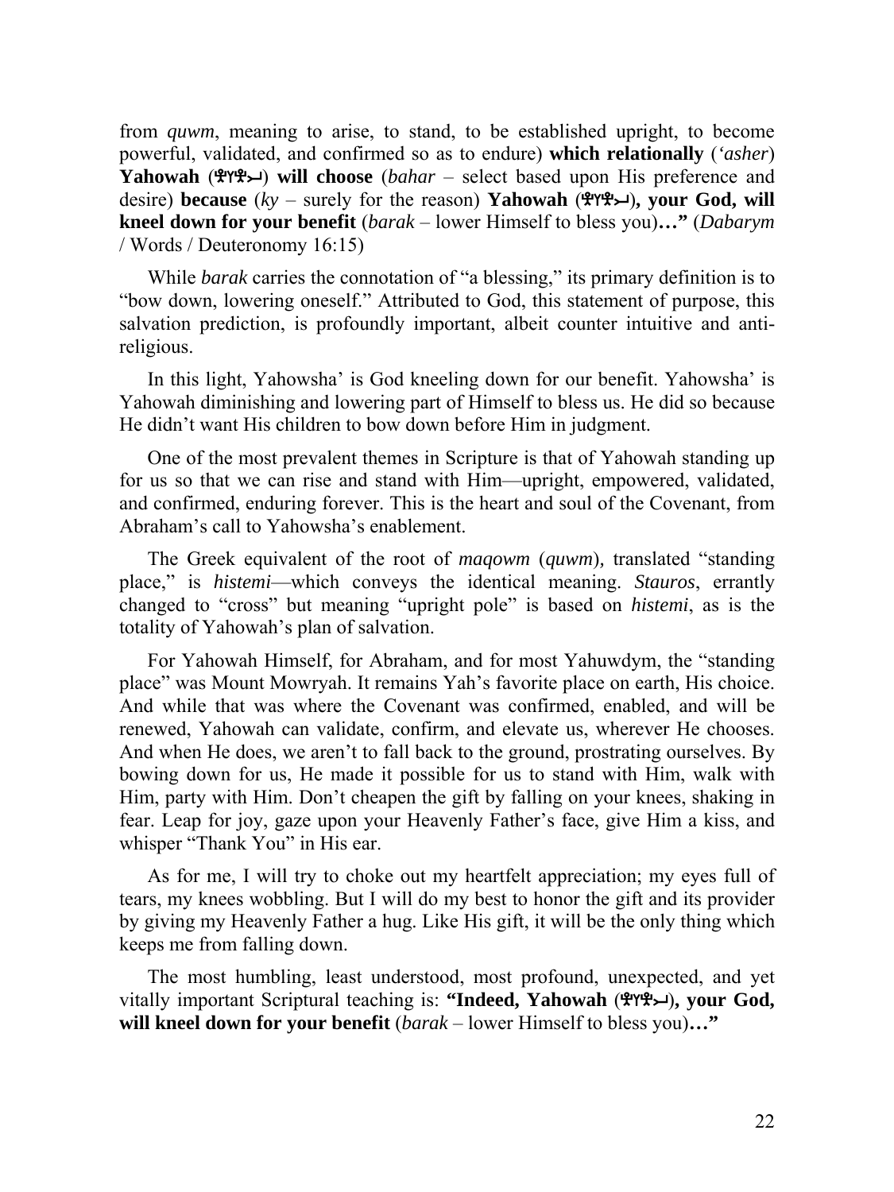from *quwm*, meaning to arise, to stand, to be established upright, to become powerful, validated, and confirmed so as to endure) **which relationally** (*'asher*) **Yahowah** (𐤄𐤅𐤄𐤉) **will choose** (*bahar* – select based upon His preference and desire) **because** (*ky* – surely for the reason) **Yahowah** (𐤄𐤅𐤄𐤉)**, your God, will kneel down for your benefit** (*barak* – lower Himself to bless you)**…"** (*Dabarym* / Words / Deuteronomy 16:15)

While *barak* carries the connotation of "a blessing," its primary definition is to "bow down, lowering oneself." Attributed to God, this statement of purpose, this salvation prediction, is profoundly important, albeit counter intuitive and anti-religious.

In this light, Yahowsha' is God kneeling down for our benefit. Yahowsha' is Yahowah diminishing and lowering part of Himself to bless us. He did so because He didn't want His children to bow down before Him in judgment.

One of the most prevalent themes in Scripture is that of Yahowah standing up for us so that we can rise and stand with Him—upright, empowered, validated, and confirmed, enduring forever. This is the heart and soul of the Covenant, from Abraham's call to Yahowsha's enablement.

The Greek equivalent of the root of *maqowm* (*quwm*), translated "standing place," is *histemi*—which conveys the identical meaning. *Stauros*, errantly changed to "cross" but meaning "upright pole" is based on *histemi*, as is the totality of Yahowah's plan of salvation.

For Yahowah Himself, for Abraham, and for most Yahuwdym, the "standing place" was Mount Mowryah. It remains Yah's favorite place on earth, His choice. And while that was where the Covenant was confirmed, enabled, and will be renewed, Yahowah can validate, confirm, and elevate us, wherever He chooses. And when He does, we aren't to fall back to the ground, prostrating ourselves. By bowing down for us, He made it possible for us to stand with Him, walk with Him, party with Him. Don't cheapen the gift by falling on your knees, shaking in fear. Leap for joy, gaze upon your Heavenly Father's face, give Him a kiss, and whisper "Thank You" in His ear.

As for me, I will try to choke out my heartfelt appreciation; my eyes full of tears, my knees wobbling. But I will do my best to honor the gift and its provider by giving my Heavenly Father a hug. Like His gift, it will be the only thing which keeps me from falling down.

The most humbling, least understood, most profound, unexpected, and yet vitally important Scriptural teaching is: **"Indeed, Yahowah** (𐤄𐤅𐤄𐤉)**, your God, will kneel down for your benefit** (*barak* – lower Himself to bless you)**…"**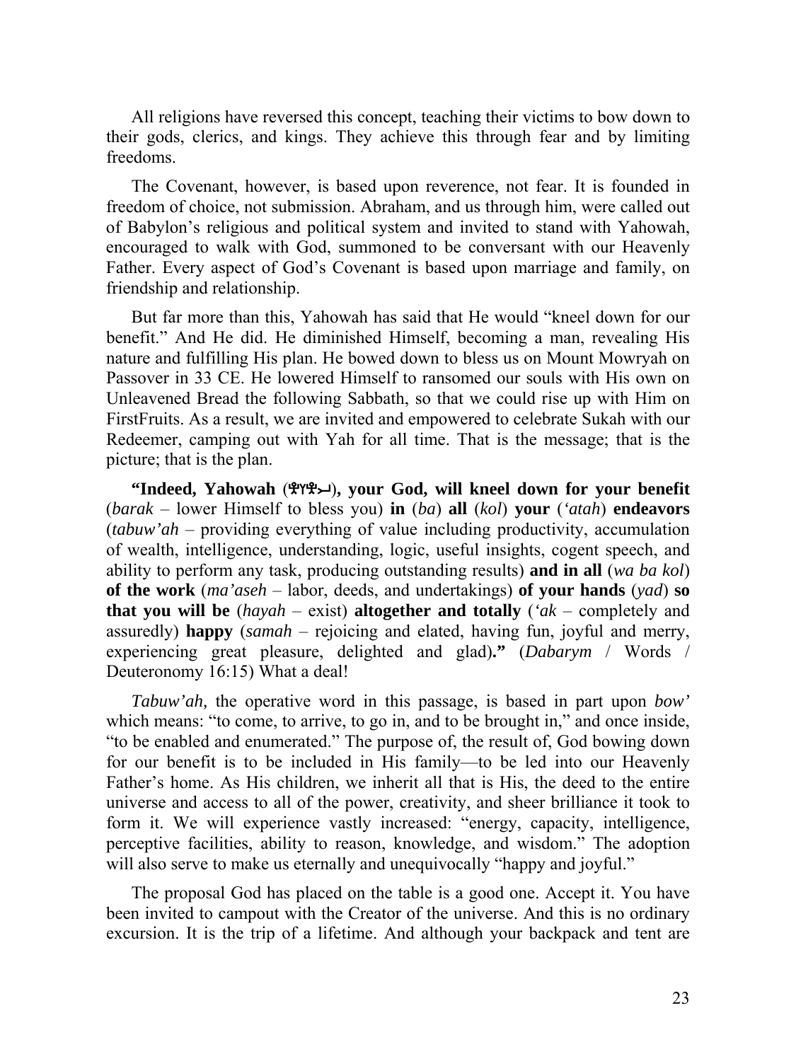All religions have reversed this concept, teaching their victims to bow down to their gods, clerics, and kings. They achieve this through fear and by limiting freedoms.

The Covenant, however, is based upon reverence, not fear. It is founded in freedom of choice, not submission. Abraham, and us through him, were called out of Babylon's religious and political system and invited to stand with Yahowah, encouraged to walk with God, summoned to be conversant with our Heavenly Father. Every aspect of God's Covenant is based upon marriage and family, on friendship and relationship.

But far more than this, Yahowah has said that He would "kneel down for our benefit." And He did. He diminished Himself, becoming a man, revealing His nature and fulfilling His plan. He bowed down to bless us on Mount Mowryah on Passover in 33 CE. He lowered Himself to ransomed our souls with His own on Unleavened Bread the following Sabbath, so that we could rise up with Him on FirstFruits. As a result, we are invited and empowered to celebrate Sukah with our Redeemer, camping out with Yah for all time. That is the message; that is the picture; that is the plan.

**"Indeed, Yahowah (𐤉𐤄𐤅𐤄), your God, will kneel down for your benefit** (*barak* – lower Himself to bless you) **in** (*ba*) **all** (*kol*) **your** (*'atah*) **endeavors** (*tabuw'ah* – providing everything of value including productivity, accumulation of wealth, intelligence, understanding, logic, useful insights, cogent speech, and ability to perform any task, producing outstanding results) **and in all** (*wa ba kol*) **of the work** (*ma'aseh* – labor, deeds, and undertakings) **of your hands** (*yad*) **so that you will be** (*hayah* – exist) **altogether and totally** (*'ak* – completely and assuredly) **happy** (*samah* – rejoicing and elated, having fun, joyful and merry, experiencing great pleasure, delighted and glad)**."** (*Dabarym* / Words / Deuteronomy 16:15) What a deal!

*Tabuw'ah,* the operative word in this passage, is based in part upon *bow'* which means: "to come, to arrive, to go in, and to be brought in," and once inside, "to be enabled and enumerated." The purpose of, the result of, God bowing down for our benefit is to be included in His family—to be led into our Heavenly Father's home. As His children, we inherit all that is His, the deed to the entire universe and access to all of the power, creativity, and sheer brilliance it took to form it. We will experience vastly increased: "energy, capacity, intelligence, perceptive facilities, ability to reason, knowledge, and wisdom." The adoption will also serve to make us eternally and unequivocally "happy and joyful."

The proposal God has placed on the table is a good one. Accept it. You have been invited to campout with the Creator of the universe. And this is no ordinary excursion. It is the trip of a lifetime. And although your backpack and tent are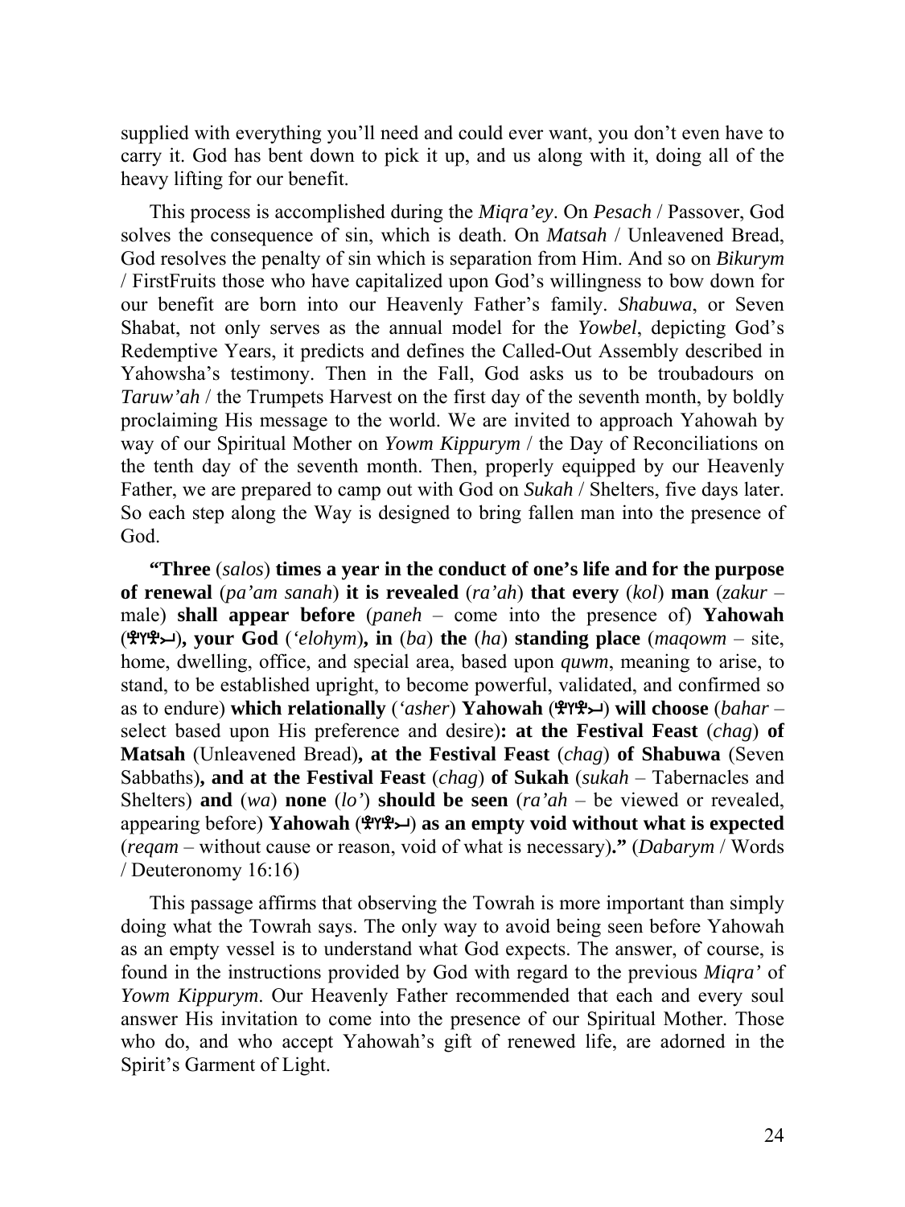supplied with everything you'll need and could ever want, you don't even have to carry it. God has bent down to pick it up, and us along with it, doing all of the heavy lifting for our benefit.

This process is accomplished during the *Miqra'ey*. On *Pesach* / Passover, God solves the consequence of sin, which is death. On *Matsah* / Unleavened Bread, God resolves the penalty of sin which is separation from Him. And so on *Bikurym* / FirstFruits those who have capitalized upon God's willingness to bow down for our benefit are born into our Heavenly Father's family. *Shabuwa*, or Seven Shabat, not only serves as the annual model for the *Yowbel*, depicting God's Redemptive Years, it predicts and defines the Called-Out Assembly described in Yahowsha's testimony. Then in the Fall, God asks us to be troubadours on *Taruw'ah* / the Trumpets Harvest on the first day of the seventh month, by boldly proclaiming His message to the world. We are invited to approach Yahowah by way of our Spiritual Mother on *Yowm Kippurym* / the Day of Reconciliations on the tenth day of the seventh month. Then, properly equipped by our Heavenly Father, we are prepared to camp out with God on *Sukah* / Shelters, five days later. So each step along the Way is designed to bring fallen man into the presence of God.

**"Three** (*salos*) **times a year in the conduct of one's life and for the purpose of renewal** (*pa'am sanah*) **it is revealed** (*ra'ah*) **that every** (*kol*) **man** (*zakur* – male) **shall appear before** (*paneh* – come into the presence of) **Yahowah (𐤄𐤅𐤄𐤉), your God** (*'elohym*)**, in** (*ba*) **the** (*ha*) **standing place** (*maqowm* – site, home, dwelling, office, and special area, based upon *quwm*, meaning to arise, to stand, to be established upright, to become powerful, validated, and confirmed so as to endure) **which relationally** (*'asher*) **Yahowah (𐤄𐤅𐤄𐤉) will choose** (*bahar* – select based upon His preference and desire)**: at the Festival Feast** (*chag*) **of Matsah** (Unleavened Bread)**, at the Festival Feast** (*chag*) **of Shabuwa** (Seven Sabbaths)**, and at the Festival Feast** (*chag*) **of Sukah** (*sukah* – Tabernacles and Shelters) **and** (*wa*) **none** (*lo'*) **should be seen** (*ra'ah* – be viewed or revealed, appearing before) **Yahowah (𐤄𐤅𐤄𐤉) as an empty void without what is expected** (*reqam* – without cause or reason, void of what is necessary)**."** (*Dabarym* / Words / Deuteronomy 16:16)

This passage affirms that observing the Towrah is more important than simply doing what the Towrah says. The only way to avoid being seen before Yahowah as an empty vessel is to understand what God expects. The answer, of course, is found in the instructions provided by God with regard to the previous *Miqra'* of *Yowm Kippurym*. Our Heavenly Father recommended that each and every soul answer His invitation to come into the presence of our Spiritual Mother. Those who do, and who accept Yahowah's gift of renewed life, are adorned in the Spirit's Garment of Light.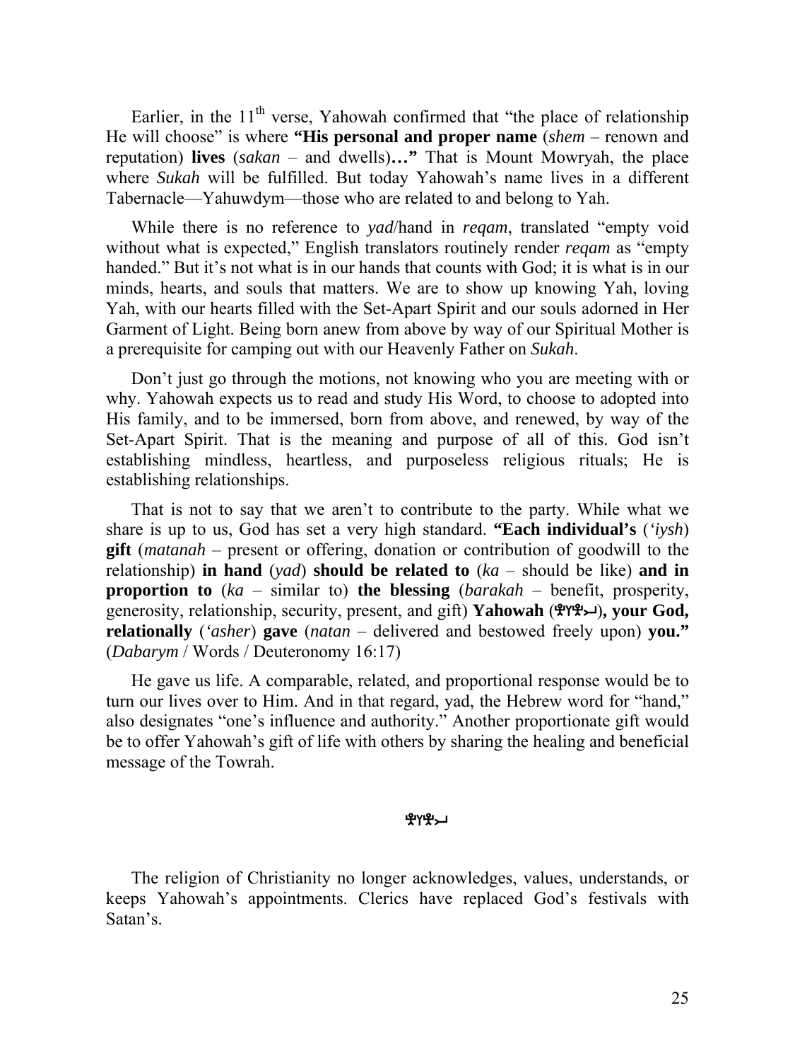Earlier, in the 11th verse, Yahowah confirmed that "the place of relationship He will choose" is where **"His personal and proper name** (*shem* – renown and reputation) **lives** (*sakan* – and dwells)**…"** That is Mount Mowryah, the place where *Sukah* will be fulfilled. But today Yahowah's name lives in a different Tabernacle—Yahuwdym—those who are related to and belong to Yah.

While there is no reference to *yad*/hand in *reqam*, translated "empty void without what is expected," English translators routinely render *reqam* as "empty handed." But it's not what is in our hands that counts with God; it is what is in our minds, hearts, and souls that matters. We are to show up knowing Yah, loving Yah, with our hearts filled with the Set-Apart Spirit and our souls adorned in Her Garment of Light. Being born anew from above by way of our Spiritual Mother is a prerequisite for camping out with our Heavenly Father on *Sukah*.

Don't just go through the motions, not knowing who you are meeting with or why. Yahowah expects us to read and study His Word, to choose to adopted into His family, and to be immersed, born from above, and renewed, by way of the Set-Apart Spirit. That is the meaning and purpose of all of this. God isn't establishing mindless, heartless, and purposeless religious rituals; He is establishing relationships.

That is not to say that we aren't to contribute to the party. While what we share is up to us, God has set a very high standard. **"Each individual's** (*'iysh*) **gift** (*matanah* – present or offering, donation or contribution of goodwill to the relationship) **in hand** (*yad*) **should be related to** (*ka* – should be like) **and in proportion to** (*ka* – similar to) **the blessing** (*barakah* – benefit, prosperity, generosity, relationship, security, present, and gift) **Yahowah** (𐤉𐤄𐤅𐤄)**, your God, relationally** (*'asher*) **gave** (*natan* – delivered and bestowed freely upon) **you."** (*Dabarym* / Words / Deuteronomy 16:17)

He gave us life. A comparable, related, and proportional response would be to turn our lives over to Him. And in that regard, yad, the Hebrew word for "hand," also designates "one's influence and authority." Another proportionate gift would be to offer Yahowah's gift of life with others by sharing the healing and beneficial message of the Towrah.

𐤉𐤄𐤅𐤄

The religion of Christianity no longer acknowledges, values, understands, or keeps Yahowah's appointments. Clerics have replaced God's festivals with Satan's.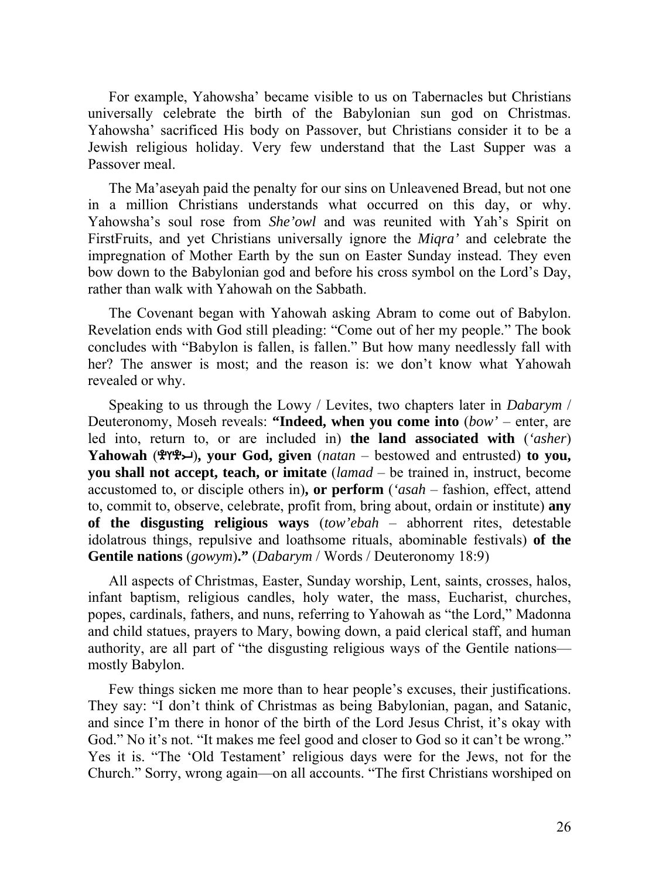For example, Yahowsha' became visible to us on Tabernacles but Christians universally celebrate the birth of the Babylonian sun god on Christmas. Yahowsha' sacrificed His body on Passover, but Christians consider it to be a Jewish religious holiday. Very few understand that the Last Supper was a Passover meal.

The Ma'aseyah paid the penalty for our sins on Unleavened Bread, but not one in a million Christians understands what occurred on this day, or why. Yahowsha's soul rose from *She'owl* and was reunited with Yah's Spirit on FirstFruits, and yet Christians universally ignore the *Miqra'* and celebrate the impregnation of Mother Earth by the sun on Easter Sunday instead. They even bow down to the Babylonian god and before his cross symbol on the Lord's Day, rather than walk with Yahowah on the Sabbath.

The Covenant began with Yahowah asking Abram to come out of Babylon. Revelation ends with God still pleading: "Come out of her my people." The book concludes with "Babylon is fallen, is fallen." But how many needlessly fall with her? The answer is most; and the reason is: we don't know what Yahowah revealed or why.

Speaking to us through the Lowy / Levites, two chapters later in *Dabarym* / Deuteronomy, Moseh reveals: **"Indeed, when you come into** (*bow'* – enter, are led into, return to, or are included in) **the land associated with** (*'asher*) **Yahowah** (𐤉𐤄𐤅𐤄)**, your God, given** (*natan* – bestowed and entrusted) **to you, you shall not accept, teach, or imitate** (*lamad* – be trained in, instruct, become accustomed to, or disciple others in)**, or perform** (*'asah* – fashion, effect, attend to, commit to, observe, celebrate, profit from, bring about, ordain or institute) **any of the disgusting religious ways** (*tow'ebah* – abhorrent rites, detestable idolatrous things, repulsive and loathsome rituals, abominable festivals) **of the Gentile nations** (*gowym*)**."** (*Dabarym* / Words / Deuteronomy 18:9)

All aspects of Christmas, Easter, Sunday worship, Lent, saints, crosses, halos, infant baptism, religious candles, holy water, the mass, Eucharist, churches, popes, cardinals, fathers, and nuns, referring to Yahowah as "the Lord," Madonna and child statues, prayers to Mary, bowing down, a paid clerical staff, and human authority, are all part of "the disgusting religious ways of the Gentile nations—mostly Babylon.

Few things sicken me more than to hear people's excuses, their justifications. They say: "I don't think of Christmas as being Babylonian, pagan, and Satanic, and since I'm there in honor of the birth of the Lord Jesus Christ, it's okay with God." No it's not. "It makes me feel good and closer to God so it can't be wrong." Yes it is. "The 'Old Testament' religious days were for the Jews, not for the Church." Sorry, wrong again—on all accounts. "The first Christians worshiped on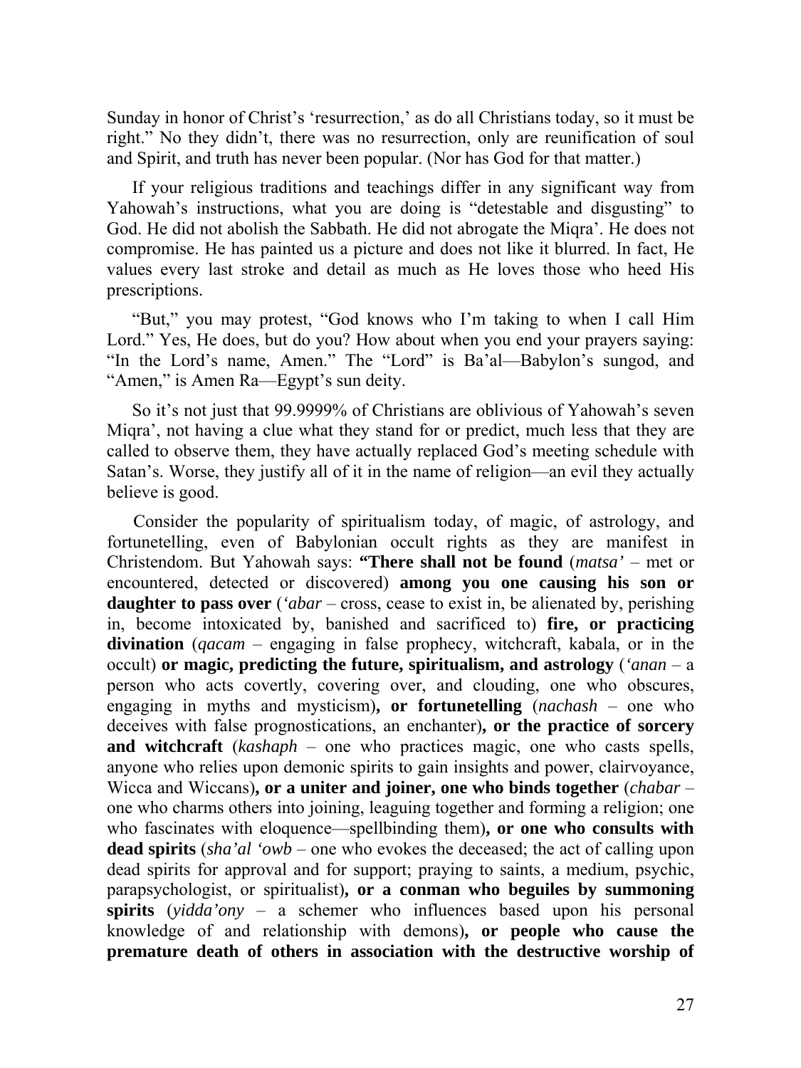Sunday in honor of Christ's 'resurrection,' as do all Christians today, so it must be right." No they didn't, there was no resurrection, only are reunification of soul and Spirit, and truth has never been popular. (Nor has God for that matter.)

If your religious traditions and teachings differ in any significant way from Yahowah's instructions, what you are doing is "detestable and disgusting" to God. He did not abolish the Sabbath. He did not abrogate the Miqra'. He does not compromise. He has painted us a picture and does not like it blurred. In fact, He values every last stroke and detail as much as He loves those who heed His prescriptions.

"But," you may protest, "God knows who I'm taking to when I call Him Lord." Yes, He does, but do you? How about when you end your prayers saying: "In the Lord's name, Amen." The "Lord" is Ba'al—Babylon's sungod, and "Amen," is Amen Ra—Egypt's sun deity.

So it's not just that 99.9999% of Christians are oblivious of Yahowah's seven Miqra', not having a clue what they stand for or predict, much less that they are called to observe them, they have actually replaced God's meeting schedule with Satan's. Worse, they justify all of it in the name of religion—an evil they actually believe is good.

Consider the popularity of spiritualism today, of magic, of astrology, and fortunetelling, even of Babylonian occult rights as they are manifest in Christendom. But Yahowah says: **"There shall not be found** (*matsa'* – met or encountered, detected or discovered) **among you one causing his son or daughter to pass over** (*'abar* – cross, cease to exist in, be alienated by, perishing in, become intoxicated by, banished and sacrificed to) **fire, or practicing divination** (*qacam* – engaging in false prophecy, witchcraft, kabala, or in the occult) **or magic, predicting the future, spiritualism, and astrology** (*'anan* – a person who acts covertly, covering over, and clouding, one who obscures, engaging in myths and mysticism)**, or fortunetelling** (*nachash* – one who deceives with false prognostications, an enchanter)**, or the practice of sorcery and witchcraft** (*kashaph* – one who practices magic, one who casts spells, anyone who relies upon demonic spirits to gain insights and power, clairvoyance, Wicca and Wiccans)**, or a uniter and joiner, one who binds together** (*chabar* – one who charms others into joining, leaguing together and forming a religion; one who fascinates with eloquence—spellbinding them)**, or one who consults with dead spirits** (*sha'al 'owb* – one who evokes the deceased; the act of calling upon dead spirits for approval and for support; praying to saints, a medium, psychic, parapsychologist, or spiritualist)**, or a conman who beguiles by summoning spirits** (*yidda'ony* – a schemer who influences based upon his personal knowledge of and relationship with demons)**, or people who cause the premature death of others in association with the destructive worship of**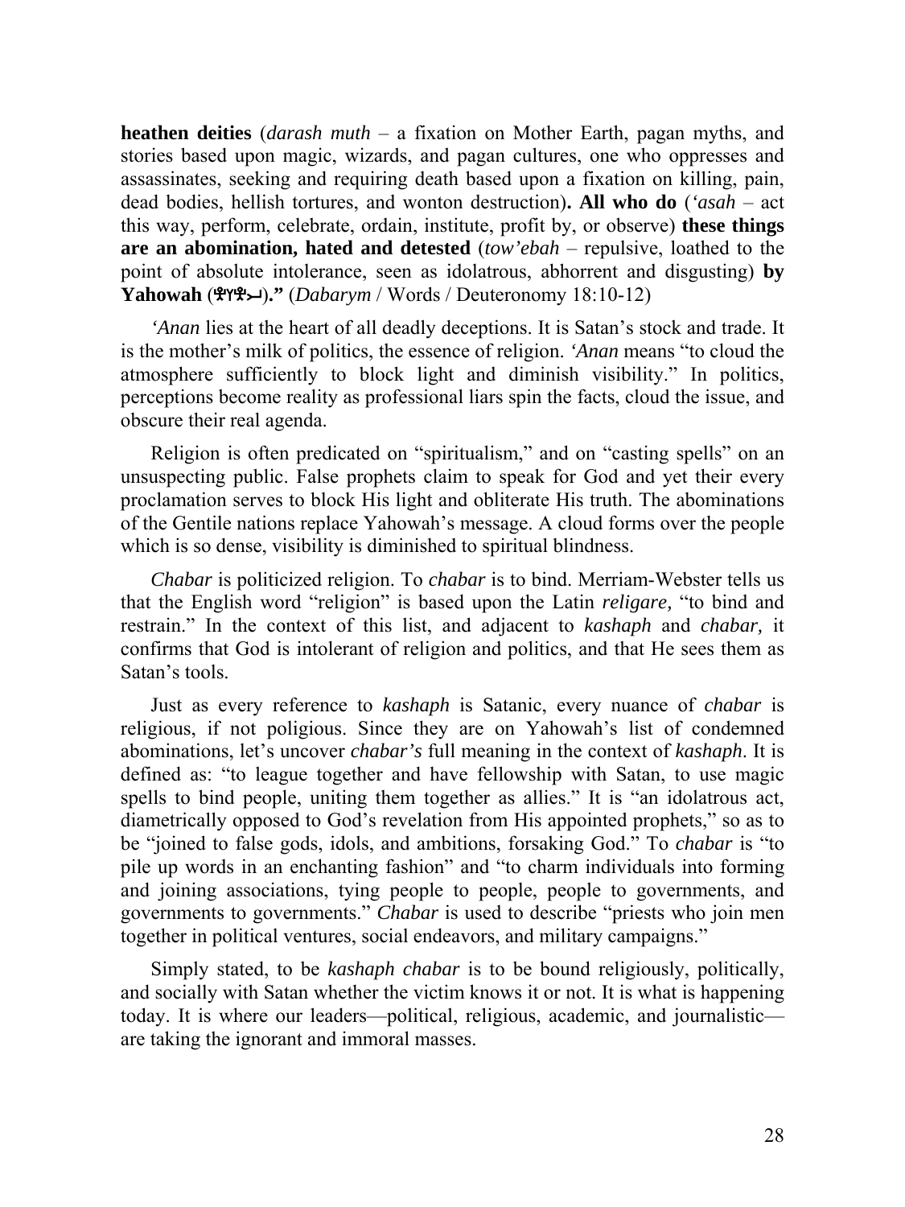**heathen deities** (*darash muth* – a fixation on Mother Earth, pagan myths, and stories based upon magic, wizards, and pagan cultures, one who oppresses and assassinates, seeking and requiring death based upon a fixation on killing, pain, dead bodies, hellish tortures, and wonton destruction)**. All who do** (*'asah* – act this way, perform, celebrate, ordain, institute, profit by, or observe) **these things are an abomination, hated and detested** (*tow'ebah* – repulsive, loathed to the point of absolute intolerance, seen as idolatrous, abhorrent and disgusting) **by Yahowah** (𐤉𐤄𐤅𐤄)**."** (*Dabarym* / Words / Deuteronomy 18:10-12)

*'Anan* lies at the heart of all deadly deceptions. It is Satan's stock and trade. It is the mother's milk of politics, the essence of religion. *'Anan* means "to cloud the atmosphere sufficiently to block light and diminish visibility." In politics, perceptions become reality as professional liars spin the facts, cloud the issue, and obscure their real agenda.

Religion is often predicated on "spiritualism," and on "casting spells" on an unsuspecting public. False prophets claim to speak for God and yet their every proclamation serves to block His light and obliterate His truth. The abominations of the Gentile nations replace Yahowah's message. A cloud forms over the people which is so dense, visibility is diminished to spiritual blindness.

*Chabar* is politicized religion. To *chabar* is to bind. Merriam-Webster tells us that the English word "religion" is based upon the Latin *religare,* "to bind and restrain." In the context of this list, and adjacent to *kashaph* and *chabar,* it confirms that God is intolerant of religion and politics, and that He sees them as Satan's tools.

Just as every reference to *kashaph* is Satanic, every nuance of *chabar* is religious, if not poligious. Since they are on Yahowah's list of condemned abominations, let's uncover *chabar's* full meaning in the context of *kashaph*. It is defined as: "to league together and have fellowship with Satan, to use magic spells to bind people, uniting them together as allies." It is "an idolatrous act, diametrically opposed to God's revelation from His appointed prophets," so as to be "joined to false gods, idols, and ambitions, forsaking God." To *chabar* is "to pile up words in an enchanting fashion" and "to charm individuals into forming and joining associations, tying people to people, people to governments, and governments to governments." *Chabar* is used to describe "priests who join men together in political ventures, social endeavors, and military campaigns."

Simply stated, to be *kashaph chabar* is to be bound religiously, politically, and socially with Satan whether the victim knows it or not. It is what is happening today. It is where our leaders—political, religious, academic, and journalistic—are taking the ignorant and immoral masses.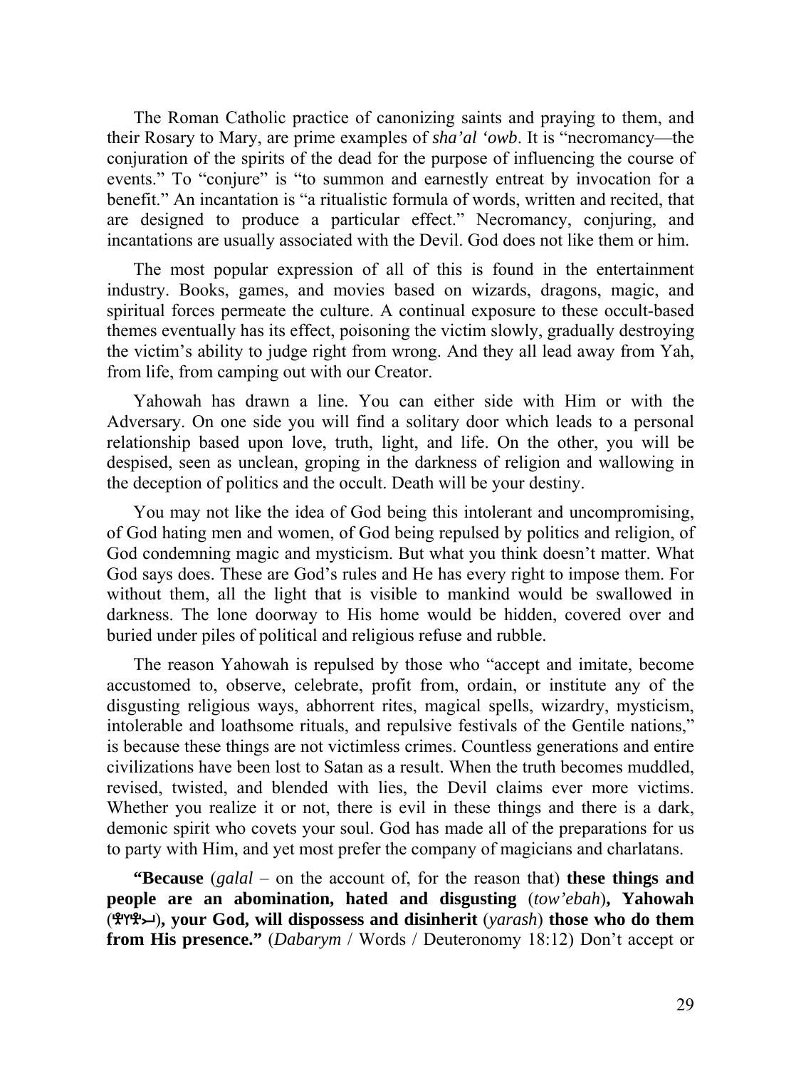The Roman Catholic practice of canonizing saints and praying to them, and their Rosary to Mary, are prime examples of *sha'al 'owb*. It is "necromancy—the conjuration of the spirits of the dead for the purpose of influencing the course of events." To "conjure" is "to summon and earnestly entreat by invocation for a benefit." An incantation is "a ritualistic formula of words, written and recited, that are designed to produce a particular effect." Necromancy, conjuring, and incantations are usually associated with the Devil. God does not like them or him.

The most popular expression of all of this is found in the entertainment industry. Books, games, and movies based on wizards, dragons, magic, and spiritual forces permeate the culture. A continual exposure to these occult-based themes eventually has its effect, poisoning the victim slowly, gradually destroying the victim's ability to judge right from wrong. And they all lead away from Yah, from life, from camping out with our Creator.

Yahowah has drawn a line. You can either side with Him or with the Adversary. On one side you will find a solitary door which leads to a personal relationship based upon love, truth, light, and life. On the other, you will be despised, seen as unclean, groping in the darkness of religion and wallowing in the deception of politics and the occult. Death will be your destiny.

You may not like the idea of God being this intolerant and uncompromising, of God hating men and women, of God being repulsed by politics and religion, of God condemning magic and mysticism. But what you think doesn't matter. What God says does. These are God's rules and He has every right to impose them. For without them, all the light that is visible to mankind would be swallowed in darkness. The lone doorway to His home would be hidden, covered over and buried under piles of political and religious refuse and rubble.

The reason Yahowah is repulsed by those who "accept and imitate, become accustomed to, observe, celebrate, profit from, ordain, or institute any of the disgusting religious ways, abhorrent rites, magical spells, wizardry, mysticism, intolerable and loathsome rituals, and repulsive festivals of the Gentile nations," is because these things are not victimless crimes. Countless generations and entire civilizations have been lost to Satan as a result. When the truth becomes muddled, revised, twisted, and blended with lies, the Devil claims ever more victims. Whether you realize it or not, there is evil in these things and there is a dark, demonic spirit who covets your soul. God has made all of the preparations for us to party with Him, and yet most prefer the company of magicians and charlatans.

**"Because** (*galal* – on the account of, for the reason that) **these things and people are an abomination, hated and disgusting** (*tow'ebah*)**, Yahowah** (𐤉𐤄𐤅𐤄)**, your God, will dispossess and disinherit** (*yarash*) **those who do them from His presence."** (*Dabarym* / Words / Deuteronomy 18:12) Don't accept or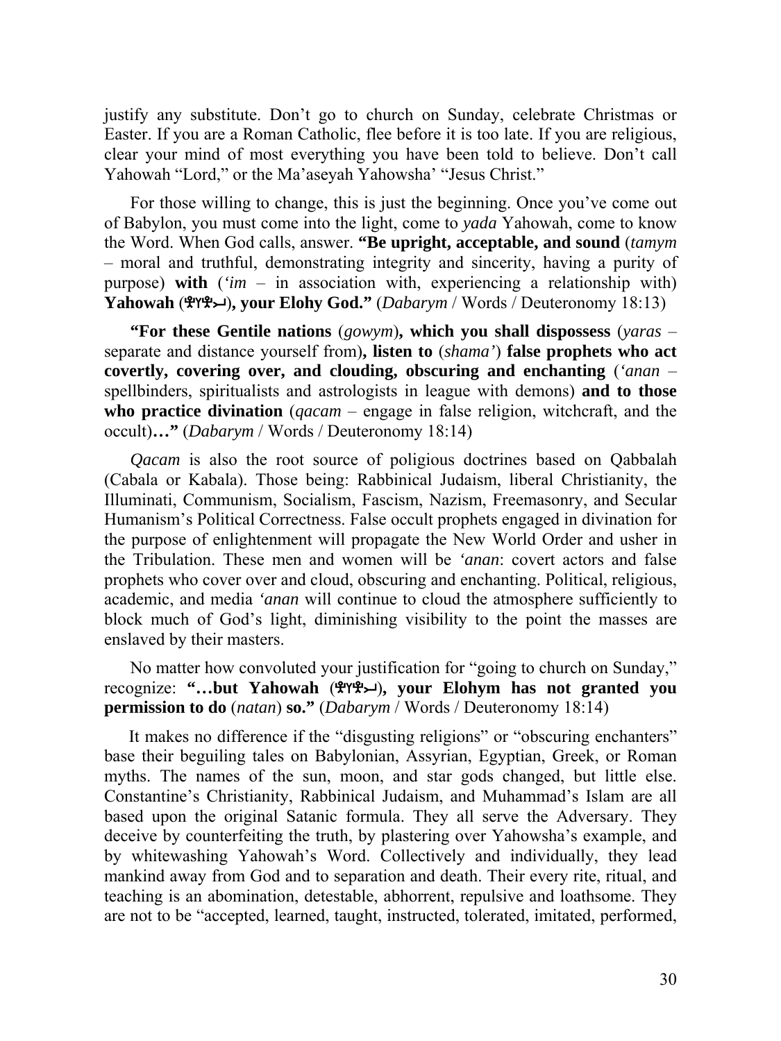justify any substitute. Don't go to church on Sunday, celebrate Christmas or Easter. If you are a Roman Catholic, flee before it is too late. If you are religious, clear your mind of most everything you have been told to believe. Don't call Yahowah "Lord," or the Ma'aseyah Yahowsha' "Jesus Christ."

For those willing to change, this is just the beginning. Once you've come out of Babylon, you must come into the light, come to *yada* Yahowah, come to know the Word. When God calls, answer. **"Be upright, acceptable, and sound** (*tamym* – moral and truthful, demonstrating integrity and sincerity, having a purity of purpose) **with** (*'im* – in association with, experiencing a relationship with) **Yahowah** (𐤄𐤅𐤄𐤉)**, your Elohy God."** (*Dabarym* / Words / Deuteronomy 18:13)

**"For these Gentile nations** (*gowym*)**, which you shall dispossess** (*yaras* – separate and distance yourself from)**, listen to** (*shama'*) **false prophets who act covertly, covering over, and clouding, obscuring and enchanting** (*'anan* – spellbinders, spiritualists and astrologists in league with demons) **and to those who practice divination** (*qacam* – engage in false religion, witchcraft, and the occult)**…"** (*Dabarym* / Words / Deuteronomy 18:14)

*Qacam* is also the root source of poligious doctrines based on Qabbalah (Cabala or Kabala). Those being: Rabbinical Judaism, liberal Christianity, the Illuminati, Communism, Socialism, Fascism, Nazism, Freemasonry, and Secular Humanism's Political Correctness. False occult prophets engaged in divination for the purpose of enlightenment will propagate the New World Order and usher in the Tribulation. These men and women will be *'anan*: covert actors and false prophets who cover over and cloud, obscuring and enchanting. Political, religious, academic, and media *'anan* will continue to cloud the atmosphere sufficiently to block much of God's light, diminishing visibility to the point the masses are enslaved by their masters.

No matter how convoluted your justification for "going to church on Sunday," recognize: **"…but Yahowah** (𐤄𐤅𐤄𐤉)**, your Elohym has not granted you permission to do** (*natan*) **so."** (*Dabarym* / Words / Deuteronomy 18:14)

It makes no difference if the "disgusting religions" or "obscuring enchanters" base their beguiling tales on Babylonian, Assyrian, Egyptian, Greek, or Roman myths. The names of the sun, moon, and star gods changed, but little else. Constantine's Christianity, Rabbinical Judaism, and Muhammad's Islam are all based upon the original Satanic formula. They all serve the Adversary. They deceive by counterfeiting the truth, by plastering over Yahowsha's example, and by whitewashing Yahowah's Word. Collectively and individually, they lead mankind away from God and to separation and death. Their every rite, ritual, and teaching is an abomination, detestable, abhorrent, repulsive and loathsome. They are not to be "accepted, learned, taught, instructed, tolerated, imitated, performed,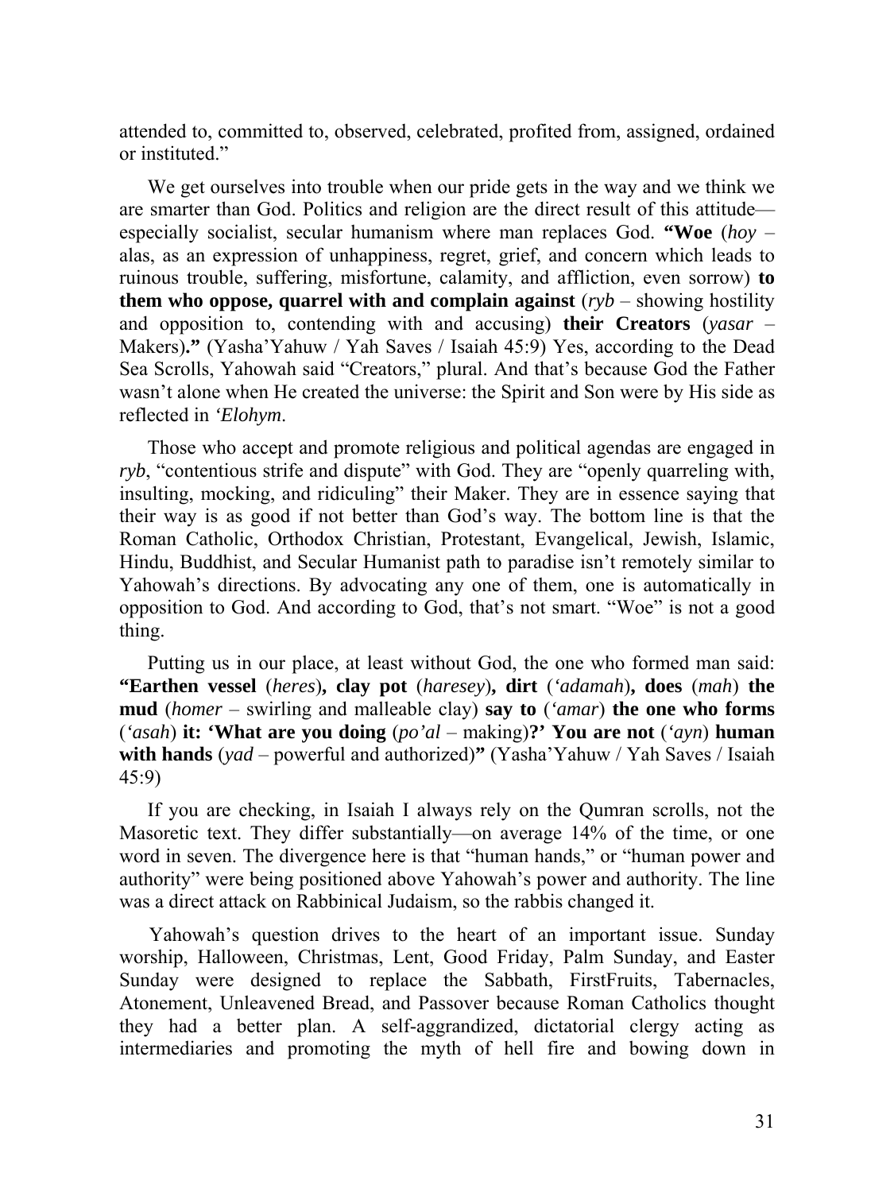attended to, committed to, observed, celebrated, profited from, assigned, ordained or instituted."

We get ourselves into trouble when our pride gets in the way and we think we are smarter than God. Politics and religion are the direct result of this attitude—especially socialist, secular humanism where man replaces God. **"Woe** (*hoy* – alas, as an expression of unhappiness, regret, grief, and concern which leads to ruinous trouble, suffering, misfortune, calamity, and affliction, even sorrow) **to them who oppose, quarrel with and complain against** (*ryb* – showing hostility and opposition to, contending with and accusing) **their Creators** (*yasar* – Makers)**."** (Yasha'Yahuw / Yah Saves / Isaiah 45:9) Yes, according to the Dead Sea Scrolls, Yahowah said "Creators," plural. And that's because God the Father wasn't alone when He created the universe: the Spirit and Son were by His side as reflected in *'Elohym*.

Those who accept and promote religious and political agendas are engaged in *ryb*, "contentious strife and dispute" with God. They are "openly quarreling with, insulting, mocking, and ridiculing" their Maker. They are in essence saying that their way is as good if not better than God's way. The bottom line is that the Roman Catholic, Orthodox Christian, Protestant, Evangelical, Jewish, Islamic, Hindu, Buddhist, and Secular Humanist path to paradise isn't remotely similar to Yahowah's directions. By advocating any one of them, one is automatically in opposition to God. And according to God, that's not smart. "Woe" is not a good thing.

Putting us in our place, at least without God, the one who formed man said: **"Earthen vessel** (*heres*)**, clay pot** (*haresey*)**, dirt** (*'adamah*)**, does** (*mah*) **the mud** (*homer* – swirling and malleable clay) **say to** (*'amar*) **the one who forms** (*'asah*) **it: 'What are you doing** (*po'al* – making)**?' You are not** (*'ayn*) **human with hands** (*yad* – powerful and authorized)**"** (Yasha'Yahuw / Yah Saves / Isaiah 45:9)

If you are checking, in Isaiah I always rely on the Qumran scrolls, not the Masoretic text. They differ substantially—on average 14% of the time, or one word in seven. The divergence here is that "human hands," or "human power and authority" were being positioned above Yahowah's power and authority. The line was a direct attack on Rabbinical Judaism, so the rabbis changed it.

Yahowah's question drives to the heart of an important issue. Sunday worship, Halloween, Christmas, Lent, Good Friday, Palm Sunday, and Easter Sunday were designed to replace the Sabbath, FirstFruits, Tabernacles, Atonement, Unleavened Bread, and Passover because Roman Catholics thought they had a better plan. A self-aggrandized, dictatorial clergy acting as intermediaries and promoting the myth of hell fire and bowing down in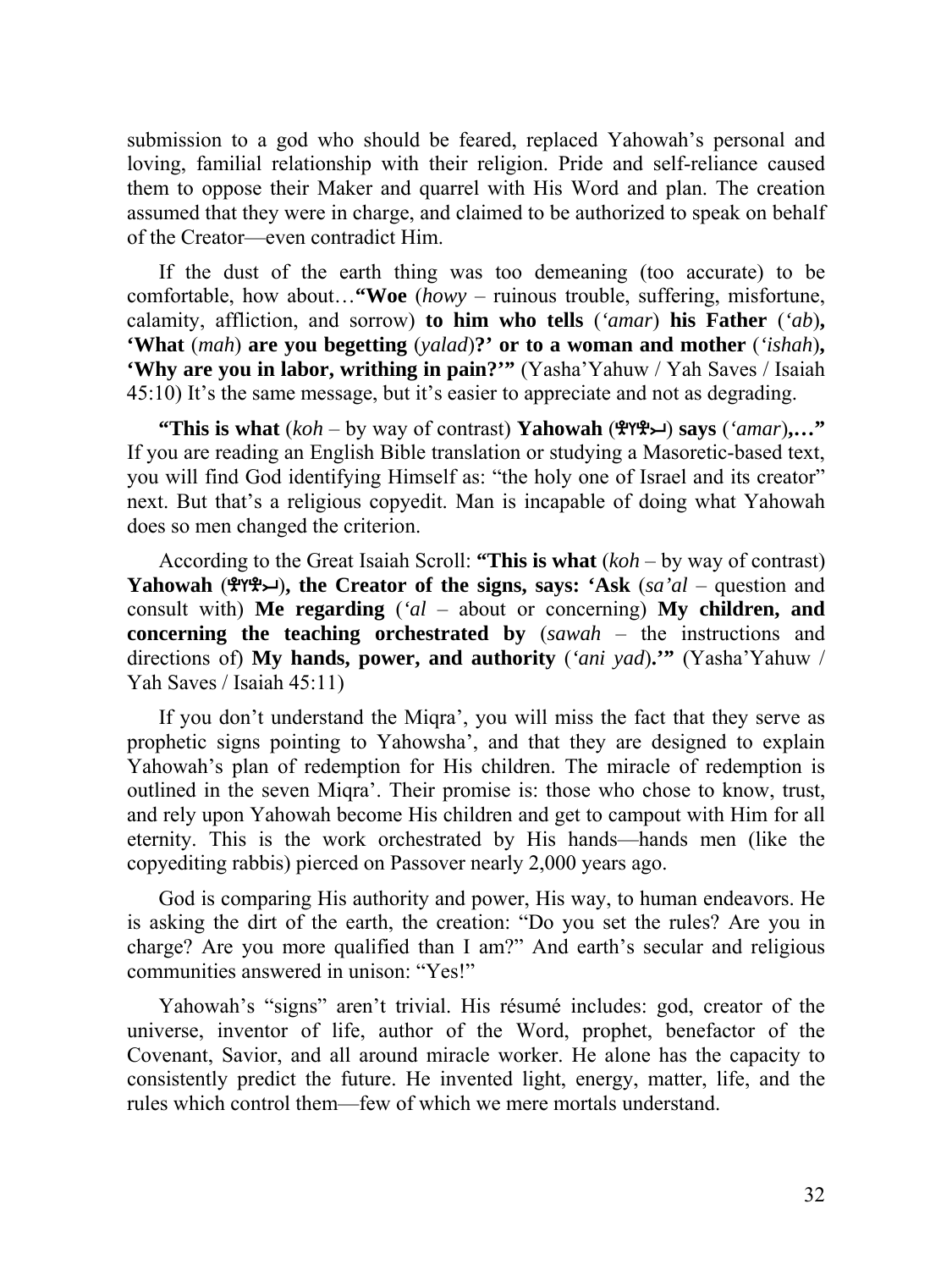submission to a god who should be feared, replaced Yahowah's personal and loving, familial relationship with their religion. Pride and self-reliance caused them to oppose their Maker and quarrel with His Word and plan. The creation assumed that they were in charge, and claimed to be authorized to speak on behalf of the Creator—even contradict Him.

If the dust of the earth thing was too demeaning (too accurate) to be comfortable, how about…**"Woe** (*howy* – ruinous trouble, suffering, misfortune, calamity, affliction, and sorrow) **to him who tells** (*'amar*) **his Father** (*'ab*)**, 'What** (*mah*) **are you begetting** (*yalad*)**?' or to a woman and mother** (*'ishah*)**, 'Why are you in labor, writhing in pain?'"** (Yasha'Yahuw / Yah Saves / Isaiah 45:10) It's the same message, but it's easier to appreciate and not as degrading.

**"This is what** (*koh* – by way of contrast) **Yahowah** (𐤄𐤅𐤄𐤉) **says** (*'amar*)**,…"** If you are reading an English Bible translation or studying a Masoretic-based text, you will find God identifying Himself as: "the holy one of Israel and its creator" next. But that's a religious copyedit. Man is incapable of doing what Yahowah does so men changed the criterion.

According to the Great Isaiah Scroll: **"This is what** (*koh* – by way of contrast) **Yahowah** (𐤄𐤅𐤄𐤉)**, the Creator of the signs, says: 'Ask** (*sa'al* – question and consult with) **Me regarding** (*'al* – about or concerning) **My children, and concerning the teaching orchestrated by** (*sawah* – the instructions and directions of) **My hands, power, and authority** (*'ani yad*)**.'"** (Yasha'Yahuw / Yah Saves / Isaiah 45:11)

If you don't understand the Miqra', you will miss the fact that they serve as prophetic signs pointing to Yahowsha', and that they are designed to explain Yahowah's plan of redemption for His children. The miracle of redemption is outlined in the seven Miqra'. Their promise is: those who chose to know, trust, and rely upon Yahowah become His children and get to campout with Him for all eternity. This is the work orchestrated by His hands—hands men (like the copyediting rabbis) pierced on Passover nearly 2,000 years ago.

God is comparing His authority and power, His way, to human endeavors. He is asking the dirt of the earth, the creation: "Do you set the rules? Are you in charge? Are you more qualified than I am?" And earth's secular and religious communities answered in unison: "Yes!"

Yahowah's "signs" aren't trivial. His résumé includes: god, creator of the universe, inventor of life, author of the Word, prophet, benefactor of the Covenant, Savior, and all around miracle worker. He alone has the capacity to consistently predict the future. He invented light, energy, matter, life, and the rules which control them—few of which we mere mortals understand.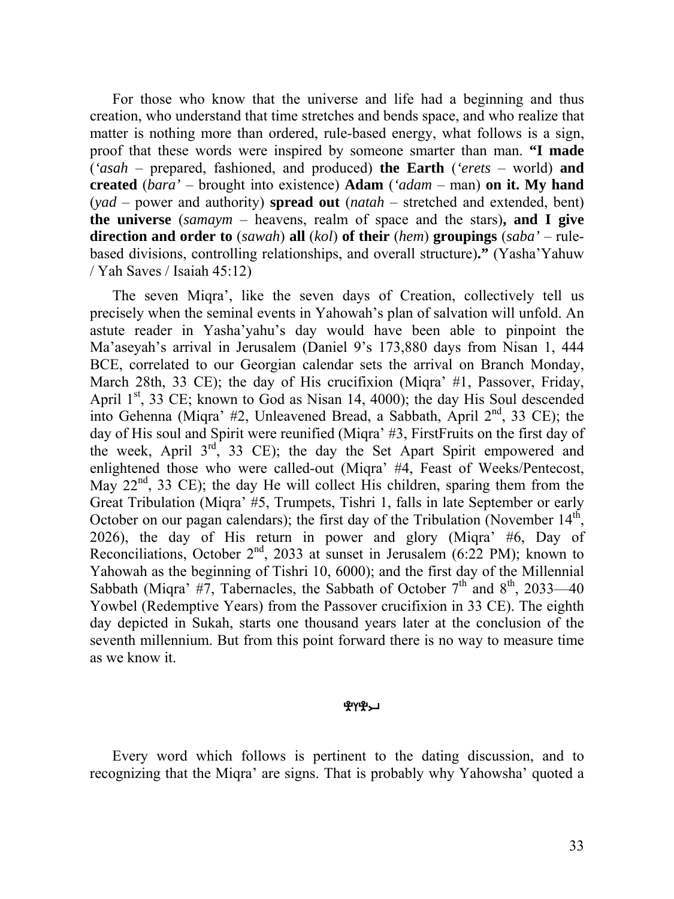For those who know that the universe and life had a beginning and thus creation, who understand that time stretches and bends space, and who realize that matter is nothing more than ordered, rule-based energy, what follows is a sign, proof that these words were inspired by someone smarter than man. **"I made** (*'asah* – prepared, fashioned, and produced) **the Earth** (*'erets* – world) **and created** (*bara'* – brought into existence) **Adam** (*'adam* – man) **on it. My hand** (*yad* – power and authority) **spread out** (*natah* – stretched and extended, bent) **the universe** (*samaym* – heavens, realm of space and the stars)**, and I give direction and order to** (*sawah*) **all** (*kol*) **of their** (*hem*) **groupings** (*saba'* – rule-based divisions, controlling relationships, and overall structure)**."** (Yasha'Yahuw / Yah Saves / Isaiah 45:12)

The seven Miqra', like the seven days of Creation, collectively tell us precisely when the seminal events in Yahowah's plan of salvation will unfold. An astute reader in Yasha'yahu's day would have been able to pinpoint the Ma'aseyah's arrival in Jerusalem (Daniel 9's 173,880 days from Nisan 1, 444 BCE, correlated to our Georgian calendar sets the arrival on Branch Monday, March 28th, 33 CE); the day of His crucifixion (Miqra' #1, Passover, Friday, April 1st, 33 CE; known to God as Nisan 14, 4000); the day His Soul descended into Gehenna (Miqra' #2, Unleavened Bread, a Sabbath, April 2nd, 33 CE); the day of His soul and Spirit were reunified (Miqra' #3, FirstFruits on the first day of the week, April 3rd, 33 CE); the day the Set Apart Spirit empowered and enlightened those who were called-out (Miqra' #4, Feast of Weeks/Pentecost, May 22nd, 33 CE); the day He will collect His children, sparing them from the Great Tribulation (Miqra' #5, Trumpets, Tishri 1, falls in late September or early October on our pagan calendars); the first day of the Tribulation (November 14th, 2026), the day of His return in power and glory (Miqra' #6, Day of Reconciliations, October 2nd, 2033 at sunset in Jerusalem (6:22 PM); known to Yahowah as the beginning of Tishri 10, 6000); and the first day of the Millennial Sabbath (Miqra' #7, Tabernacles, the Sabbath of October 7th and 8th, 2033—40 Yowbel (Redemptive Years) from the Passover crucifixion in 33 CE). The eighth day depicted in Sukah, starts one thousand years later at the conclusion of the seventh millennium. But from this point forward there is no way to measure time as we know it.

Every word which follows is pertinent to the dating discussion, and to recognizing that the Miqra' are signs. That is probably why Yahowsha' quoted a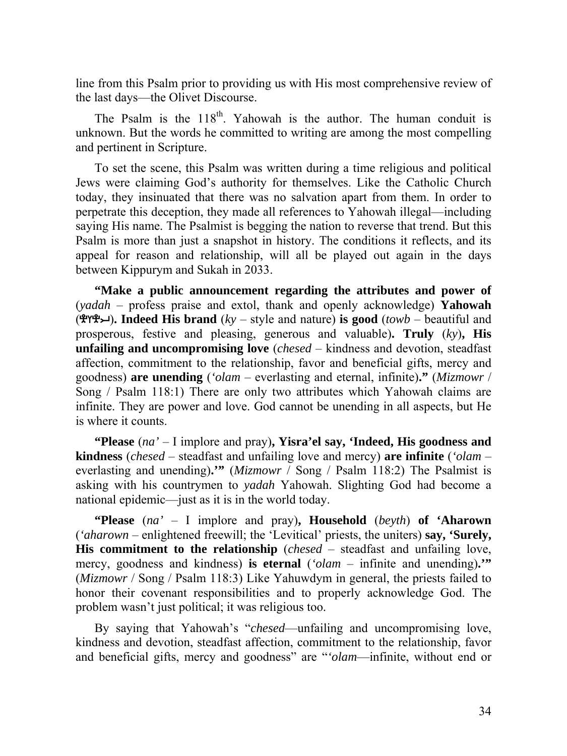line from this Psalm prior to providing us with His most comprehensive review of the last days—the Olivet Discourse.

The Psalm is the 118th. Yahowah is the author. The human conduit is unknown. But the words he committed to writing are among the most compelling and pertinent in Scripture.

To set the scene, this Psalm was written during a time religious and political Jews were claiming God's authority for themselves. Like the Catholic Church today, they insinuated that there was no salvation apart from them. In order to perpetrate this deception, they made all references to Yahowah illegal—including saying His name. The Psalmist is begging the nation to reverse that trend. But this Psalm is more than just a snapshot in history. The conditions it reflects, and its appeal for reason and relationship, will all be played out again in the days between Kippurym and Sukah in 2033.

**"Make a public announcement regarding the attributes and power of** (*yadah* – profess praise and extol, thank and openly acknowledge) **Yahowah** (𐤉𐤄𐤅𐤄)**. Indeed His brand** (*ky* – style and nature) **is good** (*towb* – beautiful and prosperous, festive and pleasing, generous and valuable)**. Truly** (*ky*)**, His unfailing and uncompromising love** (*chesed* – kindness and devotion, steadfast affection, commitment to the relationship, favor and beneficial gifts, mercy and goodness) **are unending** (*'olam* – everlasting and eternal, infinite)**."** (*Mizmowr* / Song / Psalm 118:1) There are only two attributes which Yahowah claims are infinite. They are power and love. God cannot be unending in all aspects, but He is where it counts.

**"Please** (*na'* – I implore and pray)**, Yisra'el say, 'Indeed, His goodness and kindness** (*chesed* – steadfast and unfailing love and mercy) **are infinite** (*'olam* – everlasting and unending)**.'"** (*Mizmowr* / Song / Psalm 118:2) The Psalmist is asking with his countrymen to *yadah* Yahowah. Slighting God had become a national epidemic—just as it is in the world today.

**"Please** (*na'* – I implore and pray)**, Household** (*beyth*) **of 'Aharown** (*'aharown* – enlightened freewill; the 'Levitical' priests, the uniters) **say, 'Surely, His commitment to the relationship** (*chesed* – steadfast and unfailing love, mercy, goodness and kindness) **is eternal** (*'olam* – infinite and unending)**.'"** (*Mizmowr* / Song / Psalm 118:3) Like Yahuwdym in general, the priests failed to honor their covenant responsibilities and to properly acknowledge God. The problem wasn't just political; it was religious too.

By saying that Yahowah's "*chesed*—unfailing and uncompromising love, kindness and devotion, steadfast affection, commitment to the relationship, favor and beneficial gifts, mercy and goodness" are "*'olam*—infinite, without end or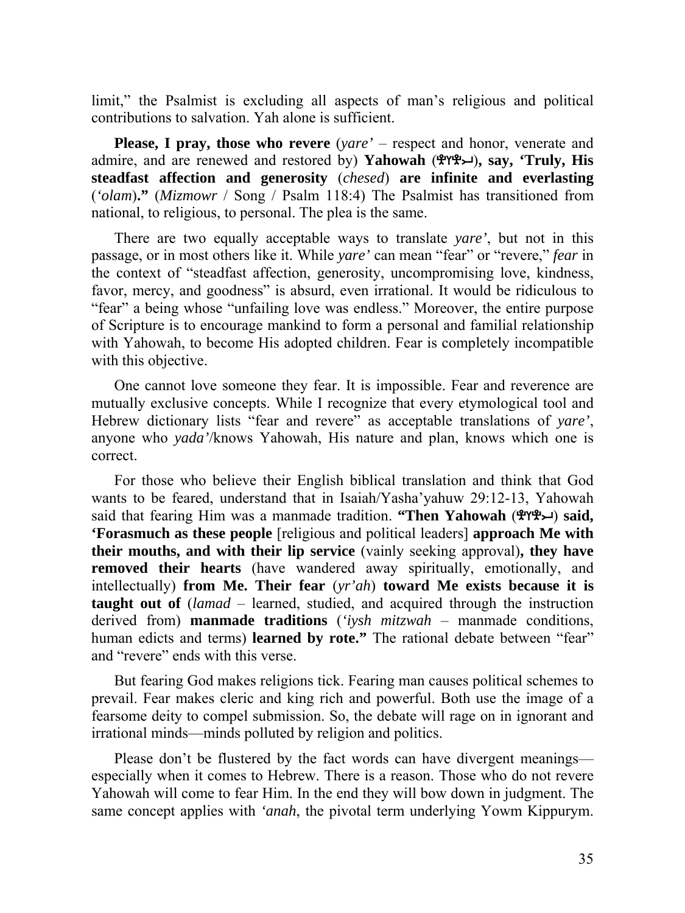limit," the Psalmist is excluding all aspects of man's religious and political contributions to salvation. Yah alone is sufficient.

**Please, I pray, those who revere** (*yare'* – respect and honor, venerate and admire, and are renewed and restored by) **Yahowah (𐤄𐤅𐤄𐤉), say, 'Truly, His steadfast affection and generosity** (*chesed*) **are infinite and everlasting** (*'olam*)**."** (*Mizmowr* / Song / Psalm 118:4) The Psalmist has transitioned from national, to religious, to personal. The plea is the same.

There are two equally acceptable ways to translate *yare'*, but not in this passage, or in most others like it. While *yare'* can mean "fear" or "revere," *fear* in the context of "steadfast affection, generosity, uncompromising love, kindness, favor, mercy, and goodness" is absurd, even irrational. It would be ridiculous to "fear" a being whose "unfailing love was endless." Moreover, the entire purpose of Scripture is to encourage mankind to form a personal and familial relationship with Yahowah, to become His adopted children. Fear is completely incompatible with this objective.

One cannot love someone they fear. It is impossible. Fear and reverence are mutually exclusive concepts. While I recognize that every etymological tool and Hebrew dictionary lists "fear and revere" as acceptable translations of *yare'*, anyone who *yada'*/knows Yahowah, His nature and plan, knows which one is correct.

For those who believe their English biblical translation and think that God wants to be feared, understand that in Isaiah/Yasha'yahuw 29:12-13, Yahowah said that fearing Him was a manmade tradition. **"Then Yahowah** (𐤄𐤅𐤄𐤉) **said, 'Forasmuch as these people** [religious and political leaders] **approach Me with their mouths, and with their lip service** (vainly seeking approval)**, they have removed their hearts** (have wandered away spiritually, emotionally, and intellectually) **from Me. Their fear** (*yr'ah*) **toward Me exists because it is taught out of** (*lamad* – learned, studied, and acquired through the instruction derived from) **manmade traditions** (*'iysh mitzwah* – manmade conditions, human edicts and terms) **learned by rote."** The rational debate between "fear" and "revere" ends with this verse.

But fearing God makes religions tick. Fearing man causes political schemes to prevail. Fear makes cleric and king rich and powerful. Both use the image of a fearsome deity to compel submission. So, the debate will rage on in ignorant and irrational minds—minds polluted by religion and politics.

Please don't be flustered by the fact words can have divergent meanings—especially when it comes to Hebrew. There is a reason. Those who do not revere Yahowah will come to fear Him. In the end they will bow down in judgment. The same concept applies with *'anah*, the pivotal term underlying Yowm Kippurym.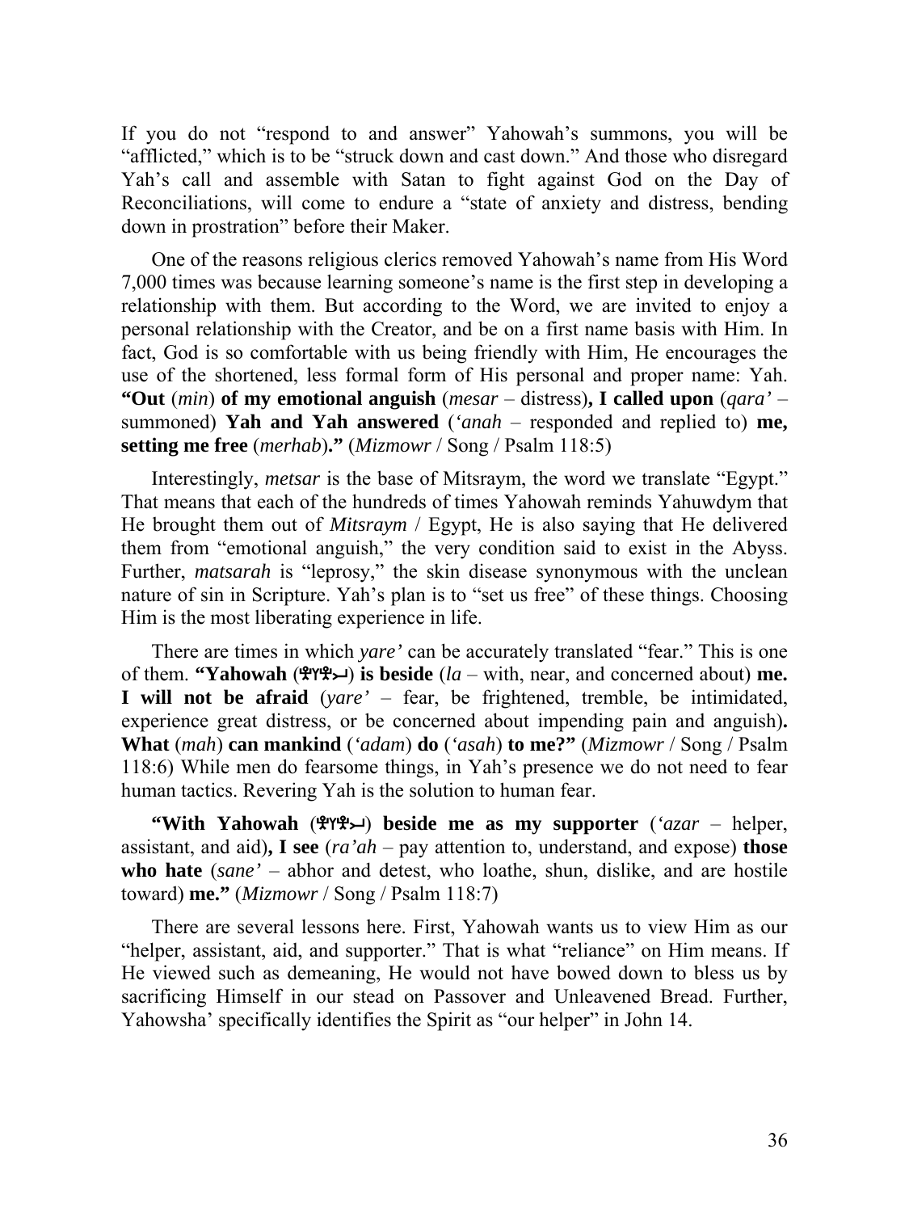If you do not "respond to and answer" Yahowah's summons, you will be "afflicted," which is to be "struck down and cast down." And those who disregard Yah's call and assemble with Satan to fight against God on the Day of Reconciliations, will come to endure a "state of anxiety and distress, bending down in prostration" before their Maker.

One of the reasons religious clerics removed Yahowah's name from His Word 7,000 times was because learning someone's name is the first step in developing a relationship with them. But according to the Word, we are invited to enjoy a personal relationship with the Creator, and be on a first name basis with Him. In fact, God is so comfortable with us being friendly with Him, He encourages the use of the shortened, less formal form of His personal and proper name: Yah. **"Out** (*min*) **of my emotional anguish** (*mesar* – distress)**, I called upon** (*qara'* – summoned) **Yah and Yah answered** (*'anah* – responded and replied to) **me, setting me free** (*merhab*)**."** (*Mizmowr* / Song / Psalm 118:5)

Interestingly, *metsar* is the base of Mitsraym, the word we translate "Egypt." That means that each of the hundreds of times Yahowah reminds Yahuwdym that He brought them out of *Mitsraym* / Egypt, He is also saying that He delivered them from "emotional anguish," the very condition said to exist in the Abyss. Further, *matsarah* is "leprosy," the skin disease synonymous with the unclean nature of sin in Scripture. Yah's plan is to "set us free" of these things. Choosing Him is the most liberating experience in life.

There are times in which *yare'* can be accurately translated "fear." This is one of them. **"Yahowah (𐤉𐤄𐤅𐤄) is beside** (*la* – with, near, and concerned about) **me. I will not be afraid** (*yare'* – fear, be frightened, tremble, be intimidated, experience great distress, or be concerned about impending pain and anguish)**. What** (*mah*) **can mankind** (*'adam*) **do** (*'asah*) **to me?"** (*Mizmowr* / Song / Psalm 118:6) While men do fearsome things, in Yah's presence we do not need to fear human tactics. Revering Yah is the solution to human fear.

**"With Yahowah** (𐤉𐤄𐤅𐤄) **beside me as my supporter** (*'azar* – helper, assistant, and aid)**, I see** (*ra'ah* – pay attention to, understand, and expose) **those who hate** (*sane'* – abhor and detest, who loathe, shun, dislike, and are hostile toward) **me."** (*Mizmowr* / Song / Psalm 118:7)

There are several lessons here. First, Yahowah wants us to view Him as our "helper, assistant, aid, and supporter." That is what "reliance" on Him means. If He viewed such as demeaning, He would not have bowed down to bless us by sacrificing Himself in our stead on Passover and Unleavened Bread. Further, Yahowsha' specifically identifies the Spirit as "our helper" in John 14.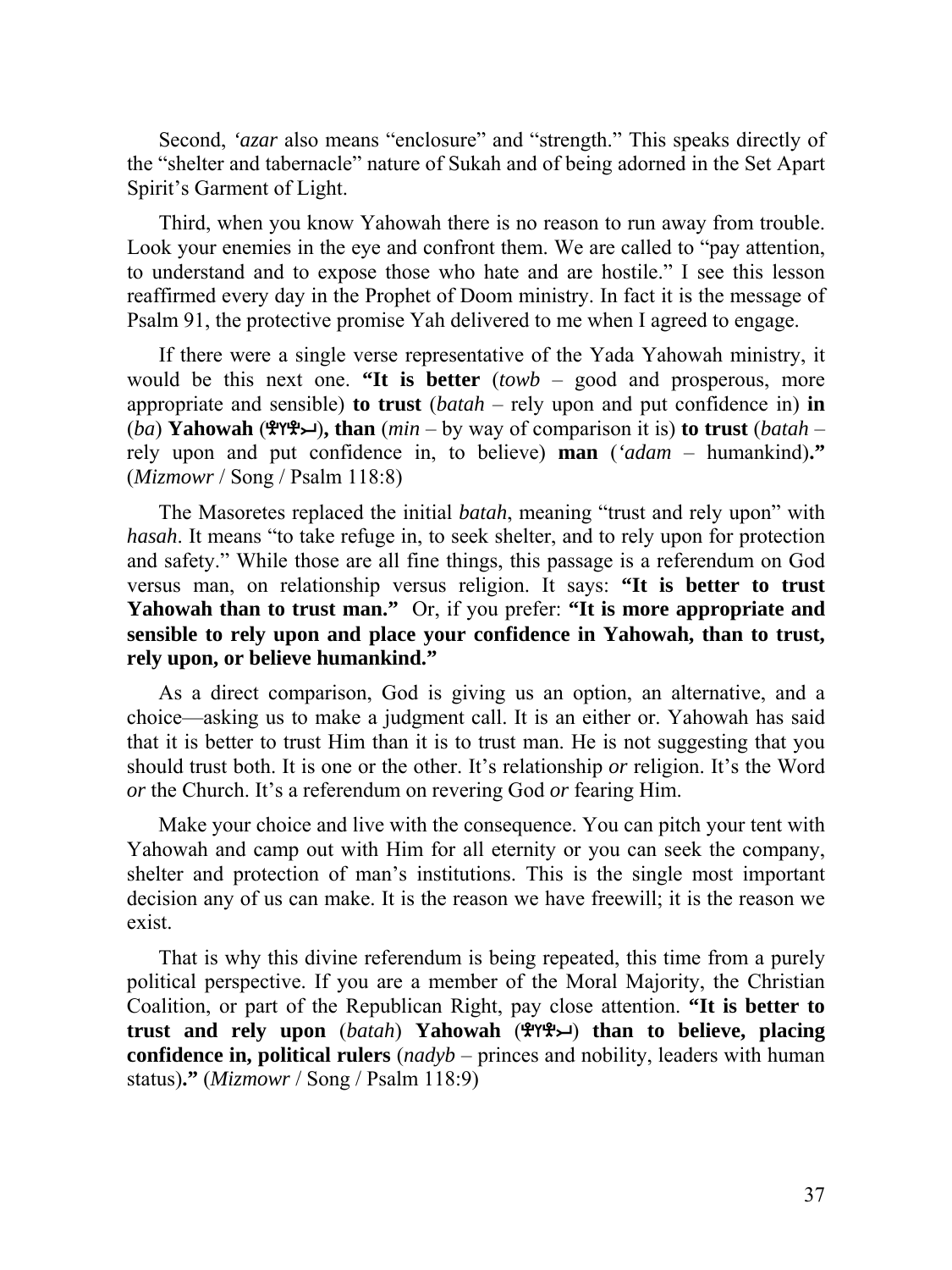Second, *'azar* also means "enclosure" and "strength." This speaks directly of the "shelter and tabernacle" nature of Sukah and of being adorned in the Set Apart Spirit's Garment of Light.

Third, when you know Yahowah there is no reason to run away from trouble. Look your enemies in the eye and confront them. We are called to "pay attention, to understand and to expose those who hate and are hostile." I see this lesson reaffirmed every day in the Prophet of Doom ministry. In fact it is the message of Psalm 91, the protective promise Yah delivered to me when I agreed to engage.

If there were a single verse representative of the Yada Yahowah ministry, it would be this next one. **"It is better** (*towb* – good and prosperous, more appropriate and sensible) **to trust** (*batah* – rely upon and put confidence in) **in** (*ba*) **Yahowah** (𐤄𐤅𐤄𐤉)**, than** (*min* – by way of comparison it is) **to trust** (*batah* – rely upon and put confidence in, to believe) **man** (*'adam* – humankind)**."** (*Mizmowr* / Song / Psalm 118:8)

The Masoretes replaced the initial *batah*, meaning "trust and rely upon" with *hasah*. It means "to take refuge in, to seek shelter, and to rely upon for protection and safety." While those are all fine things, this passage is a referendum on God versus man, on relationship versus religion. It says: **"It is better to trust Yahowah than to trust man."** Or, if you prefer: **"It is more appropriate and sensible to rely upon and place your confidence in Yahowah, than to trust, rely upon, or believe humankind."**

As a direct comparison, God is giving us an option, an alternative, and a choice—asking us to make a judgment call. It is an either or. Yahowah has said that it is better to trust Him than it is to trust man. He is not suggesting that you should trust both. It is one or the other. It's relationship *or* religion. It's the Word *or* the Church. It's a referendum on revering God *or* fearing Him.

Make your choice and live with the consequence. You can pitch your tent with Yahowah and camp out with Him for all eternity or you can seek the company, shelter and protection of man's institutions. This is the single most important decision any of us can make. It is the reason we have freewill; it is the reason we exist.

That is why this divine referendum is being repeated, this time from a purely political perspective. If you are a member of the Moral Majority, the Christian Coalition, or part of the Republican Right, pay close attention. **"It is better to trust and rely upon** (*batah*) **Yahowah** (𐤄𐤅𐤄𐤉) **than to believe, placing confidence in, political rulers** (*nadyb* – princes and nobility, leaders with human status)**."** (*Mizmowr* / Song / Psalm 118:9)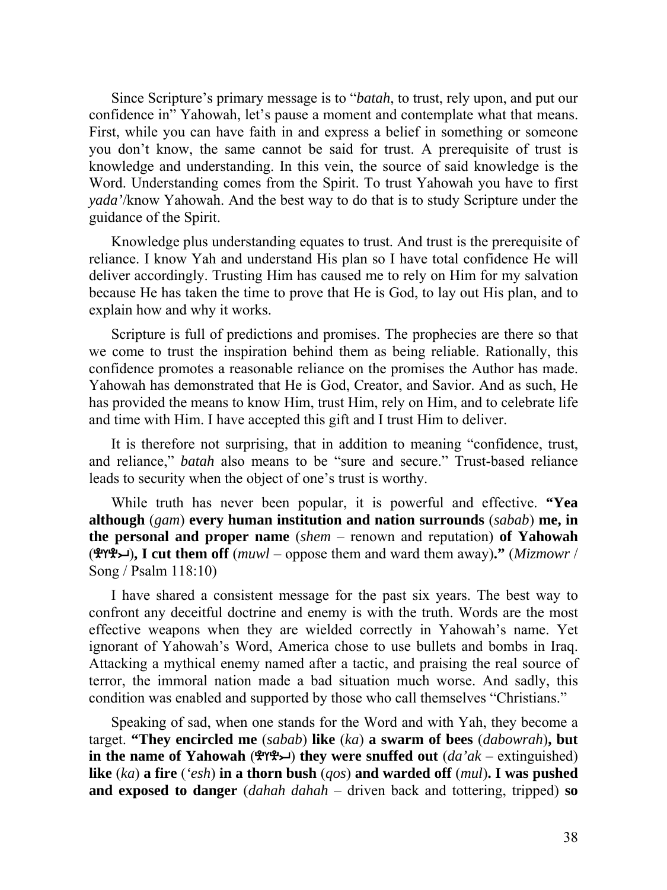Since Scripture's primary message is to "*batah*, to trust, rely upon, and put our confidence in" Yahowah, let's pause a moment and contemplate what that means. First, while you can have faith in and express a belief in something or someone you don't know, the same cannot be said for trust. A prerequisite of trust is knowledge and understanding. In this vein, the source of said knowledge is the Word. Understanding comes from the Spirit. To trust Yahowah you have to first *yada'*/know Yahowah. And the best way to do that is to study Scripture under the guidance of the Spirit.

Knowledge plus understanding equates to trust. And trust is the prerequisite of reliance. I know Yah and understand His plan so I have total confidence He will deliver accordingly. Trusting Him has caused me to rely on Him for my salvation because He has taken the time to prove that He is God, to lay out His plan, and to explain how and why it works.

Scripture is full of predictions and promises. The prophecies are there so that we come to trust the inspiration behind them as being reliable. Rationally, this confidence promotes a reasonable reliance on the promises the Author has made. Yahowah has demonstrated that He is God, Creator, and Savior. And as such, He has provided the means to know Him, trust Him, rely on Him, and to celebrate life and time with Him. I have accepted this gift and I trust Him to deliver.

It is therefore not surprising, that in addition to meaning "confidence, trust, and reliance," *batah* also means to be "sure and secure." Trust-based reliance leads to security when the object of one's trust is worthy.

While truth has never been popular, it is powerful and effective. **"Yea although** (*gam*) **every human institution and nation surrounds** (*sabab*) **me, in the personal and proper name** (*shem* – renown and reputation) **of Yahowah** (𐤉𐤄𐤅𐤄)**, I cut them off** (*muwl* – oppose them and ward them away)**."** (*Mizmowr* / Song / Psalm 118:10)

I have shared a consistent message for the past six years. The best way to confront any deceitful doctrine and enemy is with the truth. Words are the most effective weapons when they are wielded correctly in Yahowah's name. Yet ignorant of Yahowah's Word, America chose to use bullets and bombs in Iraq. Attacking a mythical enemy named after a tactic, and praising the real source of terror, the immoral nation made a bad situation much worse. And sadly, this condition was enabled and supported by those who call themselves "Christians."

Speaking of sad, when one stands for the Word and with Yah, they become a target. **"They encircled me** (*sabab*) **like** (*ka*) **a swarm of bees** (*dabowrah*)**, but in the name of Yahowah** (𐤉𐤄𐤅𐤄) **they were snuffed out** (*da'ak* – extinguished) **like** (*ka*) **a fire** (*'esh*) **in a thorn bush** (*qos*) **and warded off** (*mul*)**. I was pushed and exposed to danger** (*dahah dahah* – driven back and tottering, tripped) **so**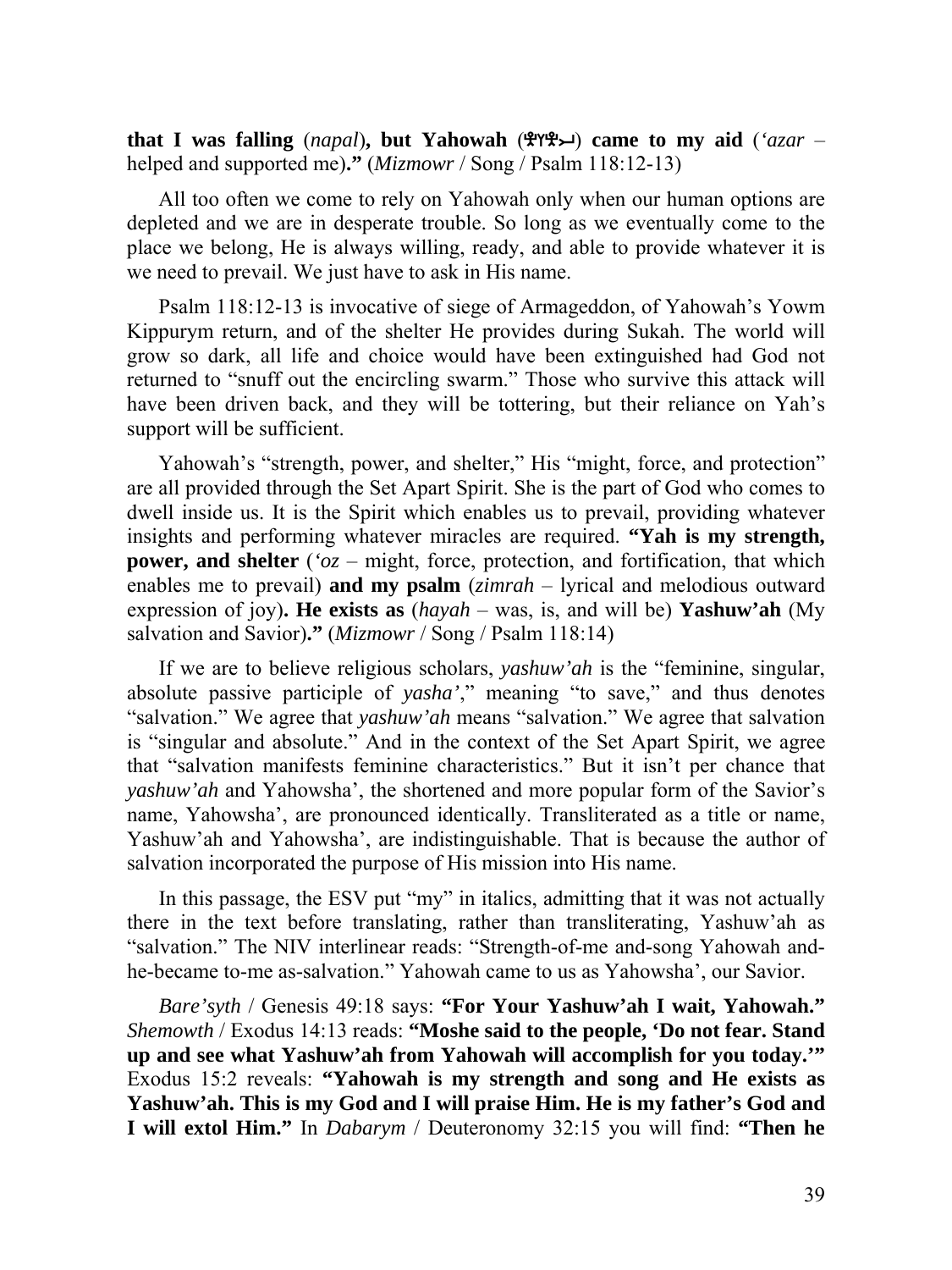**that I was falling** (*napal*)**, but Yahowah** (𐤉𐤄𐤅𐤄) **came to my aid** (*'azar* – helped and supported me)**."** (*Mizmowr* / Song / Psalm 118:12-13)

All too often we come to rely on Yahowah only when our human options are depleted and we are in desperate trouble. So long as we eventually come to the place we belong, He is always willing, ready, and able to provide whatever it is we need to prevail. We just have to ask in His name.

Psalm 118:12-13 is invocative of siege of Armageddon, of Yahowah's Yowm Kippurym return, and of the shelter He provides during Sukah. The world will grow so dark, all life and choice would have been extinguished had God not returned to "snuff out the encircling swarm." Those who survive this attack will have been driven back, and they will be tottering, but their reliance on Yah's support will be sufficient.

Yahowah's "strength, power, and shelter," His "might, force, and protection" are all provided through the Set Apart Spirit. She is the part of God who comes to dwell inside us. It is the Spirit which enables us to prevail, providing whatever insights and performing whatever miracles are required. **"Yah is my strength, power, and shelter** (*'oz* – might, force, protection, and fortification, that which enables me to prevail) **and my psalm** (*zimrah* – lyrical and melodious outward expression of joy)**. He exists as** (*hayah* – was, is, and will be) **Yashuw'ah** (My salvation and Savior)**."** (*Mizmowr* / Song / Psalm 118:14)

If we are to believe religious scholars, *yashuw'ah* is the "feminine, singular, absolute passive participle of *yasha'*," meaning "to save," and thus denotes "salvation." We agree that *yashuw'ah* means "salvation." We agree that salvation is "singular and absolute." And in the context of the Set Apart Spirit, we agree that "salvation manifests feminine characteristics." But it isn't per chance that *yashuw'ah* and Yahowsha', the shortened and more popular form of the Savior's name, Yahowsha', are pronounced identically. Transliterated as a title or name, Yashuw'ah and Yahowsha', are indistinguishable. That is because the author of salvation incorporated the purpose of His mission into His name.

In this passage, the ESV put "my" in italics, admitting that it was not actually there in the text before translating, rather than transliterating, Yashuw'ah as "salvation." The NIV interlinear reads: "Strength-of-me and-song Yahowah and-he-became to-me as-salvation." Yahowah came to us as Yahowsha', our Savior.

*Bare'syth* / Genesis 49:18 says: **"For Your Yashuw'ah I wait, Yahowah."** *Shemowth* / Exodus 14:13 reads: **"Moshe said to the people, 'Do not fear. Stand up and see what Yashuw'ah from Yahowah will accomplish for you today.'"** Exodus 15:2 reveals: **"Yahowah is my strength and song and He exists as Yashuw'ah. This is my God and I will praise Him. He is my father's God and I will extol Him."** In *Dabarym* / Deuteronomy 32:15 you will find: **"Then he**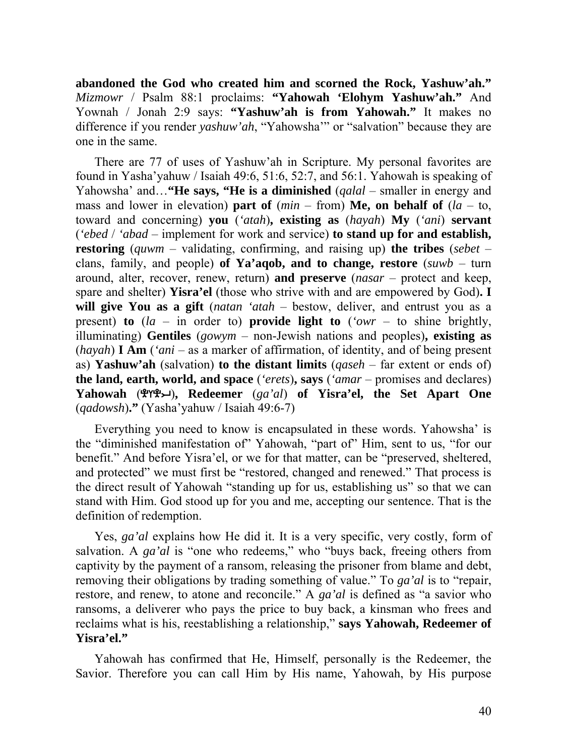**abandoned the God who created him and scorned the Rock, Yashuw'ah."** *Mizmowr* / Psalm 88:1 proclaims: **"Yahowah 'Elohym Yashuw'ah."** And Yownah / Jonah 2:9 says: **"Yashuw'ah is from Yahowah."** It makes no difference if you render *yashuw'ah*, "Yahowsha'" or "salvation" because they are one in the same.

There are 77 of uses of Yashuw'ah in Scripture. My personal favorites are found in Yasha'yahuw / Isaiah 49:6, 51:6, 52:7, and 56:1. Yahowah is speaking of Yahowsha' and…**"He says, "He is a diminished** (*qalal* – smaller in energy and mass and lower in elevation) **part of** (*min* – from) **Me, on behalf of** (*la* – to, toward and concerning) **you** (*'atah*)**, existing as** (*hayah*) **My** (*'ani*) **servant** (*'ebed* / *'abad* – implement for work and service) **to stand up for and establish, restoring** (*quwm* – validating, confirming, and raising up) **the tribes** (*sebet* – clans, family, and people) **of Ya'aqob, and to change, restore** (*suwb* – turn around, alter, recover, renew, return) **and preserve** (*nasar* – protect and keep, spare and shelter) **Yisra'el** (those who strive with and are empowered by God)**. I will give You as a gift** (*natan 'atah* – bestow, deliver, and entrust you as a present) **to** (*la* – in order to) **provide light to** (*'owr* – to shine brightly, illuminating) **Gentiles** (*gowym* – non-Jewish nations and peoples)**, existing as** (*hayah*) **I Am** (*'ani* – as a marker of affirmation, of identity, and of being present as) **Yashuw'ah** (salvation) **to the distant limits** (*qaseh* – far extent or ends of) **the land, earth, world, and space** (*'erets*)**, says** (*'amar* – promises and declares) **Yahowah** (𐤉𐤄𐤅𐤄)**, Redeemer** (*ga'al*) **of Yisra'el, the Set Apart One** (*qadowsh*)**."** (Yasha'yahuw / Isaiah 49:6-7)

Everything you need to know is encapsulated in these words. Yahowsha' is the "diminished manifestation of" Yahowah, "part of" Him, sent to us, "for our benefit." And before Yisra'el, or we for that matter, can be "preserved, sheltered, and protected" we must first be "restored, changed and renewed." That process is the direct result of Yahowah "standing up for us, establishing us" so that we can stand with Him. God stood up for you and me, accepting our sentence. That is the definition of redemption.

Yes, *ga'al* explains how He did it. It is a very specific, very costly, form of salvation. A *ga'al* is "one who redeems," who "buys back, freeing others from captivity by the payment of a ransom, releasing the prisoner from blame and debt, removing their obligations by trading something of value." To *ga'al* is to "repair, restore, and renew, to atone and reconcile." A *ga'al* is defined as "a savior who ransoms, a deliverer who pays the price to buy back, a kinsman who frees and reclaims what is his, reestablishing a relationship," **says Yahowah, Redeemer of Yisra'el."**

Yahowah has confirmed that He, Himself, personally is the Redeemer, the Savior. Therefore you can call Him by His name, Yahowah, by His purpose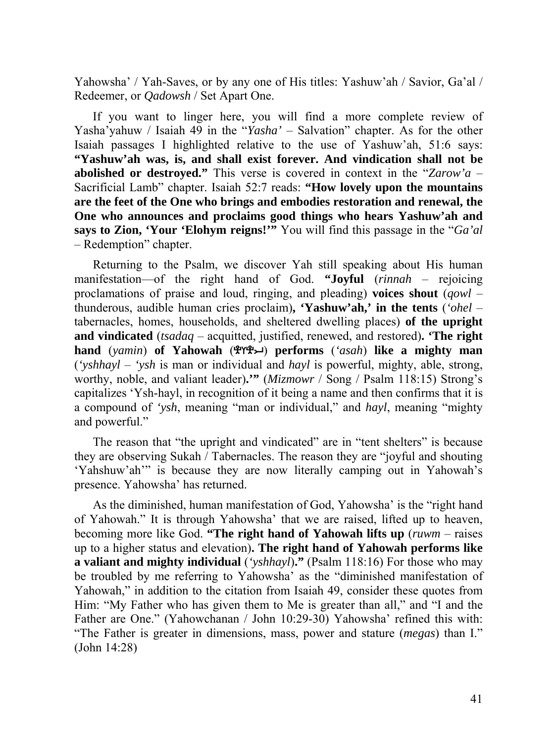Yahowsha' / Yah-Saves, or by any one of His titles: Yashuw'ah / Savior, Ga'al / Redeemer, or *Qadowsh* / Set Apart One.

If you want to linger here, you will find a more complete review of Yasha'yahuw / Isaiah 49 in the "*Yasha'* – Salvation" chapter. As for the other Isaiah passages I highlighted relative to the use of Yashuw'ah, 51:6 says: **"Yashuw'ah was, is, and shall exist forever. And vindication shall not be abolished or destroyed."** This verse is covered in context in the "*Zarow'a* – Sacrificial Lamb" chapter. Isaiah 52:7 reads: **"How lovely upon the mountains are the feet of the One who brings and embodies restoration and renewal, the One who announces and proclaims good things who hears Yashuw'ah and says to Zion, 'Your 'Elohym reigns!'"** You will find this passage in the "*Ga'al* – Redemption" chapter.

Returning to the Psalm, we discover Yah still speaking about His human manifestation—of the right hand of God. **"Joyful** (*rinnah* – rejoicing proclamations of praise and loud, ringing, and pleading) **voices shout** (*qowl* – thunderous, audible human cries proclaim)**, 'Yashuw'ah,' in the tents** (*'ohel* – tabernacles, homes, households, and sheltered dwelling places) **of the upright and vindicated** (*tsadaq* – acquitted, justified, renewed, and restored)**. 'The right hand** (*yamin*) **of Yahowah** (𐤉𐤄𐤅𐤄) **performs** (*'asah*) **like a mighty man** (*'yshhayl* – *'ysh* is man or individual and *hayl* is powerful, mighty, able, strong, worthy, noble, and valiant leader)**.'"** (*Mizmowr* / Song / Psalm 118:15) Strong's capitalizes 'Ysh-hayl, in recognition of it being a name and then confirms that it is a compound of *'ysh*, meaning "man or individual," and *hayl*, meaning "mighty and powerful."

The reason that "the upright and vindicated" are in "tent shelters" is because they are observing Sukah / Tabernacles. The reason they are "joyful and shouting 'Yahshuw'ah'" is because they are now literally camping out in Yahowah's presence. Yahowsha' has returned.

As the diminished, human manifestation of God, Yahowsha' is the "right hand of Yahowah." It is through Yahowsha' that we are raised, lifted up to heaven, becoming more like God. **"The right hand of Yahowah lifts up** (*ruwm* – raises up to a higher status and elevation)**. The right hand of Yahowah performs like a valiant and mighty individual** (*'yshhayl*)**."** (Psalm 118:16) For those who may be troubled by me referring to Yahowsha' as the "diminished manifestation of Yahowah," in addition to the citation from Isaiah 49, consider these quotes from Him: "My Father who has given them to Me is greater than all," and "I and the Father are One." (Yahowchanan / John 10:29-30) Yahowsha' refined this with: "The Father is greater in dimensions, mass, power and stature (*megas*) than I." (John 14:28)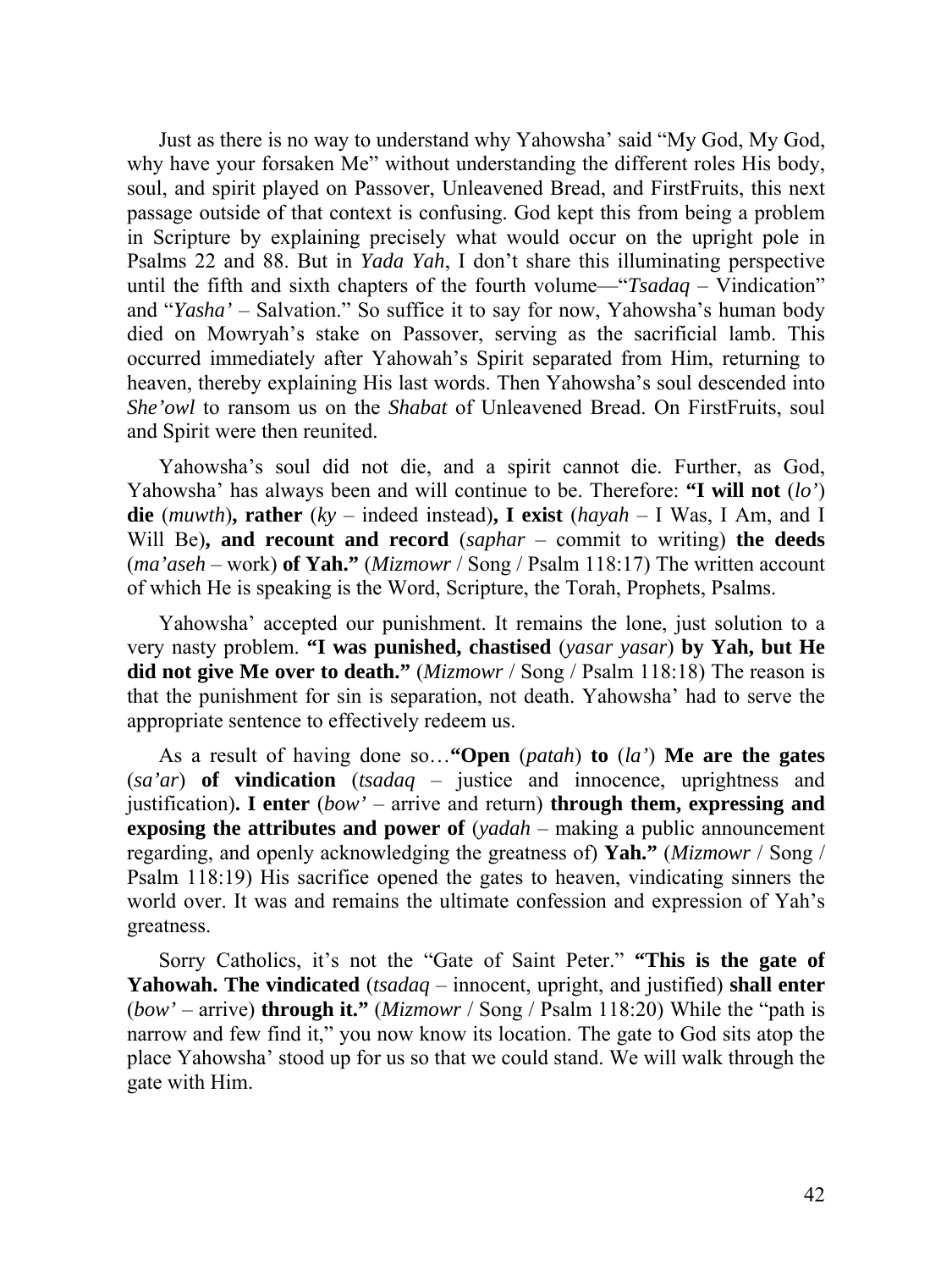Just as there is no way to understand why Yahowsha' said "My God, My God, why have your forsaken Me" without understanding the different roles His body, soul, and spirit played on Passover, Unleavened Bread, and FirstFruits, this next passage outside of that context is confusing. God kept this from being a problem in Scripture by explaining precisely what would occur on the upright pole in Psalms 22 and 88. But in *Yada Yah*, I don't share this illuminating perspective until the fifth and sixth chapters of the fourth volume—"*Tsadaq* – Vindication" and "*Yasha'* – Salvation." So suffice it to say for now, Yahowsha's human body died on Mowryah's stake on Passover, serving as the sacrificial lamb. This occurred immediately after Yahowah's Spirit separated from Him, returning to heaven, thereby explaining His last words. Then Yahowsha's soul descended into *She'owl* to ransom us on the *Shabat* of Unleavened Bread. On FirstFruits, soul and Spirit were then reunited.

Yahowsha's soul did not die, and a spirit cannot die. Further, as God, Yahowsha' has always been and will continue to be. Therefore: **"I will not** (*lo'*) **die** (*muwth*)**, rather** (*ky* – indeed instead)**, I exist** (*hayah* – I Was, I Am, and I Will Be)**, and recount and record** (*saphar* – commit to writing) **the deeds** (*ma'aseh* – work) **of Yah."** (*Mizmowr* / Song / Psalm 118:17) The written account of which He is speaking is the Word, Scripture, the Torah, Prophets, Psalms.

Yahowsha' accepted our punishment. It remains the lone, just solution to a very nasty problem. **"I was punished, chastised** (*yasar yasar*) **by Yah, but He did not give Me over to death."** (*Mizmowr* / Song / Psalm 118:18) The reason is that the punishment for sin is separation, not death. Yahowsha' had to serve the appropriate sentence to effectively redeem us.

As a result of having done so…**"Open** (*patah*) **to** (*la'*) **Me are the gates** (*sa'ar*) **of vindication** (*tsadaq* – justice and innocence, uprightness and justification)**. I enter** (*bow'* – arrive and return) **through them, expressing and exposing the attributes and power of** (*yadah* – making a public announcement regarding, and openly acknowledging the greatness of) **Yah."** (*Mizmowr* / Song / Psalm 118:19) His sacrifice opened the gates to heaven, vindicating sinners the world over. It was and remains the ultimate confession and expression of Yah's greatness.

Sorry Catholics, it's not the "Gate of Saint Peter." **"This is the gate of Yahowah. The vindicated** (*tsadaq* – innocent, upright, and justified) **shall enter** (*bow'* – arrive) **through it."** (*Mizmowr* / Song / Psalm 118:20) While the "path is narrow and few find it," you now know its location. The gate to God sits atop the place Yahowsha' stood up for us so that we could stand. We will walk through the gate with Him.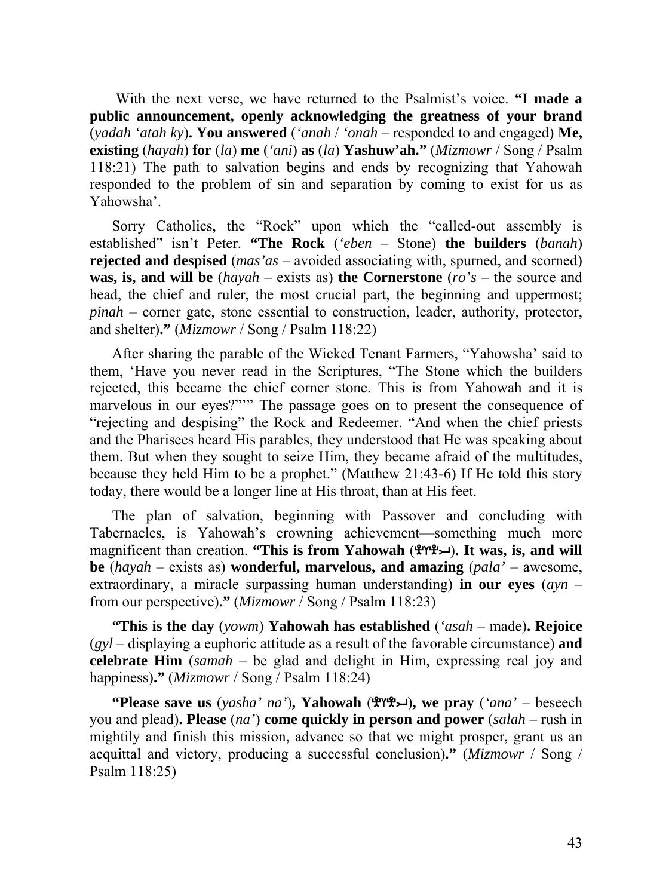With the next verse, we have returned to the Psalmist's voice. **"I made a public announcement, openly acknowledging the greatness of your brand** (*yadah 'atah ky*)**. You answered** (*'anah* / *'onah* – responded to and engaged) **Me, existing** (*hayah*) **for** (*la*) **me** (*'ani*) **as** (*la*) **Yashuw'ah."** (*Mizmowr* / Song / Psalm 118:21) The path to salvation begins and ends by recognizing that Yahowah responded to the problem of sin and separation by coming to exist for us as Yahowsha'.

Sorry Catholics, the "Rock" upon which the "called-out assembly is established" isn't Peter. **"The Rock** (*'eben* – Stone) **the builders** (*banah*) **rejected and despised** (*mas'as* – avoided associating with, spurned, and scorned) **was, is, and will be** (*hayah* – exists as) **the Cornerstone** (*ro's* – the source and head, the chief and ruler, the most crucial part, the beginning and uppermost; *pinah* – corner gate, stone essential to construction, leader, authority, protector, and shelter)**."** (*Mizmowr* / Song / Psalm 118:22)

After sharing the parable of the Wicked Tenant Farmers, "Yahowsha' said to them, 'Have you never read in the Scriptures, "The Stone which the builders rejected, this became the chief corner stone. This is from Yahowah and it is marvelous in our eyes?"'" The passage goes on to present the consequence of "rejecting and despising" the Rock and Redeemer. "And when the chief priests and the Pharisees heard His parables, they understood that He was speaking about them. But when they sought to seize Him, they became afraid of the multitudes, because they held Him to be a prophet." (Matthew 21:43-6) If He told this story today, there would be a longer line at His throat, than at His feet.

The plan of salvation, beginning with Passover and concluding with Tabernacles, is Yahowah's crowning achievement—something much more magnificent than creation. **"This is from Yahowah (𐤉𐤄𐤅𐤄). It was, is, and will be** (*hayah* – exists as) **wonderful, marvelous, and amazing** (*pala'* – awesome, extraordinary, a miracle surpassing human understanding) **in our eyes** (*ayn* – from our perspective)**."** (*Mizmowr* / Song / Psalm 118:23)

**"This is the day** (*yowm*) **Yahowah has established** (*'asah* – made)**. Rejoice** (*gyl* – displaying a euphoric attitude as a result of the favorable circumstance) **and celebrate Him** (*samah* – be glad and delight in Him, expressing real joy and happiness)**."** (*Mizmowr* / Song / Psalm 118:24)

**"Please save us** (*yasha' na'*)**, Yahowah** (𐤉𐤄𐤅𐤄)**, we pray** (*'ana'* – beseech you and plead)**. Please** (*na'*) **come quickly in person and power** (*salah* – rush in mightily and finish this mission, advance so that we might prosper, grant us an acquittal and victory, producing a successful conclusion)**."** (*Mizmowr* / Song / Psalm 118:25)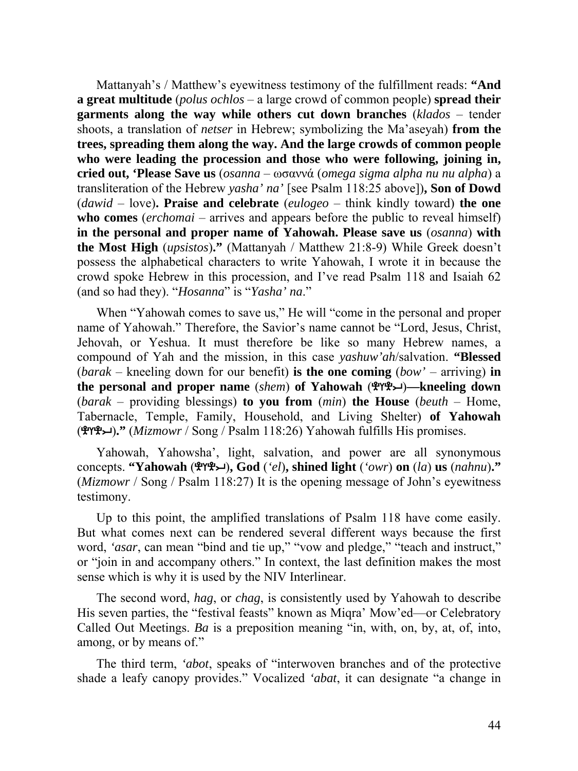Mattanyah's / Matthew's eyewitness testimony of the fulfillment reads: **"And a great multitude** (*polus ochlos* – a large crowd of common people) **spread their garments along the way while others cut down branches** (*klados* – tender shoots, a translation of *netser* in Hebrew; symbolizing the Ma'aseyah) **from the trees, spreading them along the way. And the large crowds of common people who were leading the procession and those who were following, joining in, cried out, 'Please Save us** (*osanna* – ωσαννά (*omega sigma alpha nu nu alpha*) a transliteration of the Hebrew *yasha' na'* [see Psalm 118:25 above])**, Son of Dowd** (*dawid* – love)**. Praise and celebrate** (*eulogeo* – think kindly toward) **the one who comes** (*erchomai* – arrives and appears before the public to reveal himself) **in the personal and proper name of Yahowah. Please save us** (*osanna*) **with the Most High** (*upsistos*)**."** (Mattanyah / Matthew 21:8-9) While Greek doesn't possess the alphabetical characters to write Yahowah, I wrote it in because the crowd spoke Hebrew in this procession, and I've read Psalm 118 and Isaiah 62 (and so had they). "*Hosanna*" is "*Yasha' na*."

When "Yahowah comes to save us," He will "come in the personal and proper name of Yahowah." Therefore, the Savior's name cannot be "Lord, Jesus, Christ, Jehovah, or Yeshua. It must therefore be like so many Hebrew names, a compound of Yah and the mission, in this case *yashuw'ah*/salvation. **"Blessed** (*barak* – kneeling down for our benefit) **is the one coming** (*bow'* – arriving) **in the personal and proper name** (*shem*) **of Yahowah** (𐤄𐤅𐤄𐤉)**—kneeling down** (*barak* – providing blessings) **to you from** (*min*) **the House** (*beuth* – Home, Tabernacle, Temple, Family, Household, and Living Shelter) **of Yahowah** (𐤄𐤅𐤄𐤉)**."** (*Mizmowr* / Song / Psalm 118:26) Yahowah fulfills His promises.

Yahowah, Yahowsha', light, salvation, and power are all synonymous concepts. **"Yahowah** (𐤄𐤅𐤄𐤉)**, God** (*'el*)**, shined light** (*'owr*) **on** (*la*) **us** (*nahnu*)**."** (*Mizmowr* / Song / Psalm 118:27) It is the opening message of John's eyewitness testimony.

Up to this point, the amplified translations of Psalm 118 have come easily. But what comes next can be rendered several different ways because the first word, *'asar*, can mean "bind and tie up," "vow and pledge," "teach and instruct," or "join in and accompany others." In context, the last definition makes the most sense which is why it is used by the NIV Interlinear.

The second word, *hag*, or *chag*, is consistently used by Yahowah to describe His seven parties, the "festival feasts" known as Miqra' Mow'ed—or Celebratory Called Out Meetings. *Ba* is a preposition meaning "in, with, on, by, at, of, into, among, or by means of."

The third term, *'abot*, speaks of "interwoven branches and of the protective shade a leafy canopy provides." Vocalized *'abat*, it can designate "a change in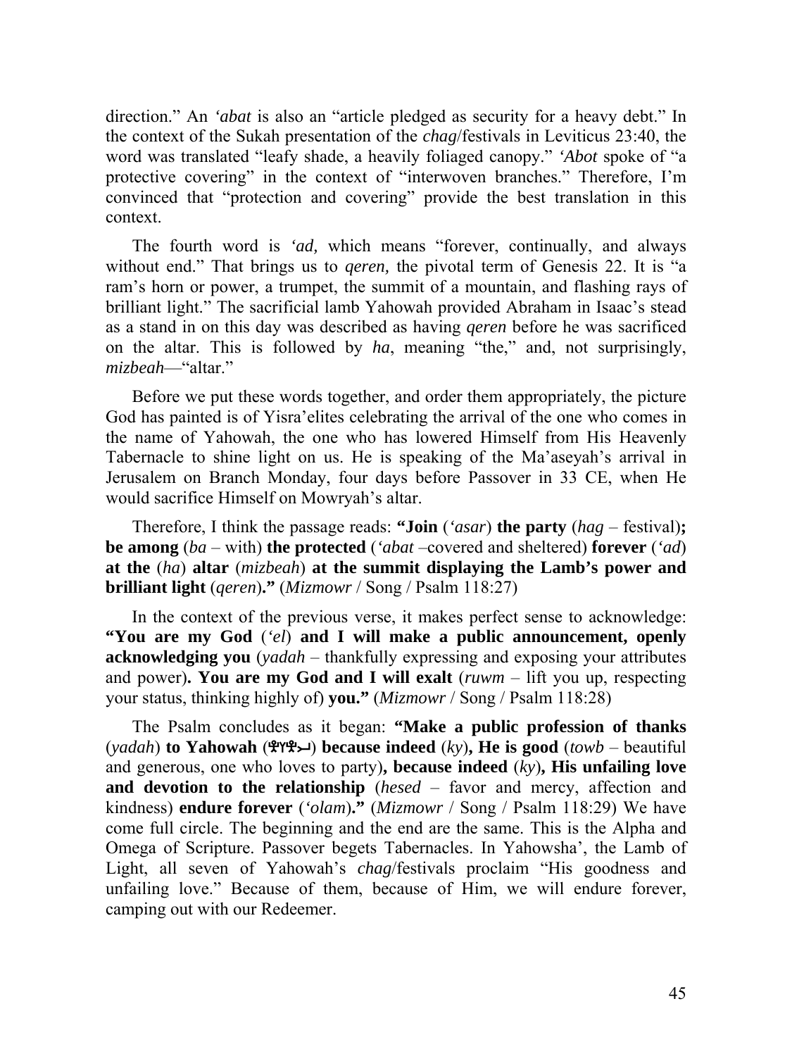direction." An *'abat* is also an "article pledged as security for a heavy debt." In the context of the Sukah presentation of the *chag*/festivals in Leviticus 23:40, the word was translated "leafy shade, a heavily foliaged canopy." *'Abot* spoke of "a protective covering" in the context of "interwoven branches." Therefore, I'm convinced that "protection and covering" provide the best translation in this context.

The fourth word is *'ad,* which means "forever, continually, and always without end." That brings us to *qeren,* the pivotal term of Genesis 22. It is "a ram's horn or power, a trumpet, the summit of a mountain, and flashing rays of brilliant light." The sacrificial lamb Yahowah provided Abraham in Isaac's stead as a stand in on this day was described as having *qeren* before he was sacrificed on the altar. This is followed by *ha*, meaning "the," and, not surprisingly, *mizbeah*—"altar."

Before we put these words together, and order them appropriately, the picture God has painted is of Yisra'elites celebrating the arrival of the one who comes in the name of Yahowah, the one who has lowered Himself from His Heavenly Tabernacle to shine light on us. He is speaking of the Ma'aseyah's arrival in Jerusalem on Branch Monday, four days before Passover in 33 CE, when He would sacrifice Himself on Mowryah's altar.

Therefore, I think the passage reads: **"Join** (*'asar*) **the party** (*hag* – festival)**; be among** (*ba* – with) **the protected** (*'abat* –covered and sheltered) **forever** (*'ad*) **at the** (*ha*) **altar** (*mizbeah*) **at the summit displaying the Lamb's power and brilliant light** (*qeren*)**."** (*Mizmowr* / Song / Psalm 118:27)

In the context of the previous verse, it makes perfect sense to acknowledge: **"You are my God** (*'el*) **and I will make a public announcement, openly acknowledging you** (*yadah* – thankfully expressing and exposing your attributes and power)**. You are my God and I will exalt** (*ruwm* – lift you up, respecting your status, thinking highly of) **you."** (*Mizmowr* / Song / Psalm 118:28)

The Psalm concludes as it began: **"Make a public profession of thanks** (*yadah*) **to Yahowah** (𐤄𐤅𐤄𐤉) **because indeed** (*ky*)**, He is good** (*towb* – beautiful and generous, one who loves to party)**, because indeed** (*ky*)**, His unfailing love and devotion to the relationship** (*hesed* – favor and mercy, affection and kindness) **endure forever** (*'olam*)**."** (*Mizmowr* / Song / Psalm 118:29) We have come full circle. The beginning and the end are the same. This is the Alpha and Omega of Scripture. Passover begets Tabernacles. In Yahowsha', the Lamb of Light, all seven of Yahowah's *chag*/festivals proclaim "His goodness and unfailing love." Because of them, because of Him, we will endure forever, camping out with our Redeemer.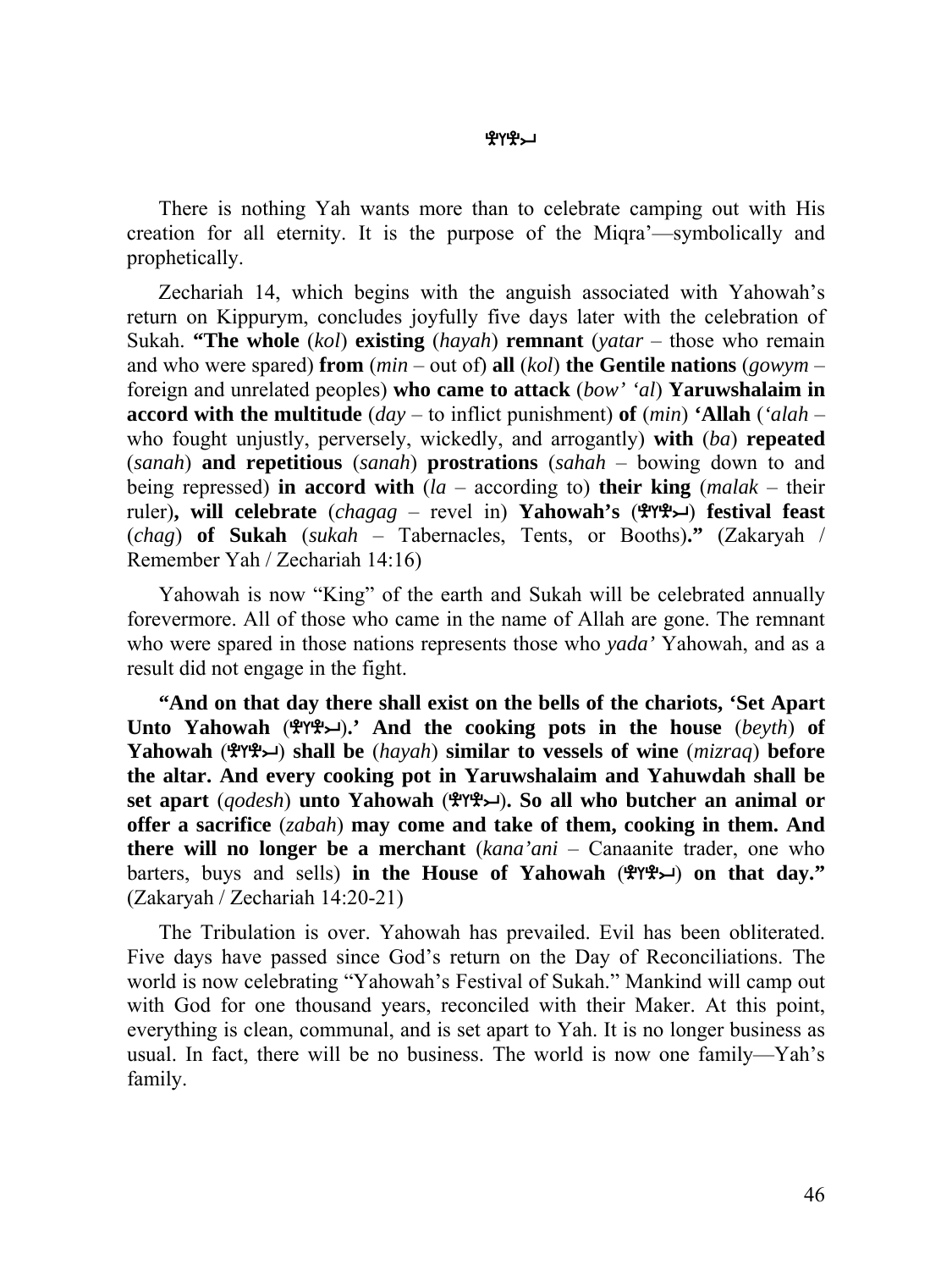𐤉𐤄𐤅𐤄

There is nothing Yah wants more than to celebrate camping out with His creation for all eternity. It is the purpose of the Miqra'—symbolically and prophetically.

Zechariah 14, which begins with the anguish associated with Yahowah's return on Kippurym, concludes joyfully five days later with the celebration of Sukah. **"The whole** (*kol*) **existing** (*hayah*) **remnant** (*yatar* – those who remain and who were spared) **from** (*min* – out of) **all** (*kol*) **the Gentile nations** (*gowym* – foreign and unrelated peoples) **who came to attack** (*bow' 'al*) **Yaruwshalaim in accord with the multitude** (*day* – to inflict punishment) **of** (*min*) **'Allah** (*'alah* – who fought unjustly, perversely, wickedly, and arrogantly) **with** (*ba*) **repeated** (*sanah*) **and repetitious** (*sanah*) **prostrations** (*sahah* – bowing down to and being repressed) **in accord with** (*la* – according to) **their king** (*malak* – their ruler)**, will celebrate** (*chagag* – revel in) **Yahowah's** (𐤉𐤄𐤅𐤄) **festival feast** (*chag*) **of Sukah** (*sukah* – Tabernacles, Tents, or Booths)**."** (Zakaryah / Remember Yah / Zechariah 14:16)

Yahowah is now "King" of the earth and Sukah will be celebrated annually forevermore. All of those who came in the name of Allah are gone. The remnant who were spared in those nations represents those who *yada'* Yahowah, and as a result did not engage in the fight.

**"And on that day there shall exist on the bells of the chariots, 'Set Apart Unto Yahowah (𐤉𐤄𐤅𐤄).' And the cooking pots in the house** (*beyth*) **of Yahowah (𐤉𐤄𐤅𐤄) shall be** (*hayah*) **similar to vessels of wine** (*mizraq*) **before the altar. And every cooking pot in Yaruwshalaim and Yahuwdah shall be set apart** (*qodesh*) **unto Yahowah (𐤉𐤄𐤅𐤄). So all who butcher an animal or offer a sacrifice** (*zabah*) **may come and take of them, cooking in them. And there will no longer be a merchant** (*kana'ani* – Canaanite trader, one who barters, buys and sells) **in the House of Yahowah (𐤉𐤄𐤅𐤄) on that day."** (Zakaryah / Zechariah 14:20-21)

The Tribulation is over. Yahowah has prevailed. Evil has been obliterated. Five days have passed since God's return on the Day of Reconciliations. The world is now celebrating "Yahowah's Festival of Sukah." Mankind will camp out with God for one thousand years, reconciled with their Maker. At this point, everything is clean, communal, and is set apart to Yah. It is no longer business as usual. In fact, there will be no business. The world is now one family—Yah's family.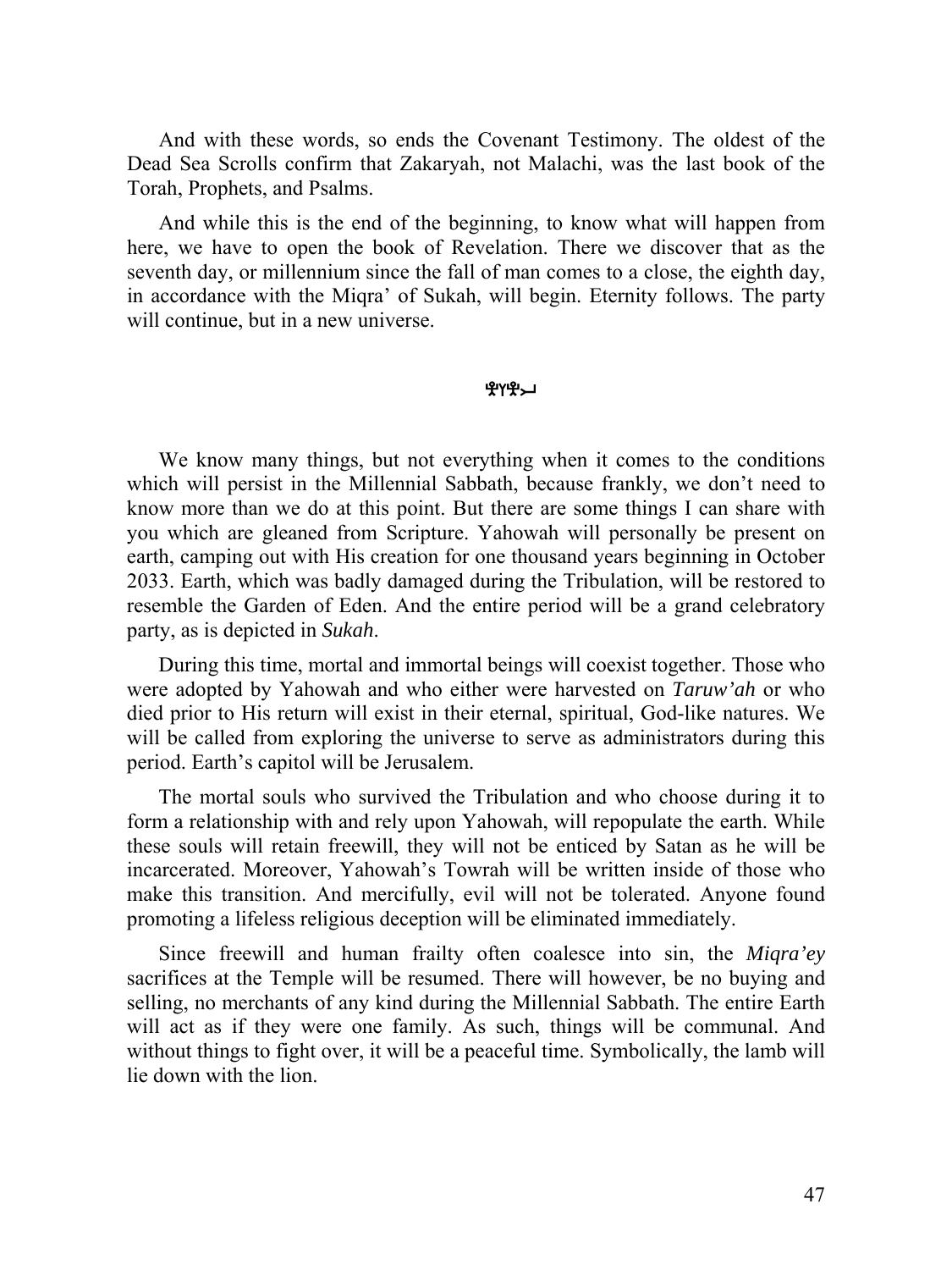And with these words, so ends the Covenant Testimony. The oldest of the Dead Sea Scrolls confirm that Zakaryah, not Malachi, was the last book of the Torah, Prophets, and Psalms.

And while this is the end of the beginning, to know what will happen from here, we have to open the book of Revelation. There we discover that as the seventh day, or millennium since the fall of man comes to a close, the eighth day, in accordance with the Miqra' of Sukah, will begin. Eternity follows. The party will continue, but in a new universe.

𐤉𐤄𐤅𐤄

We know many things, but not everything when it comes to the conditions which will persist in the Millennial Sabbath, because frankly, we don't need to know more than we do at this point. But there are some things I can share with you which are gleaned from Scripture. Yahowah will personally be present on earth, camping out with His creation for one thousand years beginning in October 2033. Earth, which was badly damaged during the Tribulation, will be restored to resemble the Garden of Eden. And the entire period will be a grand celebratory party, as is depicted in *Sukah*.

During this time, mortal and immortal beings will coexist together. Those who were adopted by Yahowah and who either were harvested on *Taruw'ah* or who died prior to His return will exist in their eternal, spiritual, God-like natures. We will be called from exploring the universe to serve as administrators during this period. Earth's capitol will be Jerusalem.

The mortal souls who survived the Tribulation and who choose during it to form a relationship with and rely upon Yahowah, will repopulate the earth. While these souls will retain freewill, they will not be enticed by Satan as he will be incarcerated. Moreover, Yahowah's Towrah will be written inside of those who make this transition. And mercifully, evil will not be tolerated. Anyone found promoting a lifeless religious deception will be eliminated immediately.

Since freewill and human frailty often coalesce into sin, the *Miqra'ey* sacrifices at the Temple will be resumed. There will however, be no buying and selling, no merchants of any kind during the Millennial Sabbath. The entire Earth will act as if they were one family. As such, things will be communal. And without things to fight over, it will be a peaceful time. Symbolically, the lamb will lie down with the lion.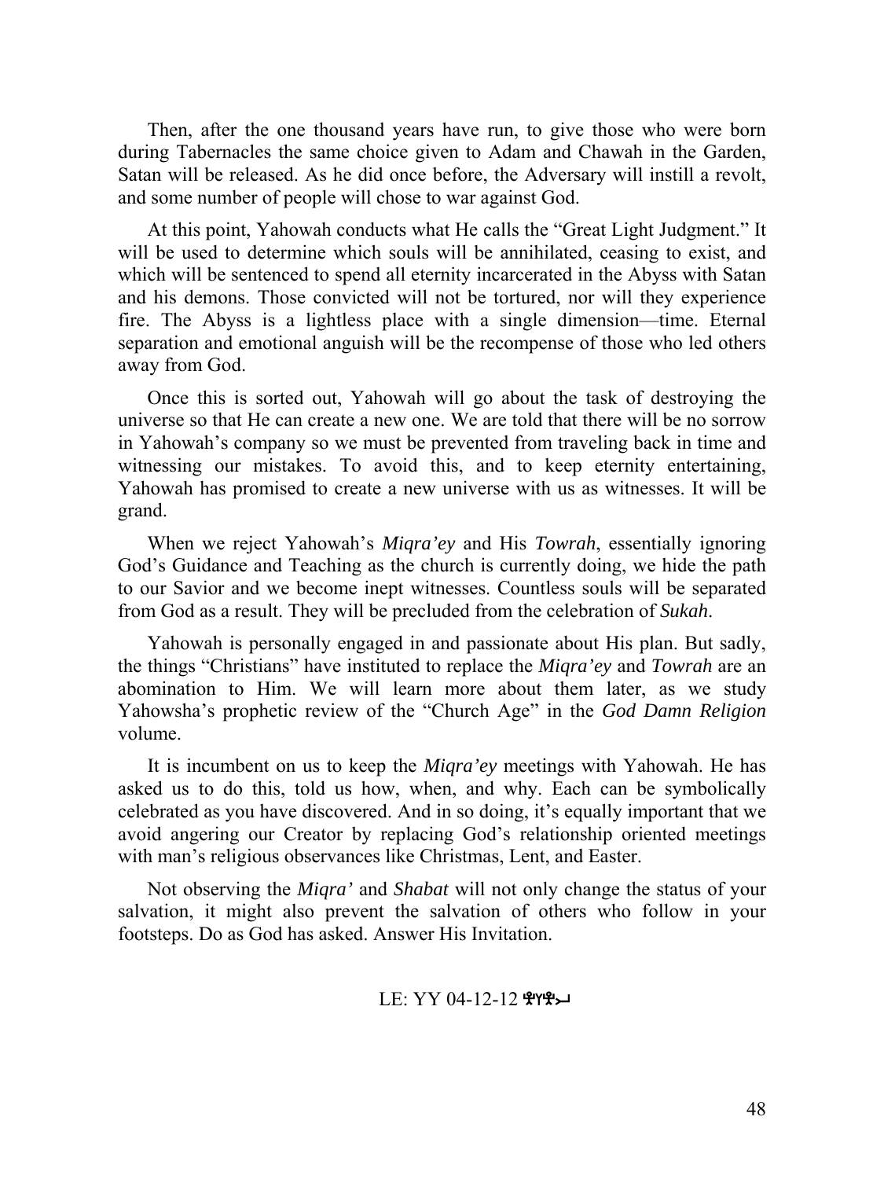Then, after the one thousand years have run, to give those who were born during Tabernacles the same choice given to Adam and Chawah in the Garden, Satan will be released. As he did once before, the Adversary will instill a revolt, and some number of people will chose to war against God.

At this point, Yahowah conducts what He calls the "Great Light Judgment." It will be used to determine which souls will be annihilated, ceasing to exist, and which will be sentenced to spend all eternity incarcerated in the Abyss with Satan and his demons. Those convicted will not be tortured, nor will they experience fire. The Abyss is a lightless place with a single dimension—time. Eternal separation and emotional anguish will be the recompense of those who led others away from God.

Once this is sorted out, Yahowah will go about the task of destroying the universe so that He can create a new one. We are told that there will be no sorrow in Yahowah's company so we must be prevented from traveling back in time and witnessing our mistakes. To avoid this, and to keep eternity entertaining, Yahowah has promised to create a new universe with us as witnesses. It will be grand.

When we reject Yahowah's *Miqra'ey* and His *Towrah*, essentially ignoring God's Guidance and Teaching as the church is currently doing, we hide the path to our Savior and we become inept witnesses. Countless souls will be separated from God as a result. They will be precluded from the celebration of ***Sukah***.

Yahowah is personally engaged in and passionate about His plan. But sadly, the things "Christians" have instituted to replace the *Miqra'ey* and *Towrah* are an abomination to Him. We will learn more about them later, as we study Yahowsha's prophetic review of the "Church Age" in the *God Damn Religion* volume.

It is incumbent on us to keep the *Miqra'ey* meetings with Yahowah. He has asked us to do this, told us how, when, and why. Each can be symbolically celebrated as you have discovered. And in so doing, it's equally important that we avoid angering our Creator by replacing God's relationship oriented meetings with man's religious observances like Christmas, Lent, and Easter.

Not observing the *Miqra'* and *Shabat* will not only change the status of your salvation, it might also prevent the salvation of others who follow in your footsteps. Do as God has asked. Answer His Invitation.

LE: YY 04-12-12 𐤉𐤄𐤅𐤄